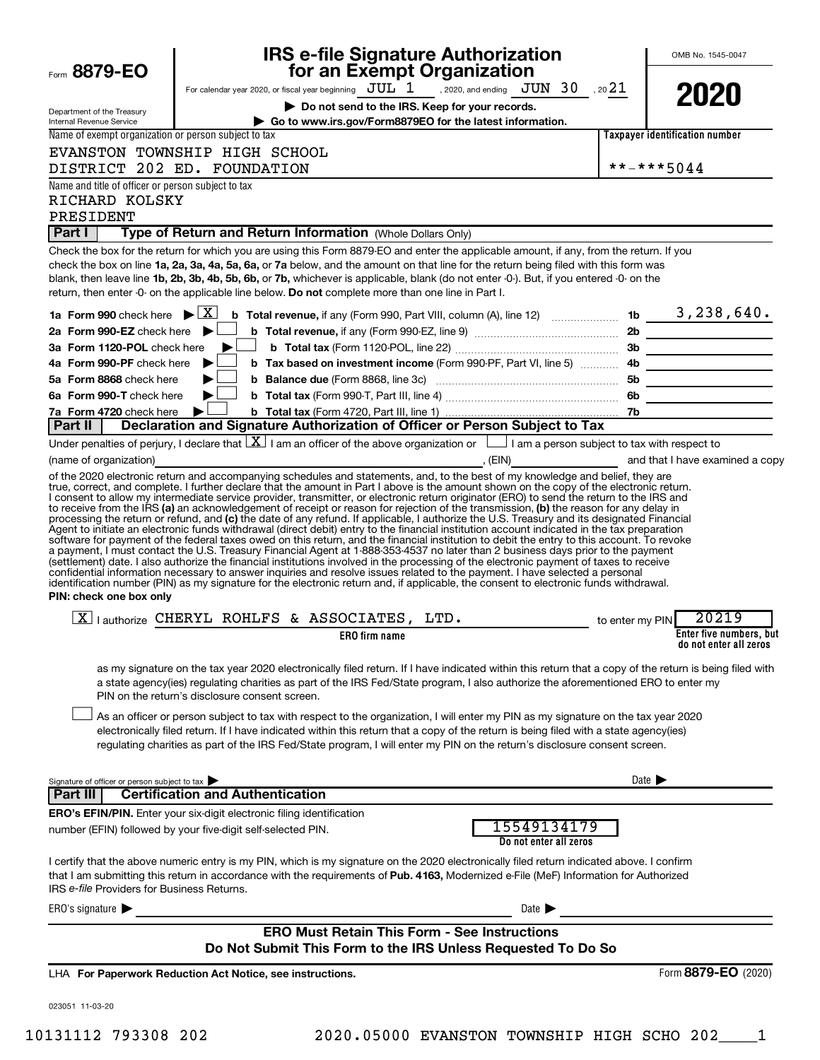Form **8879-EO**

# IRS e-file Signature Authorization for an Exempt Organization

For calendar year 2020, or fiscal year beginning JUL 1 , 2020, and ending JUN 30 , 2021

▶ **Do not send to the IRS. Keep for your records.**

▶ **Go to www.irs.gov/Form8879EO for the latest information.**

Department of the Treasury
Internal Revenue Service

OMB No. 1545-0047

**2020**

Name of exempt organization or person subject to tax
EVANSTON TOWNSHIP HIGH SCHOOL
DISTRICT 202 ED. FOUNDATION

**Taxpayer identification number**
**-***5044

Name and title of officer or person subject to tax
RICHARD KOLSKY
PRESIDENT

## Part I — Type of Return and Return Information (Whole Dollars Only)

Check the box for the return for which you are using this Form 8879-EO and enter the applicable amount, if any, from the return. If you check the box on line **1a, 2a, 3a, 4a, 5a, 6a,** or **7a** below, and the amount on that line for the return being filed with this form was blank, then leave line **1b, 2b, 3b, 4b, 5b, 6b,** or **7b,** whichever is applicable, blank (do not enter -0-). But, if you entered -0- on the return, then enter -0- on the applicable line below. **Do not** complete more than one line in Part I.

| | | | |
|---|---|---|---|
| **1a Form 990** check here ▶ [X] | **b Total revenue,** if any (Form 990, Part VIII, column (A), line 12) | 1b | 3,238,640. |
| **2a Form 990-EZ** check here ▶ [ ] | **b Total revenue,** if any (Form 990-EZ, line 9) | 2b | |
| **3a Form 1120-POL** check here ▶ [ ] | **b Total tax** (Form 1120-POL, line 22) | 3b | |
| **4a Form 990-PF** check here ▶ [ ] | **b Tax based on investment income** (Form 990-PF, Part VI, line 5) | 4b | |
| **5a Form 8868** check here ▶ [ ] | **b Balance due** (Form 8868, line 3c) | 5b | |
| **6a Form 990-T** check here ▶ [ ] | **b Total tax** (Form 990-T, Part III, line 4) | 6b | |
| **7a Form 4720** check here ▶ [ ] | **b Total tax** (Form 4720, Part III, line 1) | 7b | |

## Part II — Declaration and Signature Authorization of Officer or Person Subject to Tax

Under penalties of perjury, I declare that [X] I am an officer of the above organization or [ ] I am a person subject to tax with respect to (name of organization) ________________, (EIN) ________ and that I have examined a copy of the 2020 electronic return and accompanying schedules and statements, and, to the best of my knowledge and belief, they are true, correct, and complete. I further declare that the amount in Part I above is the amount shown on the copy of the electronic return. I consent to allow my intermediate service provider, transmitter, or electronic return originator (ERO) to send the return to the IRS and to receive from the IRS **(a)** an acknowledgement of receipt or reason for rejection of the transmission, **(b)** the reason for any delay in processing the return or refund, and **(c)** the date of any refund. If applicable, I authorize the U.S. Treasury and its designated Financial Agent to initiate an electronic funds withdrawal (direct debit) entry to the financial institution account indicated in the tax preparation software for payment of the federal taxes owed on this return, and the financial institution to debit the entry to this account. To revoke a payment, I must contact the U.S. Treasury Financial Agent at 1-888-353-4537 no later than 2 business days prior to the payment (settlement) date. I also authorize the financial institutions involved in the processing of the electronic payment of taxes to receive confidential information necessary to answer inquiries and resolve issues related to the payment. I have selected a personal identification number (PIN) as my signature for the electronic return and, if applicable, the consent to electronic funds withdrawal.

**PIN: check one box only**

[X] I authorize CHERYL ROHLFS & ASSOCIATES, LTD. (ERO firm name) to enter my PIN 20219 (Enter five numbers, but do not enter all zeros)

as my signature on the tax year 2020 electronically filed return. If I have indicated within this return that a copy of the return is being filed with a state agency(ies) regulating charities as part of the IRS Fed/State program, I also authorize the aforementioned ERO to enter my PIN on the return's disclosure consent screen.

[ ] As an officer or person subject to tax with respect to the organization, I will enter my PIN as my signature on the tax year 2020 electronically filed return. If I have indicated within this return that a copy of the return is being filed with a state agency(ies) regulating charities as part of the IRS Fed/State program, I will enter my PIN on the return's disclosure consent screen.

Signature of officer or person subject to tax ▶ ________________ Date ▶ ________

## Part III — Certification and Authentication

**ERO's EFIN/PIN.** Enter your six-digit electronic filing identification number (EFIN) followed by your five-digit self-selected PIN.

15549134179
(Do not enter all zeros)

I certify that the above numeric entry is my PIN, which is my signature on the 2020 electronically filed return indicated above. I confirm that I am submitting this return in accordance with the requirements of **Pub. 4163,** Modernized e-File (MeF) Information for Authorized IRS *e-file* Providers for Business Returns.

ERO's signature ▶ ________________ Date ▶ ________

**ERO Must Retain This Form - See Instructions**
**Do Not Submit This Form to the IRS Unless Requested To Do So**

LHA **For Paperwork Reduction Act Notice, see instructions.**

Form **8879-EO** (2020)

023051 11-03-20

10131112 793308 202 2020.05000 EVANSTON TOWNSHIP HIGH SCHO 202____1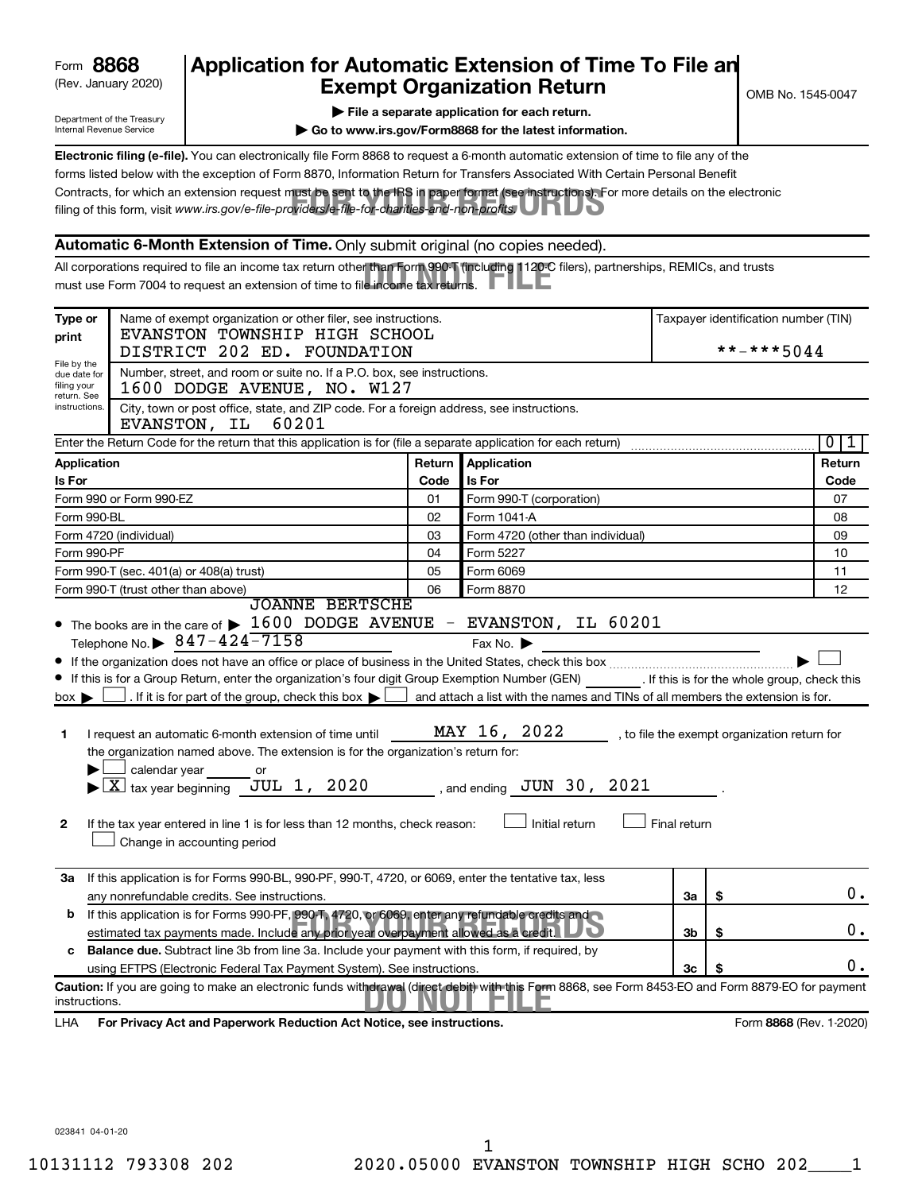Form **8868** (Rev. January 2020)

Department of the Treasury Internal Revenue Service

# Application for Automatic Extension of Time To File an Exempt Organization Return

OMB No. 1545-0047

▶ **File a separate application for each return.**

▶ **Go to www.irs.gov/Form8868 for the latest information.**

**Electronic filing (e-file).** You can electronically file Form 8868 to request a 6-month automatic extension of time to file any of the forms listed below with the exception of Form 8870, Information Return for Transfers Associated With Certain Personal Benefit Contracts, for which an extension request must be sent to the IRS in paper format (see instructions). For more details on the electronic filing of this form, visit *www.irs.gov/e-file-providers/e-file-for-charities-and-non-profits.*

FOR YOUR RECORDS

**Automatic 6-Month Extension of Time.** Only submit original (no copies needed).

All corporations required to file an income tax return other than Form 990-T (including 1120-C filers), partnerships, REMICs, and trusts must use Form 7004 to request an extension of time to file income tax returns.

DO NOT FILE

**Type or print**

File by the due date for filing your return. See instructions.

Name of exempt organization or other filer, see instructions.
EVANSTON TOWNSHIP HIGH SCHOOL DISTRICT 202 ED. FOUNDATION

Taxpayer identification number (TIN): **-***5044

Number, street, and room or suite no. If a P.O. box, see instructions.
1600 DODGE AVENUE, NO. W127

City, town or post office, state, and ZIP code. For a foreign address, see instructions.
EVANSTON, IL 60201

Enter the Return Code for the return that this application is for (file a separate application for each return) ..... 0 1

| Application Is For | Return Code | Application Is For | Return Code |
|---|---|---|---|
| Form 990 or Form 990-EZ | 01 | Form 990-T (corporation) | 07 |
| Form 990-BL | 02 | Form 1041-A | 08 |
| Form 4720 (individual) | 03 | Form 4720 (other than individual) | 09 |
| Form 990-PF | 04 | Form 5227 | 10 |
| Form 990-T (sec. 401(a) or 408(a) trust) | 05 | Form 6069 | 11 |
| Form 990-T (trust other than above) | 06 | Form 8870 | 12 |

- The books are in the care of ▶ JOANNE BERTSCHE 1600 DODGE AVENUE - EVANSTON, IL 60201
  Telephone No. ▶ 847-424-7158 Fax No. ▶
- If the organization does not have an office or place of business in the United States, check this box ..... ▶ ☐
- If this is for a Group Return, enter the organization's four digit Group Exemption Number (GEN) ______. If this is for the whole group, check this box ▶ ☐. If it is for part of the group, check this box ▶ ☐ and attach a list with the names and TINs of all members the extension is for.

**1** I request an automatic 6-month extension of time until MAY 16, 2022, to file the exempt organization return for the organization named above. The extension is for the organization's return for:
▶ ☐ calendar year ______ or
▶ ☒ tax year beginning JUL 1, 2020, and ending JUN 30, 2021.

**2** If the tax year entered in line 1 is for less than 12 months, check reason: ☐ Initial return ☐ Final return ☐ Change in accounting period

| | | | |
|---|---|---|---|
| **3a** | If this application is for Forms 990-BL, 990-PF, 990-T, 4720, or 6069, enter the tentative tax, less any nonrefundable credits. See instructions. | 3a | $ 0. |
| **b** | If this application is for Forms 990-PF, 990-T, 4720, or 6069, enter any refundable credits and estimated tax payments made. Include any prior year overpayment allowed as a credit. | 3b | $ 0. |
| **c** | **Balance due.** Subtract line 3b from line 3a. Include your payment with this form, if required, by using EFTPS (Electronic Federal Tax Payment System). See instructions. | 3c | $ 0. |

FOR YOUR RECORDS

**Caution:** If you are going to make an electronic funds withdrawal (direct debit) with this Form 8868, see Form 8453-EO and Form 8879-EO for payment instructions.

DO NOT FILE

LHA **For Privacy Act and Paperwork Reduction Act Notice, see instructions.** Form **8868** (Rev. 1-2020)

023841 04-01-20

10131112 793308 202 2020.05000 EVANSTON TOWNSHIP HIGH SCHO 202____1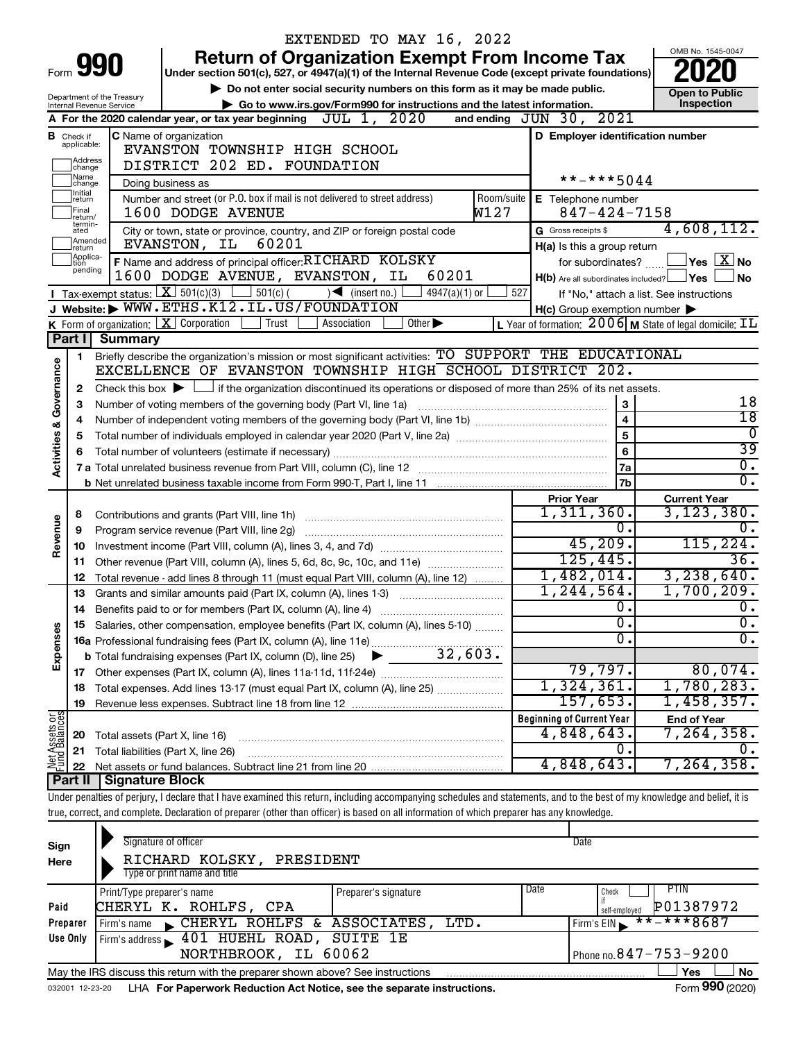EXTENDED TO MAY 16, 2022

# Form 990 Return of Organization Exempt From Income Tax

Under section 501(c), 527, or 4947(a)(1) of the Internal Revenue Code (except private foundations)

▶ Do not enter social security numbers on this form as it may be made public.

▶ Go to www.irs.gov/Form990 for instructions and the latest information.

Department of the Treasury
Internal Revenue Service

OMB No. 1545-0047

**2020**

**Open to Public Inspection**

**A** For the 2020 calendar year, or tax year beginning JUL 1, 2020 and ending JUN 30, 2021

**B** Check if applicable: Address change, Name change, Initial return, Final return/terminated, Amended return, Application pending

**C** Name of organization: EVANSTON TOWNSHIP HIGH SCHOOL DISTRICT 202 ED. FOUNDATION

Doing business as

Number and street (or P.O. box if mail is not delivered to street address): 1600 DODGE AVENUE — Room/suite: W127

City or town, state or province, country, and ZIP or foreign postal code: EVANSTON, IL 60201

**D** Employer identification number: **-***5044

**E** Telephone number: 847-424-7158

**G** Gross receipts $ 4,608,112.

**F** Name and address of principal officer: RICHARD KOLSKY, 1600 DODGE AVENUE, EVANSTON, IL 60201

**H(a)** Is this a group return for subordinates? ☐ Yes ☒ No

**H(b)** Are all subordinates included? ☐ Yes ☐ No — If "No," attach a list. See instructions

**H(c)** Group exemption number ▶

**I** Tax-exempt status: ☒ 501(c)(3) ☐ 501(c) ( ) ◀ (insert no.) ☐ 4947(a)(1) or ☐ 527

**J** Website: ▶ WWW.ETHS.K12.IL.US/FOUNDATION

**K** Form of organization: ☒ Corporation ☐ Trust ☐ Association ☐ Other ▶

**L** Year of formation: 2006 **M** State of legal domicile: IL

## Part I Summary

**Activities & Governance**

1. Briefly describe the organization's mission or most significant activities: TO SUPPORT THE EDUCATIONAL EXCELLENCE OF EVANSTON TOWNSHIP HIGH SCHOOL DISTRICT 202.
2. Check this box ▶ ☐ if the organization discontinued its operations or disposed of more than 25% of its net assets.

| | | | |
|---|---|---|---|
| 3 | Number of voting members of the governing body (Part VI, line 1a) | 3 | 18 |
| 4 | Number of independent voting members of the governing body (Part VI, line 1b) | 4 | 18 |
| 5 | Total number of individuals employed in calendar year 2020 (Part V, line 2a) | 5 | 0 |
| 6 | Total number of volunteers (estimate if necessary) | 6 | 39 |
| 7a | Total unrelated business revenue from Part VIII, column (C), line 12 | 7a | 0. |
| b | Net unrelated business taxable income from Form 990-T, Part I, line 11 | 7b | 0. |

| | | Prior Year | Current Year |
|---|---|---|---|
| **Revenue** | | | |
| 8 | Contributions and grants (Part VIII, line 1h) | 1,311,360. | 3,123,380. |
| 9 | Program service revenue (Part VIII, line 2g) | 0. | 0. |
| 10 | Investment income (Part VIII, column (A), lines 3, 4, and 7d) | 45,209. | 115,224. |
| 11 | Other revenue (Part VIII, column (A), lines 5, 6d, 8c, 9c, 10c, and 11e) | 125,445. | 36. |
| 12 | Total revenue - add lines 8 through 11 (must equal Part VIII, column (A), line 12) | 1,482,014. | 3,238,640. |
| **Expenses** | | | |
| 13 | Grants and similar amounts paid (Part IX, column (A), lines 1-3) | 1,244,564. | 1,700,209. |
| 14 | Benefits paid to or for members (Part IX, column (A), line 4) | 0. | 0. |
| 15 | Salaries, other compensation, employee benefits (Part IX, column (A), lines 5-10) | 0. | 0. |
| 16a | Professional fundraising fees (Part IX, column (A), line 11e) | 0. | 0. |
| b | Total fundraising expenses (Part IX, column (D), line 25) ▶ 32,603. | | |
| 17 | Other expenses (Part IX, column (A), lines 11a-11d, 11f-24e) | 79,797. | 80,074. |
| 18 | Total expenses. Add lines 13-17 (must equal Part IX, column (A), line 25) | 1,324,361. | 1,780,283. |
| 19 | Revenue less expenses. Subtract line 18 from line 12 | 157,653. | 1,458,357. |

| | | Beginning of Current Year | End of Year |
|---|---|---|---|
| **Net Assets or Fund Balances** | | | |
| 20 | Total assets (Part X, line 16) | 4,848,643. | 7,264,358. |
| 21 | Total liabilities (Part X, line 26) | 0. | 0. |
| 22 | Net assets or fund balances. Subtract line 21 from line 20 | 4,848,643. | 7,264,358. |

## Part II Signature Block

Under penalties of perjury, I declare that I have examined this return, including accompanying schedules and statements, and to the best of my knowledge and belief, it is true, correct, and complete. Declaration of preparer (other than officer) is based on all information of which preparer has any knowledge.

**Sign Here**

Signature of officer — Date

RICHARD KOLSKY, PRESIDENT
Type or print name and title

**Paid Preparer Use Only**

| Print/Type preparer's name | Preparer's signature | Date | Check if self-employed | PTIN |
|---|---|---|---|---|
| CHERYL K. ROHLFS, CPA | | | ☐ | P01387972 |

Firm's name ▶ CHERYL ROHLFS & ASSOCIATES, LTD. — Firm's EIN ▶ **-***8687

Firm's address ▶ 401 HUEHL ROAD, SUITE 1E, NORTHBROOK, IL 60062 — Phone no. 847-753-9200

May the IRS discuss this return with the preparer shown above? See instructions ☐ Yes ☐ No

032001 12-23-20 LHA For Paperwork Reduction Act Notice, see the separate instructions. Form 990 (2020)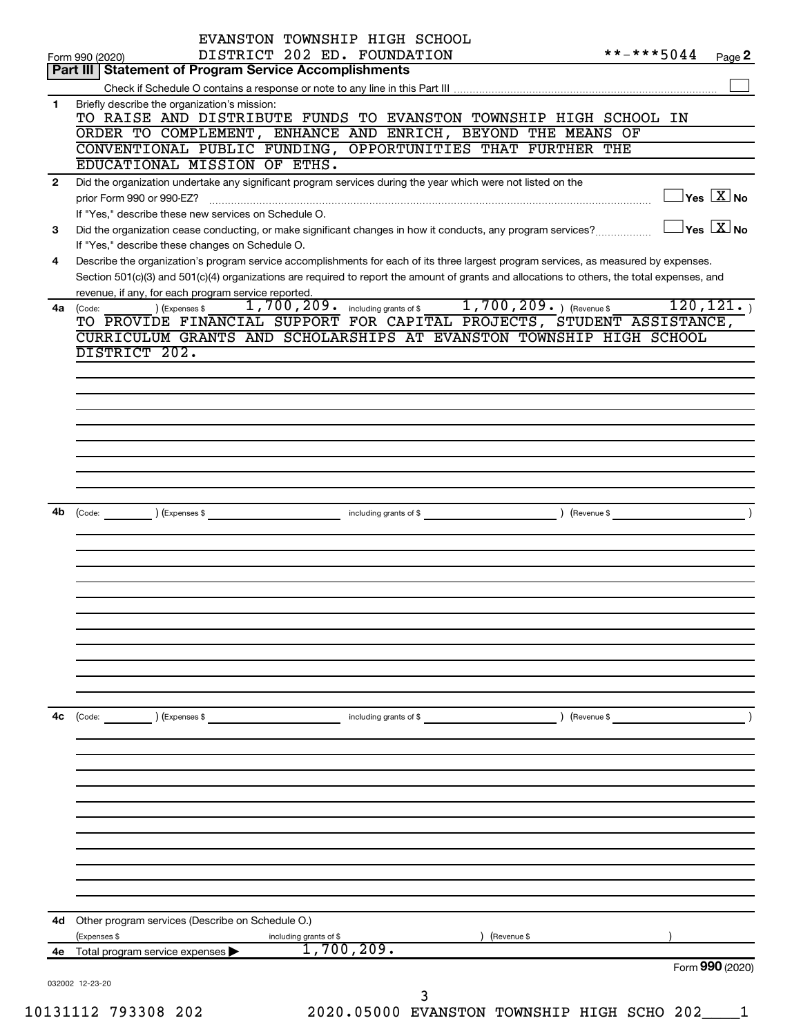EVANSTON TOWNSHIP HIGH SCHOOL
DISTRICT 202 ED. FOUNDATION **-***5044

Form 990 (2020) Page 2

## Part III | Statement of Program Service Accomplishments

Check if Schedule O contains a response or note to any line in this Part III ☐

**1** Briefly describe the organization's mission:

TO RAISE AND DISTRIBUTE FUNDS TO EVANSTON TOWNSHIP HIGH SCHOOL IN ORDER TO COMPLEMENT, ENHANCE AND ENRICH, BEYOND THE MEANS OF CONVENTIONAL PUBLIC FUNDING, OPPORTUNITIES THAT FURTHER THE EDUCATIONAL MISSION OF ETHS.

**2** Did the organization undertake any significant program services during the year which were not listed on the prior Form 990 or 990-EZ? ☐ Yes ☒ No

If "Yes," describe these new services on Schedule O.

**3** Did the organization cease conducting, or make significant changes in how it conducts, any program services? ☐ Yes ☒ No

If "Yes," describe these changes on Schedule O.

**4** Describe the organization's program service accomplishments for each of its three largest program services, as measured by expenses. Section 501(c)(3) and 501(c)(4) organizations are required to report the amount of grants and allocations to others, the total expenses, and revenue, if any, for each program service reported.

**4a** (Code: ) (Expenses $ 1,700,209. including grants of $ 1,700,209. ) (Revenue $ 120,121. )

TO PROVIDE FINANCIAL SUPPORT FOR CAPITAL PROJECTS, STUDENT ASSISTANCE, CURRICULUM GRANTS AND SCHOLARSHIPS AT EVANSTON TOWNSHIP HIGH SCHOOL DISTRICT 202.

**4b** (Code: ) (Expenses $ including grants of $ ) (Revenue $ )

**4c** (Code: ) (Expenses $ including grants of $ ) (Revenue $ )

**4d** Other program services (Describe on Schedule O.)

(Expenses $ including grants of $ ) (Revenue $ )

**4e** Total program service expenses ▶ 1,700,209.

Form **990** (2020)

032002 12-23-20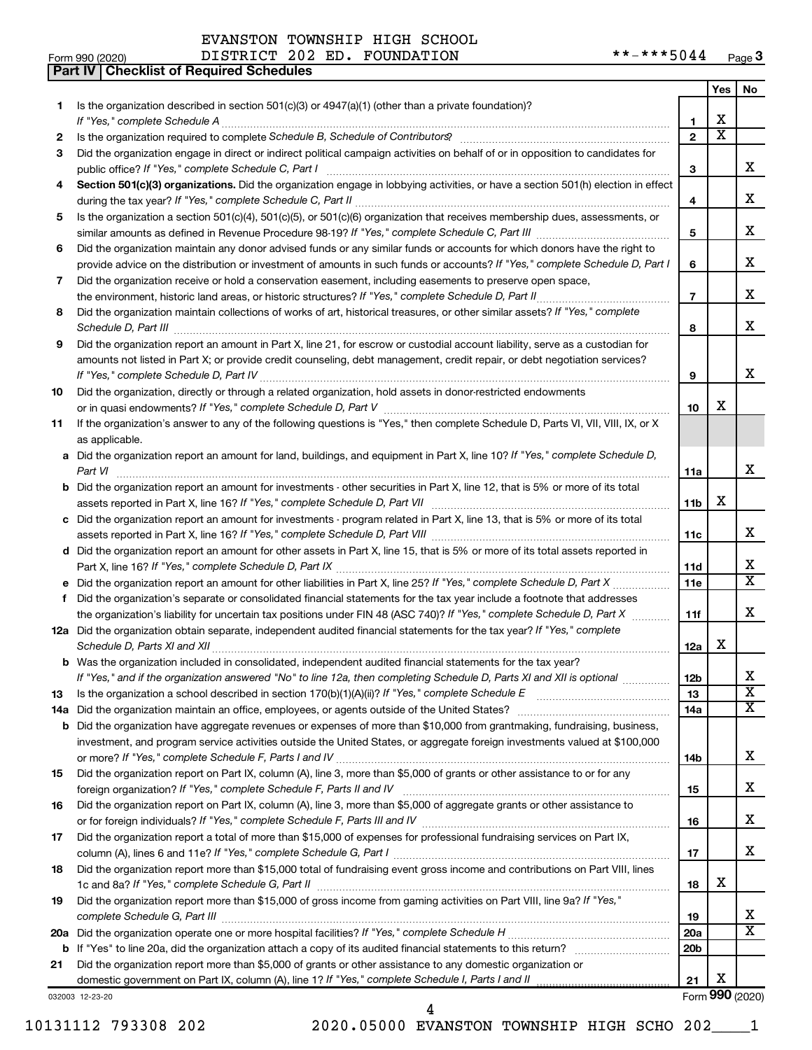EVANSTON TOWNSHIP HIGH SCHOOL
Form 990 (2020) DISTRICT 202 ED. FOUNDATION **-***5044 Page 3

**Part IV | Checklist of Required Schedules**

| | | | Yes | No |
|---|---|---|---|---|
| 1 | Is the organization described in section 501(c)(3) or 4947(a)(1) (other than a private foundation)? *If "Yes," complete Schedule A* | 1 | X | |
| 2 | Is the organization required to complete *Schedule B, Schedule of Contributors*? | 2 | X | |
| 3 | Did the organization engage in direct or indirect political campaign activities on behalf of or in opposition to candidates for public office? *If "Yes," complete Schedule C, Part I* | 3 | | X |
| 4 | **Section 501(c)(3) organizations.** Did the organization engage in lobbying activities, or have a section 501(h) election in effect during the tax year? *If "Yes," complete Schedule C, Part II* | 4 | | X |
| 5 | Is the organization a section 501(c)(4), 501(c)(5), or 501(c)(6) organization that receives membership dues, assessments, or similar amounts as defined in Revenue Procedure 98-19? *If "Yes," complete Schedule C, Part III* | 5 | | X |
| 6 | Did the organization maintain any donor advised funds or any similar funds or accounts for which donors have the right to provide advice on the distribution or investment of amounts in such funds or accounts? *If "Yes," complete Schedule D, Part I* | 6 | | X |
| 7 | Did the organization receive or hold a conservation easement, including easements to preserve open space, the environment, historic land areas, or historic structures? *If "Yes," complete Schedule D, Part II* | 7 | | X |
| 8 | Did the organization maintain collections of works of art, historical treasures, or other similar assets? *If "Yes," complete Schedule D, Part III* | 8 | | X |
| 9 | Did the organization report an amount in Part X, line 21, for escrow or custodial account liability, serve as a custodian for amounts not listed in Part X; or provide credit counseling, debt management, credit repair, or debt negotiation services? *If "Yes," complete Schedule D, Part IV* | 9 | | X |
| 10 | Did the organization, directly or through a related organization, hold assets in donor-restricted endowments or in quasi endowments? *If "Yes," complete Schedule D, Part V* | 10 | X | |
| 11 | If the organization's answer to any of the following questions is "Yes," then complete Schedule D, Parts VI, VII, VIII, IX, or X as applicable. | | | |
| a | Did the organization report an amount for land, buildings, and equipment in Part X, line 10? *If "Yes," complete Schedule D, Part VI* | 11a | | X |
| b | Did the organization report an amount for investments - other securities in Part X, line 12, that is 5% or more of its total assets reported in Part X, line 16? *If "Yes," complete Schedule D, Part VII* | 11b | X | |
| c | Did the organization report an amount for investments - program related in Part X, line 13, that is 5% or more of its total assets reported in Part X, line 16? *If "Yes," complete Schedule D, Part VIII* | 11c | | X |
| d | Did the organization report an amount for other assets in Part X, line 15, that is 5% or more of its total assets reported in Part X, line 16? *If "Yes," complete Schedule D, Part IX* | 11d | | X |
| e | Did the organization report an amount for other liabilities in Part X, line 25? *If "Yes," complete Schedule D, Part X* | 11e | | X |
| f | Did the organization's separate or consolidated financial statements for the tax year include a footnote that addresses the organization's liability for uncertain tax positions under FIN 48 (ASC 740)? *If "Yes," complete Schedule D, Part X* | 11f | | X |
| 12a | Did the organization obtain separate, independent audited financial statements for the tax year? *If "Yes," complete Schedule D, Parts XI and XII* | 12a | X | |
| b | Was the organization included in consolidated, independent audited financial statements for the tax year? *If "Yes," and if the organization answered "No" to line 12a, then completing Schedule D, Parts XI and XII is optional* | 12b | | X |
| 13 | Is the organization a school described in section 170(b)(1)(A)(ii)? *If "Yes," complete Schedule E* | 13 | | X |
| 14a | Did the organization maintain an office, employees, or agents outside of the United States? | 14a | | X |
| b | Did the organization have aggregate revenues or expenses of more than $10,000 from grantmaking, fundraising, business, investment, and program service activities outside the United States, or aggregate foreign investments valued at $100,000 or more? *If "Yes," complete Schedule F, Parts I and IV* | 14b | | X |
| 15 | Did the organization report on Part IX, column (A), line 3, more than $5,000 of grants or other assistance to or for any foreign organization? *If "Yes," complete Schedule F, Parts II and IV* | 15 | | X |
| 16 | Did the organization report on Part IX, column (A), line 3, more than $5,000 of aggregate grants or other assistance to or for foreign individuals? *If "Yes," complete Schedule F, Parts III and IV* | 16 | | X |
| 17 | Did the organization report a total of more than $15,000 of expenses for professional fundraising services on Part IX, column (A), lines 6 and 11e? *If "Yes," complete Schedule G, Part I* | 17 | | X |
| 18 | Did the organization report more than $15,000 total of fundraising event gross income and contributions on Part VIII, lines 1c and 8a? *If "Yes," complete Schedule G, Part II* | 18 | X | |
| 19 | Did the organization report more than $15,000 of gross income from gaming activities on Part VIII, line 9a? *If "Yes," complete Schedule G, Part III* | 19 | | X |
| 20a | Did the organization operate one or more hospital facilities? *If "Yes," complete Schedule H* | 20a | | X |
| b | If "Yes" to line 20a, did the organization attach a copy of its audited financial statements to this return? | 20b | | |
| 21 | Did the organization report more than $5,000 of grants or other assistance to any domestic organization or domestic government on Part IX, column (A), line 1? *If "Yes," complete Schedule I, Parts I and II* | 21 | X | |

032003 12-23-20 Form **990** (2020)

10131112 793308 202 2020.05000 EVANSTON TOWNSHIP HIGH SCHO 202____1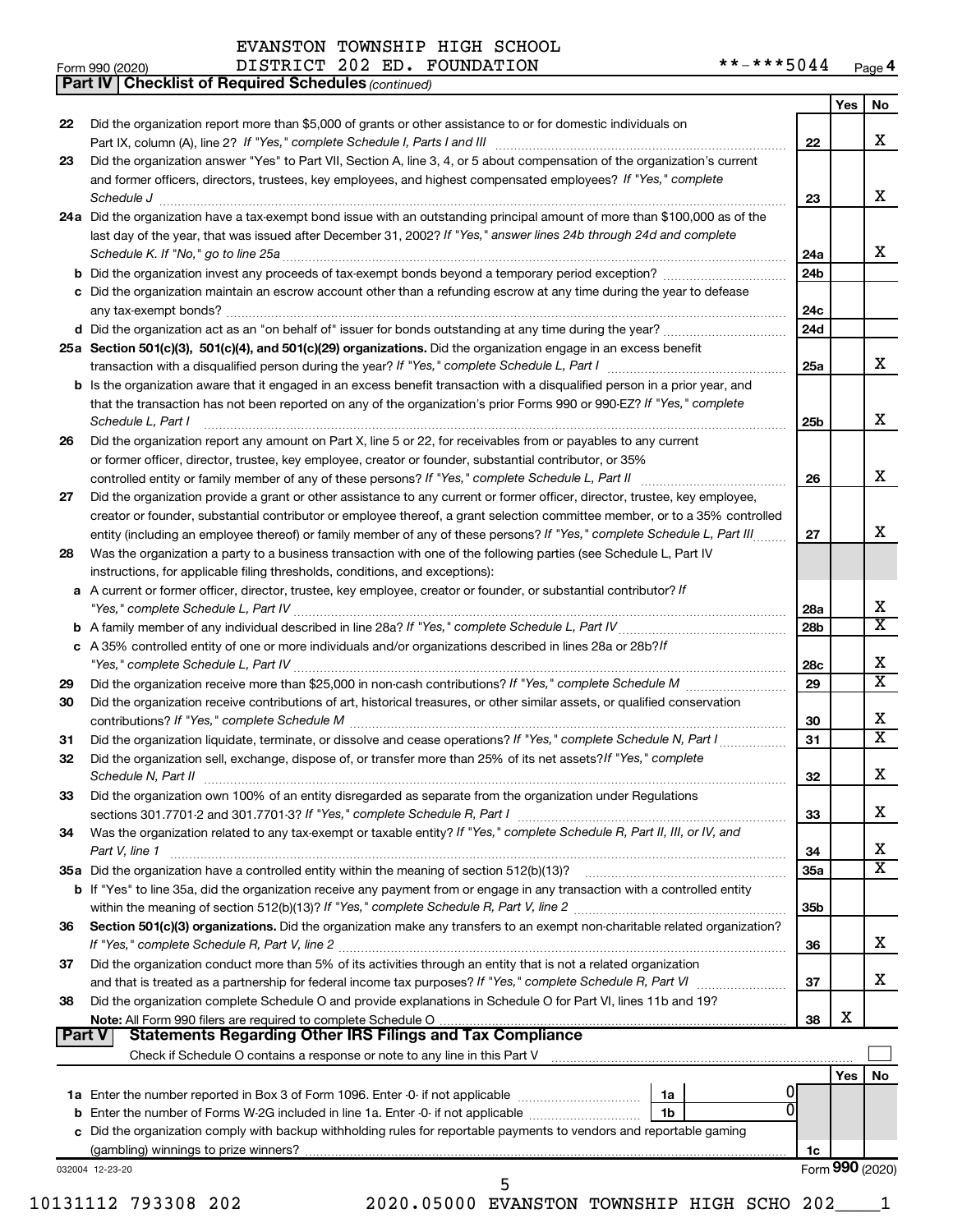EVANSTON TOWNSHIP HIGH SCHOOL
DISTRICT 202 ED. FOUNDATION **-***5044

Form 990 (2020)

**Part IV | Checklist of Required Schedules** *(continued)*

| | | | Yes | No |
|---|---|---|---|---|
| 22 | Did the organization report more than $5,000 of grants or other assistance to or for domestic individuals on Part IX, column (A), line 2? *If "Yes," complete Schedule I, Parts I and III* | 22 | | X |
| 23 | Did the organization answer "Yes" to Part VII, Section A, line 3, 4, or 5 about compensation of the organization's current and former officers, directors, trustees, key employees, and highest compensated employees? *If "Yes," complete Schedule J* | 23 | | X |
| 24a | Did the organization have a tax-exempt bond issue with an outstanding principal amount of more than $100,000 as of the last day of the year, that was issued after December 31, 2002? *If "Yes," answer lines 24b through 24d and complete Schedule K. If "No," go to line 25a* | 24a | | X |
| b | Did the organization invest any proceeds of tax-exempt bonds beyond a temporary period exception? | 24b | | |
| c | Did the organization maintain an escrow account other than a refunding escrow at any time during the year to defease any tax-exempt bonds? | 24c | | |
| d | Did the organization act as an "on behalf of" issuer for bonds outstanding at any time during the year? | 24d | | |
| 25a | **Section 501(c)(3), 501(c)(4), and 501(c)(29) organizations.** Did the organization engage in an excess benefit transaction with a disqualified person during the year? *If "Yes," complete Schedule L, Part I* | 25a | | X |
| b | Is the organization aware that it engaged in an excess benefit transaction with a disqualified person in a prior year, and that the transaction has not been reported on any of the organization's prior Forms 990 or 990-EZ? *If "Yes," complete Schedule L, Part I* | 25b | | X |
| 26 | Did the organization report any amount on Part X, line 5 or 22, for receivables from or payables to any current or former officer, director, trustee, key employee, creator or founder, substantial contributor, or 35% controlled entity or family member of any of these persons? *If "Yes," complete Schedule L, Part II* | 26 | | X |
| 27 | Did the organization provide a grant or other assistance to any current or former officer, director, trustee, key employee, creator or founder, substantial contributor or employee thereof, a grant selection committee member, or to a 35% controlled entity (including an employee thereof) or family member of any of these persons? *If "Yes," complete Schedule L, Part III* | 27 | | X |
| 28 | Was the organization a party to a business transaction with one of the following parties (see Schedule L, Part IV instructions, for applicable filing thresholds, conditions, and exceptions): | | | |
| a | A current or former officer, director, trustee, key employee, creator or founder, or substantial contributor? *If "Yes," complete Schedule L, Part IV* | 28a | | X |
| b | A family member of any individual described in line 28a? *If "Yes," complete Schedule L, Part IV* | 28b | | X |
| c | A 35% controlled entity of one or more individuals and/or organizations described in lines 28a or 28b? *If "Yes," complete Schedule L, Part IV* | 28c | | X |
| 29 | Did the organization receive more than $25,000 in non-cash contributions? *If "Yes," complete Schedule M* | 29 | | X |
| 30 | Did the organization receive contributions of art, historical treasures, or other similar assets, or qualified conservation contributions? *If "Yes," complete Schedule M* | 30 | | X |
| 31 | Did the organization liquidate, terminate, or dissolve and cease operations? *If "Yes," complete Schedule N, Part I* | 31 | | X |
| 32 | Did the organization sell, exchange, dispose of, or transfer more than 25% of its net assets? *If "Yes," complete Schedule N, Part II* | 32 | | X |
| 33 | Did the organization own 100% of an entity disregarded as separate from the organization under Regulations sections 301.7701-2 and 301.7701-3? *If "Yes," complete Schedule R, Part I* | 33 | | X |
| 34 | Was the organization related to any tax-exempt or taxable entity? *If "Yes," complete Schedule R, Part II, III, or IV, and Part V, line 1* | 34 | | X |
| 35a | Did the organization have a controlled entity within the meaning of section 512(b)(13)? | 35a | | X |
| b | If "Yes" to line 35a, did the organization receive any payment from or engage in any transaction with a controlled entity within the meaning of section 512(b)(13)? *If "Yes," complete Schedule R, Part V, line 2* | 35b | | |
| 36 | **Section 501(c)(3) organizations.** Did the organization make any transfers to an exempt non-charitable related organization? *If "Yes," complete Schedule R, Part V, line 2* | 36 | | X |
| 37 | Did the organization conduct more than 5% of its activities through an entity that is not a related organization and that is treated as a partnership for federal income tax purposes? *If "Yes," complete Schedule R, Part VI* | 37 | | X |
| 38 | Did the organization complete Schedule O and provide explanations in Schedule O for Part VI, lines 11b and 19? **Note:** All Form 990 filers are required to complete Schedule O | 38 | X | |

**Part V | Statements Regarding Other IRS Filings and Tax Compliance**

Check if Schedule O contains a response or note to any line in this Part V ☐

| | | | | | Yes | No |
|---|---|---|---|---|---|---|
| 1a | Enter the number reported in Box 3 of Form 1096. Enter -0- if not applicable | 1a | 0 | | | |
| b | Enter the number of Forms W-2G included in line 1a. Enter -0- if not applicable | 1b | 0 | | | |
| c | Did the organization comply with backup withholding rules for reportable payments to vendors and reportable gaming (gambling) winnings to prize winners? | | | 1c | | |

032004 12-23-20 Form **990** (2020)

10131112 793308 202 2020.05000 EVANSTON TOWNSHIP HIGH SCHO 202____1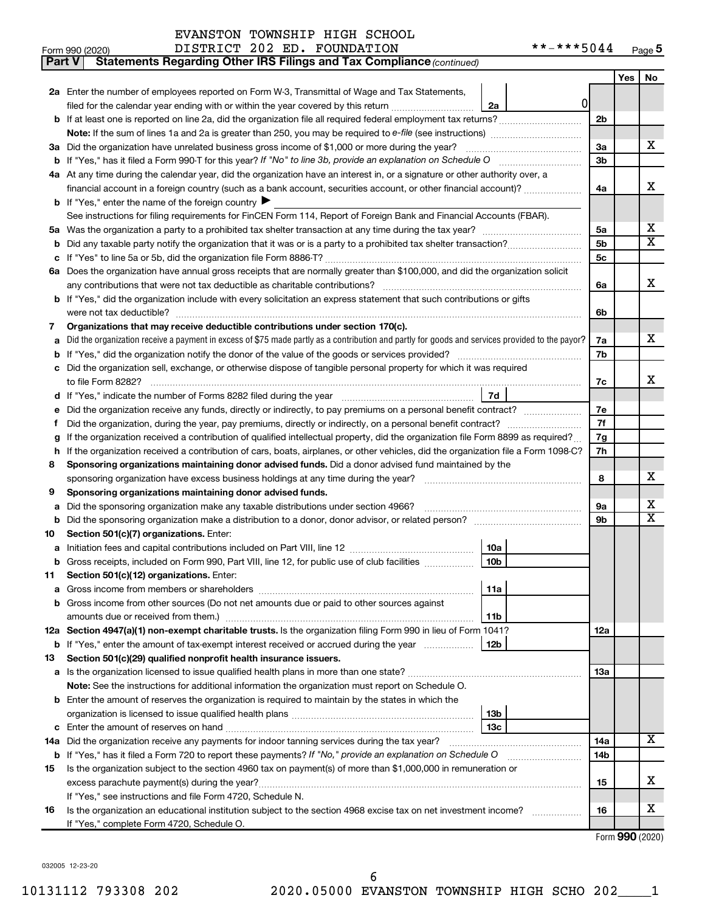EVANSTON TOWNSHIP HIGH SCHOOL
DISTRICT 202 ED. FOUNDATION **-***5044

Form 990 (2020)

**Part V | Statements Regarding Other IRS Filings and Tax Compliance** *(continued)*

| | | | | Yes | No |
|---|---|---|---|---|---|
| **2a** | Enter the number of employees reported on Form W-3, Transmittal of Wage and Tax Statements, filed for the calendar year ending with or within the year covered by this return | 2a | 0 | | |
| **b** | If at least one is reported on line 2a, did the organization file all required federal employment tax returns? | | 2b | | |
| | **Note:** If the sum of lines 1a and 2a is greater than 250, you may be required to *e-file* (see instructions) | | | | |
| **3a** | Did the organization have unrelated business gross income of $1,000 or more during the year? | | 3a | | X |
| **b** | If "Yes," has it filed a Form 990-T for this year? *If "No" to line 3b, provide an explanation on Schedule O* | | 3b | | |
| **4a** | At any time during the calendar year, did the organization have an interest in, or a signature or other authority over, a financial account in a foreign country (such as a bank account, securities account, or other financial account)? | | 4a | | X |
| **b** | If "Yes," enter the name of the foreign country ▶ | | | | |
| | See instructions for filing requirements for FinCEN Form 114, Report of Foreign Bank and Financial Accounts (FBAR). | | | | |
| **5a** | Was the organization a party to a prohibited tax shelter transaction at any time during the tax year? | | 5a | | X |
| **b** | Did any taxable party notify the organization that it was or is a party to a prohibited tax shelter transaction? | | 5b | | X |
| **c** | If "Yes" to line 5a or 5b, did the organization file Form 8886-T? | | 5c | | |
| **6a** | Does the organization have annual gross receipts that are normally greater than $100,000, and did the organization solicit any contributions that were not tax deductible as charitable contributions? | | 6a | | X |
| **b** | If "Yes," did the organization include with every solicitation an express statement that such contributions or gifts were not tax deductible? | | 6b | | |
| **7** | **Organizations that may receive deductible contributions under section 170(c).** | | | | |
| **a** | Did the organization receive a payment in excess of $75 made partly as a contribution and partly for goods and services provided to the payor? | | 7a | | X |
| **b** | If "Yes," did the organization notify the donor of the value of the goods or services provided? | | 7b | | |
| **c** | Did the organization sell, exchange, or otherwise dispose of tangible personal property for which it was required to file Form 8282? | | 7c | | X |
| **d** | If "Yes," indicate the number of Forms 8282 filed during the year | 7d | | | |
| **e** | Did the organization receive any funds, directly or indirectly, to pay premiums on a personal benefit contract? | | 7e | | |
| **f** | Did the organization, during the year, pay premiums, directly or indirectly, on a personal benefit contract? | | 7f | | |
| **g** | If the organization received a contribution of qualified intellectual property, did the organization file Form 8899 as required? | | 7g | | |
| **h** | If the organization received a contribution of cars, boats, airplanes, or other vehicles, did the organization file a Form 1098-C? | | 7h | | |
| **8** | **Sponsoring organizations maintaining donor advised funds.** Did a donor advised fund maintained by the sponsoring organization have excess business holdings at any time during the year? | | 8 | | X |
| **9** | **Sponsoring organizations maintaining donor advised funds.** | | | | |
| **a** | Did the sponsoring organization make any taxable distributions under section 4966? | | 9a | | X |
| **b** | Did the sponsoring organization make a distribution to a donor, donor advisor, or related person? | | 9b | | X |
| **10** | **Section 501(c)(7) organizations.** Enter: | | | | |
| **a** | Initiation fees and capital contributions included on Part VIII, line 12 | 10a | | | |
| **b** | Gross receipts, included on Form 990, Part VIII, line 12, for public use of club facilities | 10b | | | |
| **11** | **Section 501(c)(12) organizations.** Enter: | | | | |
| **a** | Gross income from members or shareholders | 11a | | | |
| **b** | Gross income from other sources (Do not net amounts due or paid to other sources against amounts due or received from them.) | 11b | | | |
| **12a** | **Section 4947(a)(1) non-exempt charitable trusts.** Is the organization filing Form 990 in lieu of Form 1041? | | 12a | | |
| **b** | If "Yes," enter the amount of tax-exempt interest received or accrued during the year | 12b | | | |
| **13** | **Section 501(c)(29) qualified nonprofit health insurance issuers.** | | | | |
| **a** | Is the organization licensed to issue qualified health plans in more than one state? | | 13a | | |
| | **Note:** See the instructions for additional information the organization must report on Schedule O. | | | | |
| **b** | Enter the amount of reserves the organization is required to maintain by the states in which the organization is licensed to issue qualified health plans | 13b | | | |
| **c** | Enter the amount of reserves on hand | 13c | | | |
| **14a** | Did the organization receive any payments for indoor tanning services during the tax year? | | 14a | | X |
| **b** | If "Yes," has it filed a Form 720 to report these payments? *If "No," provide an explanation on Schedule O* | | 14b | | |
| **15** | Is the organization subject to the section 4960 tax on payment(s) of more than $1,000,000 in remuneration or excess parachute payment(s) during the year? | | 15 | | X |
| | If "Yes," see instructions and file Form 4720, Schedule N. | | | | |
| **16** | Is the organization an educational institution subject to the section 4968 excise tax on net investment income? | | 16 | | X |
| | If "Yes," complete Form 4720, Schedule O. | | | | |

Form **990** (2020)

032005 12-23-20

10131112 793308 202 2020.05000 EVANSTON TOWNSHIP HIGH SCHO 202____1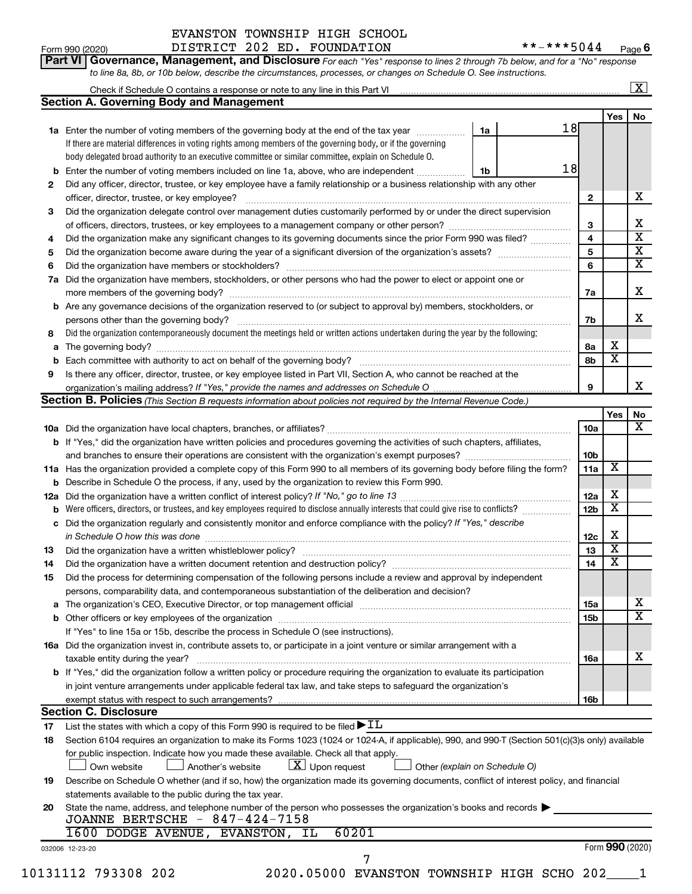EVANSTON TOWNSHIP HIGH SCHOOL
Form 990 (2020) DISTRICT 202 ED. FOUNDATION **-***5044 Page 6

**Part VI Governance, Management, and Disclosure** *For each "Yes" response to lines 2 through 7b below, and for a "No" response to line 8a, 8b, or 10b below, describe the circumstances, processes, or changes on Schedule O. See instructions.*

Check if Schedule O contains a response or note to any line in this Part VI ..... [X]

**Section A. Governing Body and Management**

| | | | | Yes | No |
|---|---|---|---|---|---|
| **1a** | Enter the number of voting members of the governing body at the end of the tax year. If there are material differences in voting rights among members of the governing body, or if the governing body delegated broad authority to an executive committee or similar committee, explain on Schedule O. | 1a: 18 | | | |
| **b** | Enter the number of voting members included on line 1a, above, who are independent | 1b: 18 | | | |
| **2** | Did any officer, director, trustee, or key employee have a family relationship or a business relationship with any other officer, director, trustee, or key employee? | | 2 | | X |
| **3** | Did the organization delegate control over management duties customarily performed by or under the direct supervision of officers, directors, trustees, or key employees to a management company or other person? | | 3 | | X |
| **4** | Did the organization make any significant changes to its governing documents since the prior Form 990 was filed? | | 4 | | X |
| **5** | Did the organization become aware during the year of a significant diversion of the organization's assets? | | 5 | | X |
| **6** | Did the organization have members or stockholders? | | 6 | | X |
| **7a** | Did the organization have members, stockholders, or other persons who had the power to elect or appoint one or more members of the governing body? | | 7a | | X |
| **b** | Are any governance decisions of the organization reserved to (or subject to approval by) members, stockholders, or persons other than the governing body? | | 7b | | X |
| **8** | Did the organization contemporaneously document the meetings held or written actions undertaken during the year by the following: | | | | |
| **a** | The governing body? | | 8a | X | |
| **b** | Each committee with authority to act on behalf of the governing body? | | 8b | X | |
| **9** | Is there any officer, director, trustee, or key employee listed in Part VII, Section A, who cannot be reached at the organization's mailing address? *If "Yes," provide the names and addresses on Schedule O* | | 9 | | X |

**Section B. Policies** *(This Section B requests information about policies not required by the Internal Revenue Code.)*

| | | | Yes | No |
|---|---|---|---|---|
| **10a** | Did the organization have local chapters, branches, or affiliates? | 10a | | X |
| **b** | If "Yes," did the organization have written policies and procedures governing the activities of such chapters, affiliates, and branches to ensure their operations are consistent with the organization's exempt purposes? | 10b | | |
| **11a** | Has the organization provided a complete copy of this Form 990 to all members of its governing body before filing the form? | 11a | X | |
| **b** | Describe in Schedule O the process, if any, used by the organization to review this Form 990. | | | |
| **12a** | Did the organization have a written conflict of interest policy? *If "No," go to line 13* | 12a | X | |
| **b** | Were officers, directors, or trustees, and key employees required to disclose annually interests that could give rise to conflicts? | 12b | X | |
| **c** | Did the organization regularly and consistently monitor and enforce compliance with the policy? *If "Yes," describe in Schedule O how this was done* | 12c | X | |
| **13** | Did the organization have a written whistleblower policy? | 13 | X | |
| **14** | Did the organization have a written document retention and destruction policy? | 14 | X | |
| **15** | Did the process for determining compensation of the following persons include a review and approval by independent persons, comparability data, and contemporaneous substantiation of the deliberation and decision? | | | |
| **a** | The organization's CEO, Executive Director, or top management official | 15a | | X |
| **b** | Other officers or key employees of the organization | 15b | | X |
| | If "Yes" to line 15a or 15b, describe the process in Schedule O (see instructions). | | | |
| **16a** | Did the organization invest in, contribute assets to, or participate in a joint venture or similar arrangement with a taxable entity during the year? | 16a | | X |
| **b** | If "Yes," did the organization follow a written policy or procedure requiring the organization to evaluate its participation in joint venture arrangements under applicable federal tax law, and take steps to safeguard the organization's exempt status with respect to such arrangements? | 16b | | |

**Section C. Disclosure**

**17** List the states with which a copy of this Form 990 is required to be filed ▶ IL

**18** Section 6104 requires an organization to make its Forms 1023 (1024 or 1024-A, if applicable), 990, and 990-T (Section 501(c)(3)s only) available for public inspection. Indicate how you made these available. Check all that apply.

[ ] Own website  [ ] Another's website  [X] Upon request  [ ] Other *(explain on Schedule O)*

**19** Describe on Schedule O whether (and if so, how) the organization made its governing documents, conflict of interest policy, and financial statements available to the public during the tax year.

**20** State the name, address, and telephone number of the person who possesses the organization's books and records ▶

JOANNE BERTSCHE - 847-424-7158
1600 DODGE AVENUE, EVANSTON, IL 60201

032006 12-23-20 Form **990** (2020)

10131112 793308 202 2020.05000 EVANSTON TOWNSHIP HIGH SCHO 202____1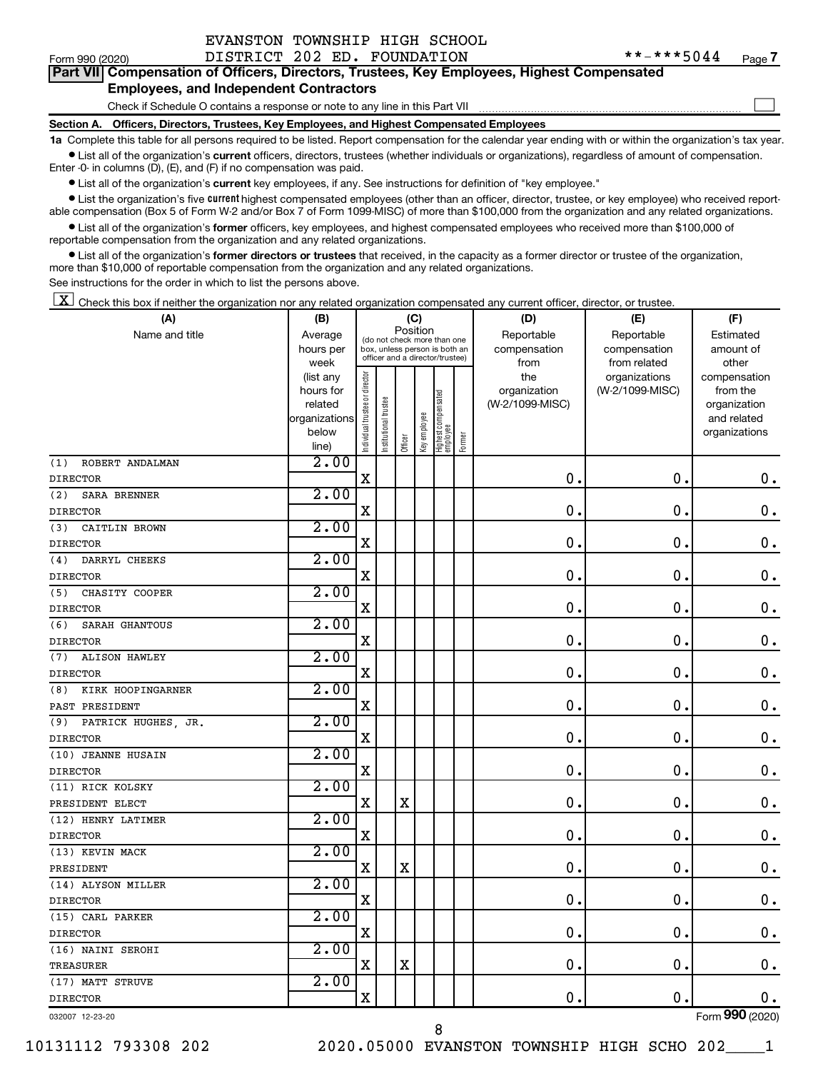EVANSTON TOWNSHIP HIGH SCHOOL
DISTRICT 202 ED. FOUNDATION

Form 990 (2020) **-***5044 Page 7

**Part VII Compensation of Officers, Directors, Trustees, Key Employees, Highest Compensated Employees, and Independent Contractors**

Check if Schedule O contains a response or note to any line in this Part VII

**Section A. Officers, Directors, Trustees, Key Employees, and Highest Compensated Employees**

**1a** Complete this table for all persons required to be listed. Report compensation for the calendar year ending with or within the organization's tax year.

- List all of the organization's **current** officers, directors, trustees (whether individuals or organizations), regardless of amount of compensation. Enter -0- in columns (D), (E), and (F) if no compensation was paid.
- List all of the organization's **current** key employees, if any. See instructions for definition of "key employee."
- List the organization's five **current** highest compensated employees (other than an officer, director, trustee, or key employee) who received reportable compensation (Box 5 of Form W-2 and/or Box 7 of Form 1099-MISC) of more than $100,000 from the organization and any related organizations.
- List all of the organization's **former** officers, key employees, and highest compensated employees who received more than $100,000 of reportable compensation from the organization and any related organizations.
- List all of the organization's **former directors or trustees** that received, in the capacity as a former director or trustee of the organization, more than $10,000 of reportable compensation from the organization and any related organizations.

See instructions for the order in which to list the persons above.

[X] Check this box if neither the organization nor any related organization compensated any current officer, director, or trustee.

| (A) Name and title | (B) Average hours per week (list any hours for related organizations below line) | (C) Position: Individual trustee or director | Institutional trustee | Officer | Key employee | Highest compensated employee | Former | (D) Reportable compensation from the organization (W-2/1099-MISC) | (E) Reportable compensation from related organizations (W-2/1099-MISC) | (F) Estimated amount of other compensation from the organization and related organizations |
|---|---|---|---|---|---|---|---|---|---|---|
| (1) ROBERT ANDALMAN<br>DIRECTOR | 2.00 | X | | | | | | 0. | 0. | 0. |
| (2) SARA BRENNER<br>DIRECTOR | 2.00 | X | | | | | | 0. | 0. | 0. |
| (3) CAITLIN BROWN<br>DIRECTOR | 2.00 | X | | | | | | 0. | 0. | 0. |
| (4) DARRYL CHEEKS<br>DIRECTOR | 2.00 | X | | | | | | 0. | 0. | 0. |
| (5) CHASITY COOPER<br>DIRECTOR | 2.00 | X | | | | | | 0. | 0. | 0. |
| (6) SARAH GHANTOUS<br>DIRECTOR | 2.00 | X | | | | | | 0. | 0. | 0. |
| (7) ALISON HAWLEY<br>DIRECTOR | 2.00 | X | | | | | | 0. | 0. | 0. |
| (8) KIRK HOOPINGARNER<br>PAST PRESIDENT | 2.00 | X | | | | | | 0. | 0. | 0. |
| (9) PATRICK HUGHES, JR.<br>DIRECTOR | 2.00 | X | | | | | | 0. | 0. | 0. |
| (10) JEANNE HUSAIN<br>DIRECTOR | 2.00 | X | | | | | | 0. | 0. | 0. |
| (11) RICK KOLSKY<br>PRESIDENT ELECT | 2.00 | X | | X | | | | 0. | 0. | 0. |
| (12) HENRY LATIMER<br>DIRECTOR | 2.00 | X | | | | | | 0. | 0. | 0. |
| (13) KEVIN MACK<br>PRESIDENT | 2.00 | X | | X | | | | 0. | 0. | 0. |
| (14) ALYSON MILLER<br>DIRECTOR | 2.00 | X | | | | | | 0. | 0. | 0. |
| (15) CARL PARKER<br>DIRECTOR | 2.00 | X | | | | | | 0. | 0. | 0. |
| (16) NAINI SEROHI<br>TREASURER | 2.00 | X | | X | | | | 0. | 0. | 0. |
| (17) MATT STRUVE<br>DIRECTOR | 2.00 | X | | | | | | 0. | 0. | 0. |

032007 12-23-20 Form 990 (2020)

10131112 793308 202 2020.05000 EVANSTON TOWNSHIP HIGH SCHO 202____1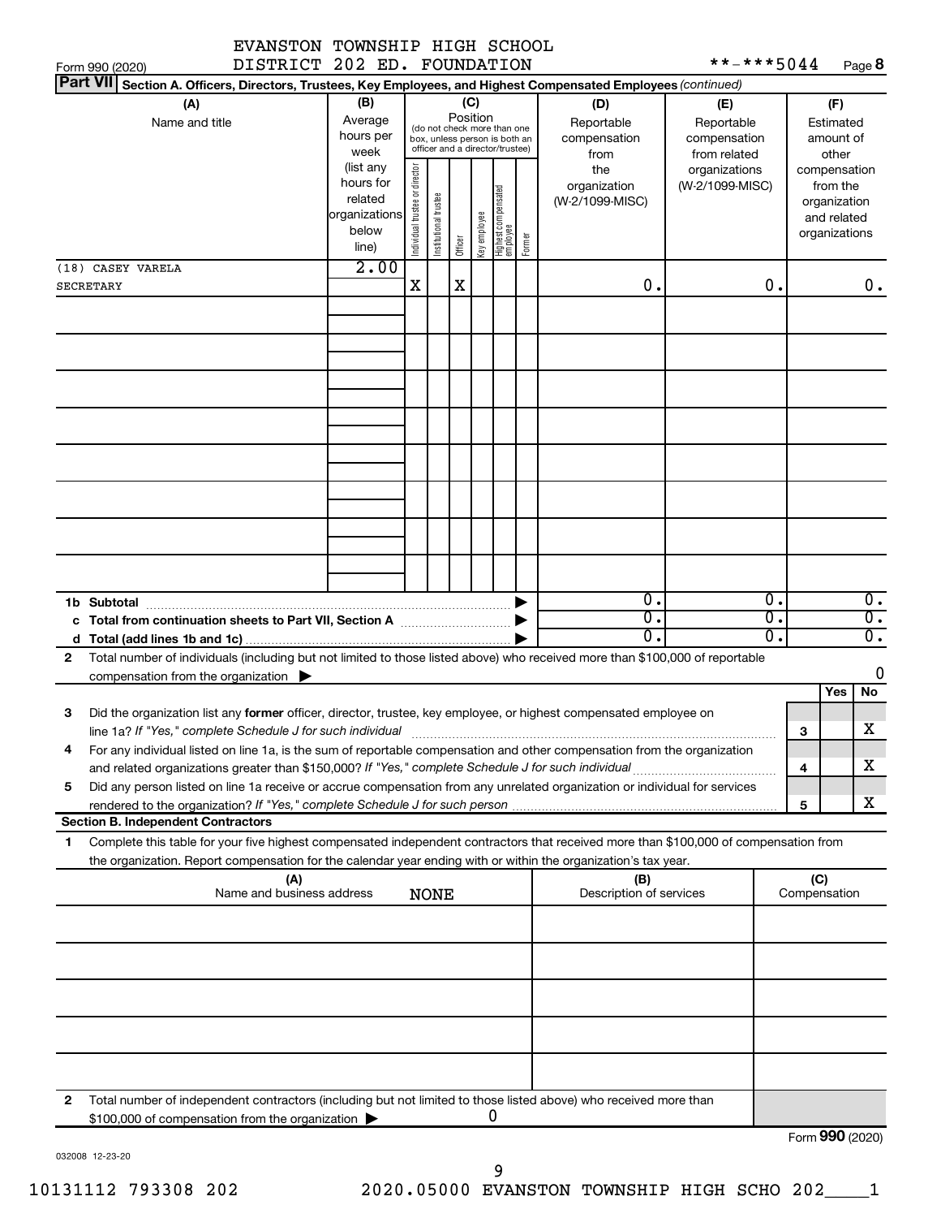EVANSTON TOWNSHIP HIGH SCHOOL DISTRICT 202 ED. FOUNDATION **-***5044

Form 990 (2020) Page **8**

**Part VII** **Section A. Officers, Directors, Trustees, Key Employees, and Highest Compensated Employees** *(continued)*

| (A) Name and title | (B) Average hours per week (list any hours for related organizations below line) | (C) Position: Individual trustee or director | Institutional trustee | Officer | Key employee | Highest compensated employee | Former | (D) Reportable compensation from the organization (W-2/1099-MISC) | (E) Reportable compensation from related organizations (W-2/1099-MISC) | (F) Estimated amount of other compensation from the organization and related organizations |
|---|---|---|---|---|---|---|---|---|---|---|
| (18) CASEY VARELA<br>SECRETARY | 2.00 | X | | X | | | | 0. | 0. | 0. |
| | | | | | | | | | | |
| | | | | | | | | | | |
| | | | | | | | | | | |
| | | | | | | | | | | |
| | | | | | | | | | | |
| | | | | | | | | | | |
| | | | | | | | | | | |
| | | | | | | | | | | |

| | (D) | (E) | (F) |
|---|---|---|---|
| **1b Subtotal** | 0. | 0. | 0. |
| **c Total from continuation sheets to Part VII, Section A** | 0. | 0. | 0. |
| **d Total (add lines 1b and 1c)** | 0. | 0. | 0. |

**2** Total number of individuals (including but not limited to those listed above) who received more than $100,000 of reportable compensation from the organization ▶ 0

| | | Yes | No |
|---|---|---|---|
| **3** Did the organization list any **former** officer, director, trustee, key employee, or highest compensated employee on line 1a? *If "Yes," complete Schedule J for such individual* | 3 | | X |
| **4** For any individual listed on line 1a, is the sum of reportable compensation and other compensation from the organization and related organizations greater than $150,000? *If "Yes," complete Schedule J for such individual* | 4 | | X |
| **5** Did any person listed on line 1a receive or accrue compensation from any unrelated organization or individual for services rendered to the organization? *If "Yes," complete Schedule J for such person* | 5 | | X |

**Section B. Independent Contractors**

**1** Complete this table for your five highest compensated independent contractors that received more than $100,000 of compensation from the organization. Report compensation for the calendar year ending with or within the organization's tax year.

| (A) Name and business address | (B) Description of services | (C) Compensation |
|---|---|---|
| NONE | | |
| | | |
| | | |
| | | |
| | | |

**2** Total number of independent contractors (including but not limited to those listed above) who received more than $100,000 of compensation from the organization ▶ 0

Form **990** (2020)

032008 12-23-20

10131112 793308 202 2020.05000 EVANSTON TOWNSHIP HIGH SCHO 202____1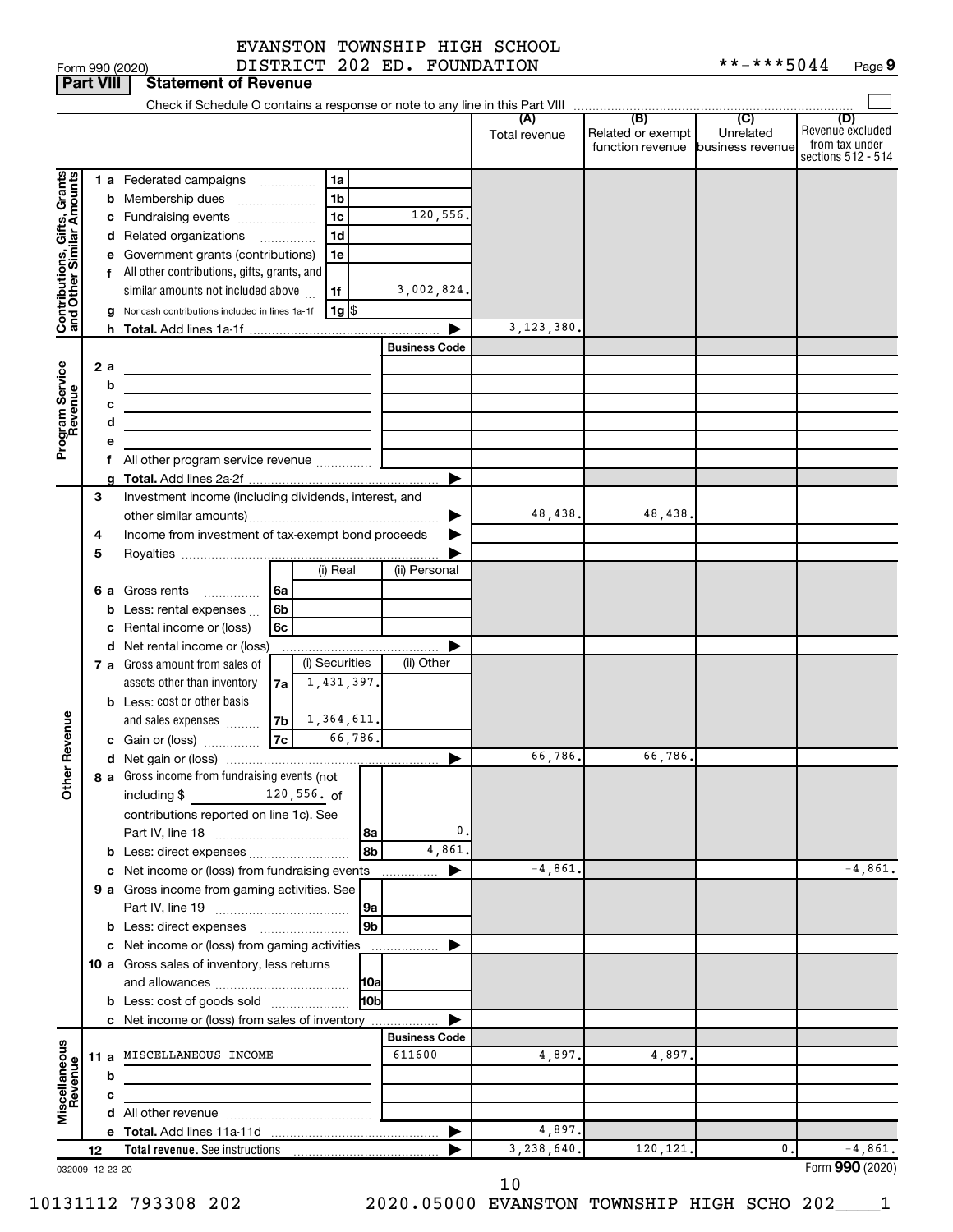EVANSTON TOWNSHIP HIGH SCHOOL
DISTRICT 202 ED. FOUNDATION

Form 990 (2020) **-***5044 Page 9

**Part VIII Statement of Revenue**

Check if Schedule O contains a response or note to any line in this Part VIII

| | | | (A) Total revenue | (B) Related or exempt function revenue | (C) Unrelated business revenue | (D) Revenue excluded from tax under sections 512 - 514 |
|---|---|---|---|---|---|---|
| **Contributions, Gifts, Grants and Other Similar Amounts** | 1 a Federated campaigns 1a | | | | | |
| | b Membership dues 1b | | | | | |
| | c Fundraising events 1c | 120,556. | | | | |
| | d Related organizations 1d | | | | | |
| | e Government grants (contributions) 1e | | | | | |
| | f All other contributions, gifts, grants, and similar amounts not included above 1f | 3,002,824. | | | | |
| | g Noncash contributions included in lines 1a-1f 1g $ | | | | | |
| | h Total. Add lines 1a-1f | ▶ | 3,123,380. | | | |
| **Program Service Revenue** | | Business Code | | | | |
| | 2 a | | | | | |
| | b | | | | | |
| | c | | | | | |
| | d | | | | | |
| | e | | | | | |
| | f All other program service revenue | | | | | |
| | g Total. Add lines 2a-2f | ▶ | | | | |
| **Other Revenue** | 3 Investment income (including dividends, interest, and other similar amounts) | ▶ | 48,438. | 48,438. | | |
| | 4 Income from investment of tax-exempt bond proceeds | ▶ | | | | |
| | 5 Royalties | ▶ | | | | |
| | | (i) Real / (ii) Personal | | | | |
| | 6 a Gross rents 6a | | | | | |
| | b Less: rental expenses 6b | | | | | |
| | c Rental income or (loss) 6c | | | | | |
| | d Net rental income or (loss) | ▶ | | | | |
| | 7 a Gross amount from sales of assets other than inventory 7a | (i) Securities 1,431,397. / (ii) Other | | | | |
| | b Less: cost or other basis and sales expenses 7b | 1,364,611. | | | | |
| | c Gain or (loss) 7c | 66,786. | | | | |
| | d Net gain or (loss) | ▶ | 66,786. | 66,786. | | |
| | 8 a Gross income from fundraising events (not including $ 120,556. of contributions reported on line 1c). See Part IV, line 18 8a | 0. | | | | |
| | b Less: direct expenses 8b | 4,861. | | | | |
| | c Net income or (loss) from fundraising events | ▶ | -4,861. | | | -4,861. |
| | 9 a Gross income from gaming activities. See Part IV, line 19 9a | | | | | |
| | b Less: direct expenses 9b | | | | | |
| | c Net income or (loss) from gaming activities | ▶ | | | | |
| | 10 a Gross sales of inventory, less returns and allowances 10a | | | | | |
| | b Less: cost of goods sold 10b | | | | | |
| | c Net income or (loss) from sales of inventory | ▶ | | | | |
| **Miscellaneous Revenue** | | Business Code | | | | |
| | 11 a MISCELLANEOUS INCOME | 611600 | 4,897. | 4,897. | | |
| | b | | | | | |
| | c | | | | | |
| | d All other revenue | | | | | |
| | e Total. Add lines 11a-11d | ▶ | 4,897. | | | |
| | 12 Total revenue. See instructions | ▶ | 3,238,640. | 120,121. | 0. | -4,861. |

032009 12-23-20 Form **990** (2020)

10131112 793308 202 2020.05000 EVANSTON TOWNSHIP HIGH SCHO 202____1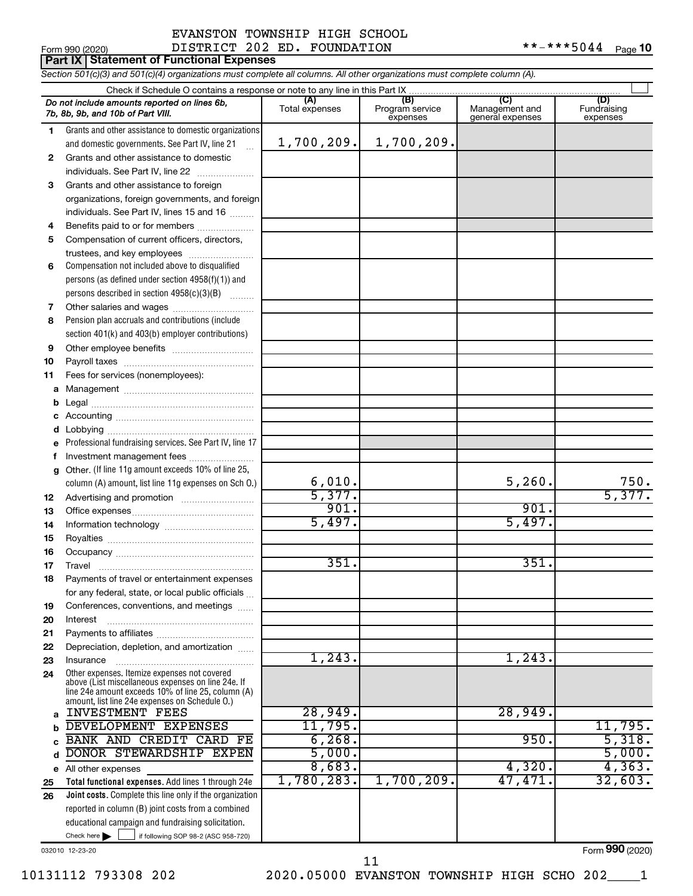EVANSTON TOWNSHIP HIGH SCHOOL
Form 990 (2020) DISTRICT 202 ED. FOUNDATION **-***5044 Page 10

**Part IX | Statement of Functional Expenses**

*Section 501(c)(3) and 501(c)(4) organizations must complete all columns. All other organizations must complete column (A).*

Check if Schedule O contains a response or note to any line in this Part IX

| *Do not include amounts reported on lines 6b, 7b, 8b, 9b, and 10b of Part VIII.* | (A) Total expenses | (B) Program service expenses | (C) Management and general expenses | (D) Fundraising expenses |
|---|---|---|---|---|
| **1** Grants and other assistance to domestic organizations and domestic governments. See Part IV, line 21 | 1,700,209. | 1,700,209. | | |
| **2** Grants and other assistance to domestic individuals. See Part IV, line 22 | | | | |
| **3** Grants and other assistance to foreign organizations, foreign governments, and foreign individuals. See Part IV, lines 15 and 16 | | | | |
| **4** Benefits paid to or for members | | | | |
| **5** Compensation of current officers, directors, trustees, and key employees | | | | |
| **6** Compensation not included above to disqualified persons (as defined under section 4958(f)(1)) and persons described in section 4958(c)(3)(B) | | | | |
| **7** Other salaries and wages | | | | |
| **8** Pension plan accruals and contributions (include section 401(k) and 403(b) employer contributions) | | | | |
| **9** Other employee benefits | | | | |
| **10** Payroll taxes | | | | |
| **11** Fees for services (nonemployees): | | | | |
| **a** Management | | | | |
| **b** Legal | | | | |
| **c** Accounting | | | | |
| **d** Lobbying | | | | |
| **e** Professional fundraising services. See Part IV, line 17 | | | | |
| **f** Investment management fees | | | | |
| **g** Other. (If line 11g amount exceeds 10% of line 25, column (A) amount, list line 11g expenses on Sch O.) | 6,010. | | 5,260. | 750. |
| **12** Advertising and promotion | 5,377. | | | 5,377. |
| **13** Office expenses | 901. | | 901. | |
| **14** Information technology | 5,497. | | 5,497. | |
| **15** Royalties | | | | |
| **16** Occupancy | | | | |
| **17** Travel | 351. | | 351. | |
| **18** Payments of travel or entertainment expenses for any federal, state, or local public officials | | | | |
| **19** Conferences, conventions, and meetings | | | | |
| **20** Interest | | | | |
| **21** Payments to affiliates | | | | |
| **22** Depreciation, depletion, and amortization | | | | |
| **23** Insurance | 1,243. | | 1,243. | |
| **24** Other expenses. Itemize expenses not covered above (List miscellaneous expenses on line 24e. If line 24e amount exceeds 10% of line 25, column (A) amount, list line 24e expenses on Schedule O.) | | | | |
| **a** INVESTMENT FEES | 28,949. | | 28,949. | |
| **b** DEVELOPMENT EXPENSES | 11,795. | | | 11,795. |
| **c** BANK AND CREDIT CARD FE | 6,268. | | 950. | 5,318. |
| **d** DONOR STEWARDSHIP EXPEN | 5,000. | | | 5,000. |
| **e** All other expenses | 8,683. | | 4,320. | 4,363. |
| **25** **Total functional expenses.** Add lines 1 through 24e | 1,780,283. | 1,700,209. | 47,471. | 32,603. |
| **26** **Joint costs.** Complete this line only if the organization reported in column (B) joint costs from a combined educational campaign and fundraising solicitation. Check here ☐ if following SOP 98-2 (ASC 958-720) | | | | |

032010 12-23-20 Form **990** (2020)

10131112 793308 202 2020.05000 EVANSTON TOWNSHIP HIGH SCHO 202____1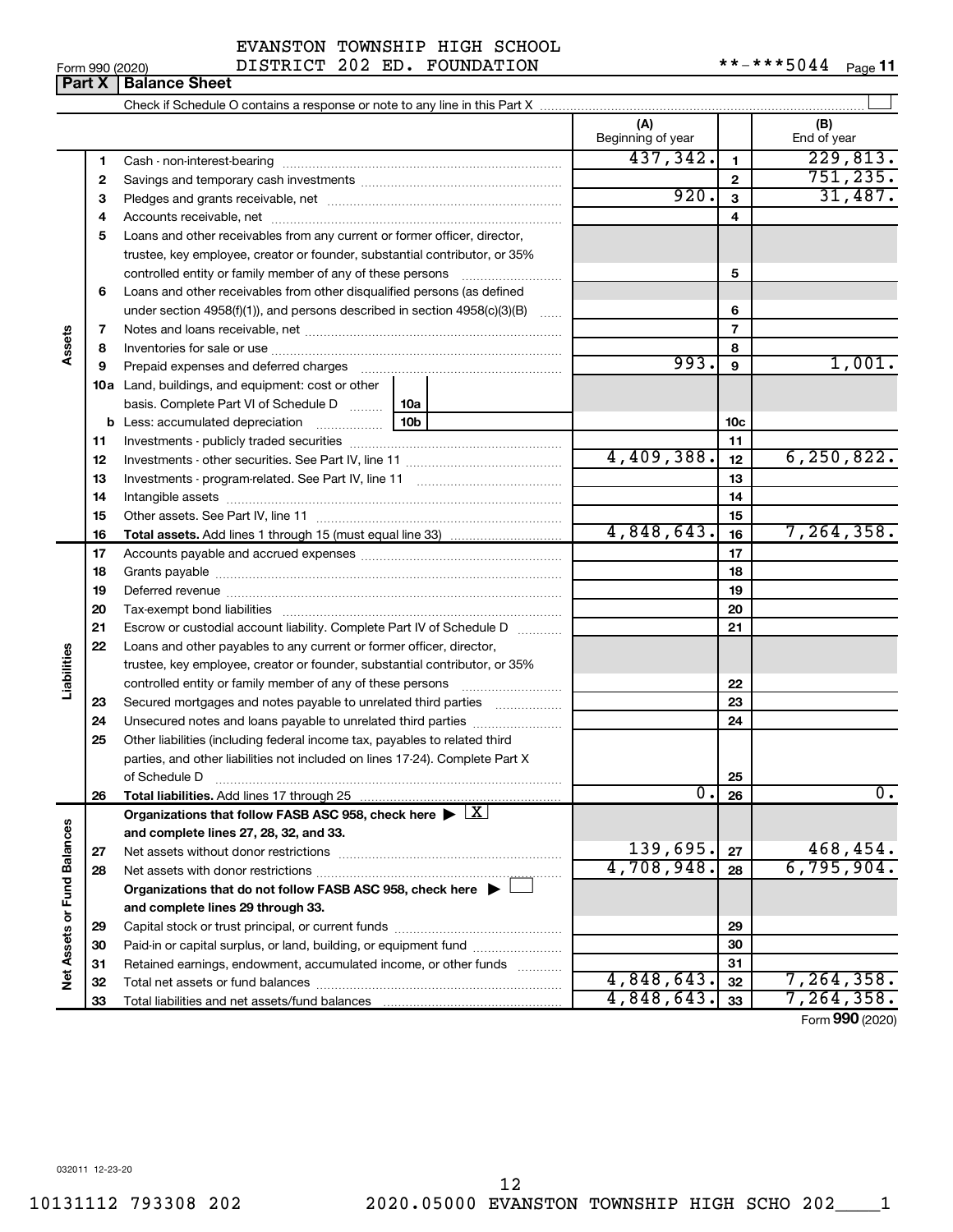EVANSTON TOWNSHIP HIGH SCHOOL
DISTRICT 202 ED. FOUNDATION

Form 990 (2020) **-***5044 Page 11

## Part X Balance Sheet

Check if Schedule O contains a response or note to any line in this Part X

| | | | (A) Beginning of year | | (B) End of year |
|---|---|---|---|---|---|
| Assets | 1 | Cash - non-interest-bearing | 437,342. | 1 | 229,813. |
| | 2 | Savings and temporary cash investments | | 2 | 751,235. |
| | 3 | Pledges and grants receivable, net | 920. | 3 | 31,487. |
| | 4 | Accounts receivable, net | | 4 | |
| | 5 | Loans and other receivables from any current or former officer, director, trustee, key employee, creator or founder, substantial contributor, or 35% controlled entity or family member of any of these persons | | 5 | |
| | 6 | Loans and other receivables from other disqualified persons (as defined under section 4958(f)(1)), and persons described in section 4958(c)(3)(B) | | 6 | |
| | 7 | Notes and loans receivable, net | | 7 | |
| | 8 | Inventories for sale or use | | 8 | |
| | 9 | Prepaid expenses and deferred charges | 993. | 9 | 1,001. |
| | 10a | Land, buildings, and equipment: cost or other basis. Complete Part VI of Schedule D — 10a | | | |
| | b | Less: accumulated depreciation — 10b | | 10c | |
| | 11 | Investments - publicly traded securities | | 11 | |
| | 12 | Investments - other securities. See Part IV, line 11 | 4,409,388. | 12 | 6,250,822. |
| | 13 | Investments - program-related. See Part IV, line 11 | | 13 | |
| | 14 | Intangible assets | | 14 | |
| | 15 | Other assets. See Part IV, line 11 | | 15 | |
| | 16 | **Total assets.** Add lines 1 through 15 (must equal line 33) | 4,848,643. | 16 | 7,264,358. |
| Liabilities | 17 | Accounts payable and accrued expenses | | 17 | |
| | 18 | Grants payable | | 18 | |
| | 19 | Deferred revenue | | 19 | |
| | 20 | Tax-exempt bond liabilities | | 20 | |
| | 21 | Escrow or custodial account liability. Complete Part IV of Schedule D | | 21 | |
| | 22 | Loans and other payables to any current or former officer, director, trustee, key employee, creator or founder, substantial contributor, or 35% controlled entity or family member of any of these persons | | 22 | |
| | 23 | Secured mortgages and notes payable to unrelated third parties | | 23 | |
| | 24 | Unsecured notes and loans payable to unrelated third parties | | 24 | |
| | 25 | Other liabilities (including federal income tax, payables to related third parties, and other liabilities not included on lines 17-24). Complete Part X of Schedule D | | 25 | |
| | 26 | **Total liabilities.** Add lines 17 through 25 | 0. | 26 | 0. |
| Net Assets or Fund Balances | | **Organizations that follow FASB ASC 958, check here** ▶ [X] **and complete lines 27, 28, 32, and 33.** | | | |
| | 27 | Net assets without donor restrictions | 139,695. | 27 | 468,454. |
| | 28 | Net assets with donor restrictions | 4,708,948. | 28 | 6,795,904. |
| | | **Organizations that do not follow FASB ASC 958, check here** ▶ [ ] **and complete lines 29 through 33.** | | | |
| | 29 | Capital stock or trust principal, or current funds | | 29 | |
| | 30 | Paid-in or capital surplus, or land, building, or equipment fund | | 30 | |
| | 31 | Retained earnings, endowment, accumulated income, or other funds | | 31 | |
| | 32 | Total net assets or fund balances | 4,848,643. | 32 | 7,264,358. |
| | 33 | Total liabilities and net assets/fund balances | 4,848,643. | 33 | 7,264,358. |

Form **990** (2020)

032011 12-23-20

10131112 793308 202 2020.05000 EVANSTON TOWNSHIP HIGH SCHO 202____1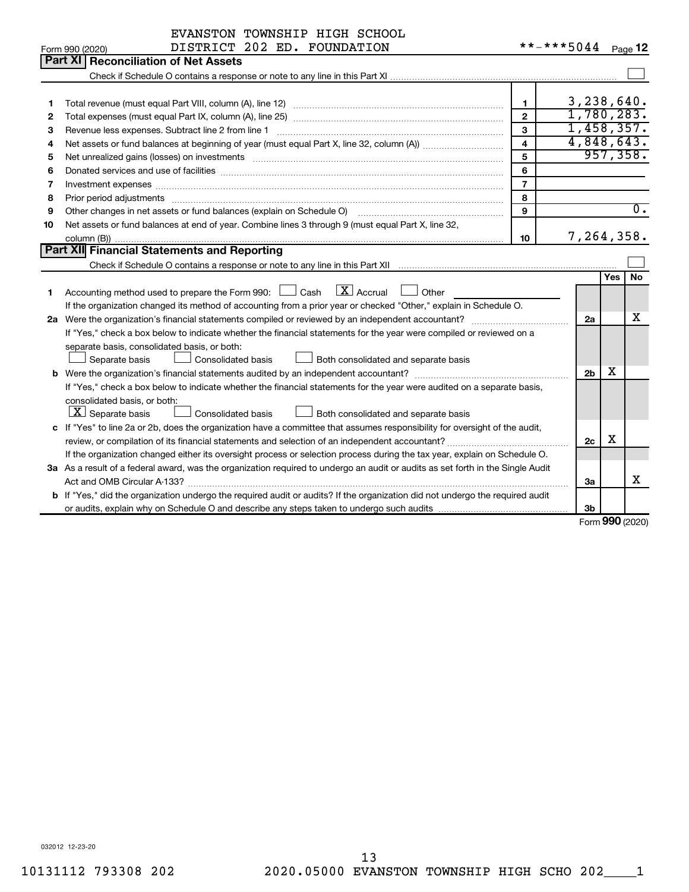EVANSTON TOWNSHIP HIGH SCHOOL
DISTRICT 202 ED. FOUNDATION

Form 990 (2020) **-***5044 Page 12

## Part XI Reconciliation of Net Assets

Check if Schedule O contains a response or note to any line in this Part XI ☐

| | | | |
|---|---|---|---|
| 1 | Total revenue (must equal Part VIII, column (A), line 12) | 1 | 3,238,640. |
| 2 | Total expenses (must equal Part IX, column (A), line 25) | 2 | 1,780,283. |
| 3 | Revenue less expenses. Subtract line 2 from line 1 | 3 | 1,458,357. |
| 4 | Net assets or fund balances at beginning of year (must equal Part X, line 32, column (A)) | 4 | 4,848,643. |
| 5 | Net unrealized gains (losses) on investments | 5 | 957,358. |
| 6 | Donated services and use of facilities | 6 | |
| 7 | Investment expenses | 7 | |
| 8 | Prior period adjustments | 8 | |
| 9 | Other changes in net assets or fund balances (explain on Schedule O) | 9 | 0. |
| 10 | Net assets or fund balances at end of year. Combine lines 3 through 9 (must equal Part X, line 32, column (B)) | 10 | 7,264,358. |

## Part XII Financial Statements and Reporting

Check if Schedule O contains a response or note to any line in this Part XII ☐

| | | | Yes | No |
|---|---|---|---|---|
| 1 | Accounting method used to prepare the Form 990: ☐ Cash ☒ Accrual ☐ Other<br>If the organization changed its method of accounting from a prior year or checked "Other," explain in Schedule O. | | | |
| 2a | Were the organization's financial statements compiled or reviewed by an independent accountant?<br>If "Yes," check a box below to indicate whether the financial statements for the year were compiled or reviewed on a separate basis, consolidated basis, or both:<br>☐ Separate basis ☐ Consolidated basis ☐ Both consolidated and separate basis | 2a | | X |
| b | Were the organization's financial statements audited by an independent accountant?<br>If "Yes," check a box below to indicate whether the financial statements for the year were audited on a separate basis, consolidated basis, or both:<br>☒ Separate basis ☐ Consolidated basis ☐ Both consolidated and separate basis | 2b | X | |
| c | If "Yes" to line 2a or 2b, does the organization have a committee that assumes responsibility for oversight of the audit, review, or compilation of its financial statements and selection of an independent accountant?<br>If the organization changed either its oversight process or selection process during the tax year, explain on Schedule O. | 2c | X | |
| 3a | As a result of a federal award, was the organization required to undergo an audit or audits as set forth in the Single Audit Act and OMB Circular A-133? | 3a | | X |
| b | If "Yes," did the organization undergo the required audit or audits? If the organization did not undergo the required audit or audits, explain why on Schedule O and describe any steps taken to undergo such audits | 3b | | |

Form **990** (2020)

032012 12-23-20

10131112 793308 202 2020.05000 EVANSTON TOWNSHIP HIGH SCHO 202____1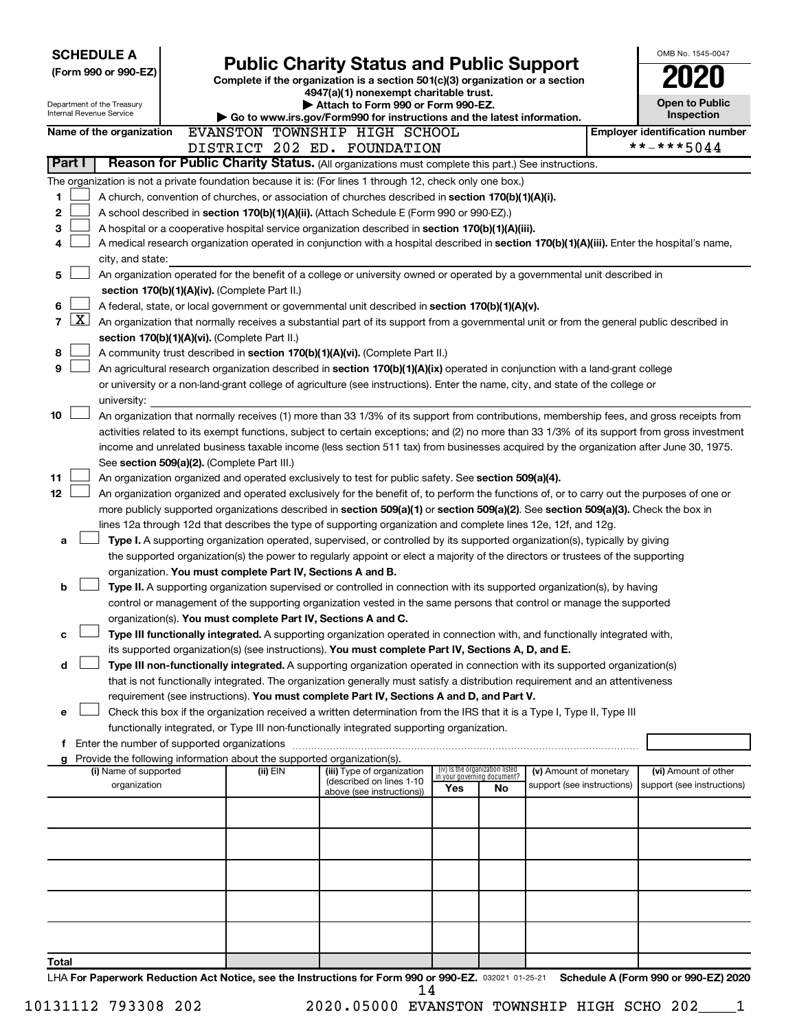**SCHEDULE A**
**(Form 990 or 990-EZ)**

Department of the Treasury
Internal Revenue Service

# Public Charity Status and Public Support

**Complete if the organization is a section 501(c)(3) organization or a section 4947(a)(1) nonexempt charitable trust.**
**▶ Attach to Form 990 or Form 990-EZ.**
**▶ Go to www.irs.gov/Form990 for instructions and the latest information.**

OMB No. 1545-0047
**2020**
**Open to Public Inspection**

**Name of the organization** EVANSTON TOWNSHIP HIGH SCHOOL DISTRICT 202 ED. FOUNDATION

**Employer identification number** **-***5044

## Part I — Reason for Public Charity Status. (All organizations must complete this part.) See instructions.

The organization is not a private foundation because it is: (For lines 1 through 12, check only one box.)

1. [ ] A church, convention of churches, or association of churches described in **section 170(b)(1)(A)(i).**
2. [ ] A school described in **section 170(b)(1)(A)(ii).** (Attach Schedule E (Form 990 or 990-EZ).)
3. [ ] A hospital or a cooperative hospital service organization described in **section 170(b)(1)(A)(iii).**
4. [ ] A medical research organization operated in conjunction with a hospital described in **section 170(b)(1)(A)(iii).** Enter the hospital's name, city, and state:
5. [ ] An organization operated for the benefit of a college or university owned or operated by a governmental unit described in **section 170(b)(1)(A)(iv).** (Complete Part II.)
6. [ ] A federal, state, or local government or governmental unit described in **section 170(b)(1)(A)(v).**
7. [X] An organization that normally receives a substantial part of its support from a governmental unit or from the general public described in **section 170(b)(1)(A)(vi).** (Complete Part II.)
8. [ ] A community trust described in **section 170(b)(1)(A)(vi).** (Complete Part II.)
9. [ ] An agricultural research organization described in **section 170(b)(1)(A)(ix)** operated in conjunction with a land-grant college or university or a non-land-grant college of agriculture (see instructions). Enter the name, city, and state of the college or university:
10. [ ] An organization that normally receives (1) more than 33 1/3% of its support from contributions, membership fees, and gross receipts from activities related to its exempt functions, subject to certain exceptions; and (2) no more than 33 1/3% of its support from gross investment income and unrelated business taxable income (less section 511 tax) from businesses acquired by the organization after June 30, 1975. See **section 509(a)(2).** (Complete Part III.)
11. [ ] An organization organized and operated exclusively to test for public safety. See **section 509(a)(4).**
12. [ ] An organization organized and operated exclusively for the benefit of, to perform the functions of, or to carry out the purposes of one or more publicly supported organizations described in **section 509(a)(1)** or **section 509(a)(2).** See **section 509(a)(3).** Check the box in lines 12a through 12d that describes the type of supporting organization and complete lines 12e, 12f, and 12g.
   - **a** [ ] **Type I.** A supporting organization operated, supervised, or controlled by its supported organization(s), typically by giving the supported organization(s) the power to regularly appoint or elect a majority of the directors or trustees of the supporting organization. **You must complete Part IV, Sections A and B.**
   - **b** [ ] **Type II.** A supporting organization supervised or controlled in connection with its supported organization(s), by having control or management of the supporting organization vested in the same persons that control or manage the supported organization(s). **You must complete Part IV, Sections A and C.**
   - **c** [ ] **Type III functionally integrated.** A supporting organization operated in connection with, and functionally integrated with, its supported organization(s) (see instructions). **You must complete Part IV, Sections A, D, and E.**
   - **d** [ ] **Type III non-functionally integrated.** A supporting organization operated in connection with its supported organization(s) that is not functionally integrated. The organization generally must satisfy a distribution requirement and an attentiveness requirement (see instructions). **You must complete Part IV, Sections A and D, and Part V.**
   - **e** [ ] Check this box if the organization received a written determination from the IRS that it is a Type I, Type II, Type III functionally integrated, or Type III non-functionally integrated supporting organization.
   - **f** Enter the number of supported organizations
   - **g** Provide the following information about the supported organization(s).

| (i) Name of supported organization | (ii) EIN | (iii) Type of organization (described on lines 1-10 above (see instructions)) | (iv) Is the organization listed in your governing document? Yes | No | (v) Amount of monetary support (see instructions) | (vi) Amount of other support (see instructions) |
|---|---|---|---|---|---|---|
| | | | | | | |
| | | | | | | |
| | | | | | | |
| | | | | | | |
| | | | | | | |
| **Total** | | | | | | |

LHA **For Paperwork Reduction Act Notice, see the Instructions for Form 990 or 990-EZ.** 032021 01-25-21 **Schedule A (Form 990 or 990-EZ) 2020**

10131112 793308 202 2020.05000 EVANSTON TOWNSHIP HIGH SCHO 202____1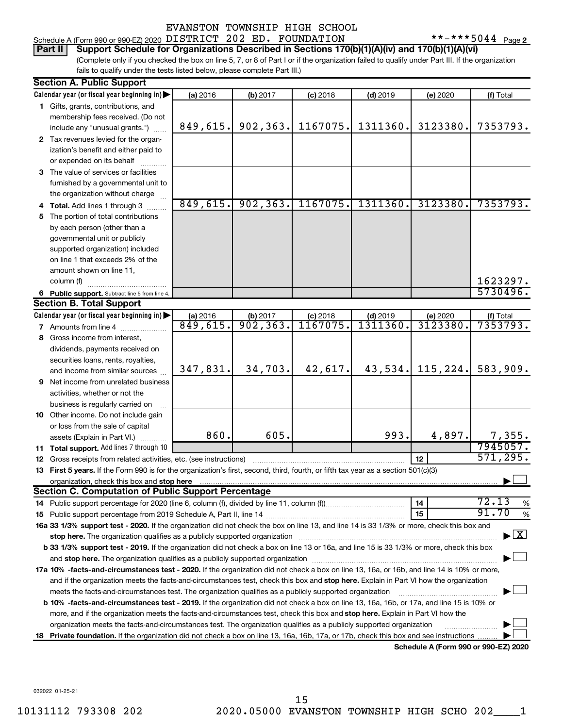EVANSTON TOWNSHIP HIGH SCHOOL

Schedule A (Form 990 or 990-EZ) 2020 DISTRICT 202 ED. FOUNDATION **-***5044 Page 2

**Part II** **Support Schedule for Organizations Described in Sections 170(b)(1)(A)(iv) and 170(b)(1)(A)(vi)**

(Complete only if you checked the box on line 5, 7, or 8 of Part I or if the organization failed to qualify under Part III. If the organization fails to qualify under the tests listed below, please complete Part III.)

**Section A. Public Support**

| Calendar year (or fiscal year beginning in) | (a) 2016 | (b) 2017 | (c) 2018 | (d) 2019 | (e) 2020 | (f) Total |
|---|---|---|---|---|---|---|
| 1 Gifts, grants, contributions, and membership fees received. (Do not include any "unusual grants.") | 849,615. | 902,363. | 1167075. | 1311360. | 3123380. | 7353793. |
| 2 Tax revenues levied for the organization's benefit and either paid to or expended on its behalf | | | | | | |
| 3 The value of services or facilities furnished by a governmental unit to the organization without charge | | | | | | |
| 4 **Total.** Add lines 1 through 3 | 849,615. | 902,363. | 1167075. | 1311360. | 3123380. | 7353793. |
| 5 The portion of total contributions by each person (other than a governmental unit or publicly supported organization) included on line 1 that exceeds 2% of the amount shown on line 11, column (f) | | | | | | 1623297. |
| 6 **Public support.** Subtract line 5 from line 4. | | | | | | 5730496. |

**Section B. Total Support**

| Calendar year (or fiscal year beginning in) | (a) 2016 | (b) 2017 | (c) 2018 | (d) 2019 | (e) 2020 | (f) Total |
|---|---|---|---|---|---|---|
| 7 Amounts from line 4 | 849,615. | 902,363. | 1167075. | 1311360. | 3123380. | 7353793. |
| 8 Gross income from interest, dividends, payments received on securities loans, rents, royalties, and income from similar sources | 347,831. | 34,703. | 42,617. | 43,534. | 115,224. | 583,909. |
| 9 Net income from unrelated business activities, whether or not the business is regularly carried on | | | | | | |
| 10 Other income. Do not include gain or loss from the sale of capital assets (Explain in Part VI.) | 860. | 605. | | 993. | 4,897. | 7,355. |
| 11 **Total support.** Add lines 7 through 10 | | | | | | 7945057. |

12 Gross receipts from related activities, etc. (see instructions) — 12 — 571,295.

13 **First 5 years.** If the Form 990 is for the organization's first, second, third, fourth, or fifth tax year as a section 501(c)(3) organization, check this box and **stop here** ☐

**Section C. Computation of Public Support Percentage**

14 Public support percentage for 2020 (line 6, column (f), divided by line 11, column (f)) — 14 — 72.13 %

15 Public support percentage from 2019 Schedule A, Part II, line 14 — 15 — 91.70 %

**16a 33 1/3% support test - 2020.** If the organization did not check the box on line 13, and line 14 is 33 1/3% or more, check this box and **stop here.** The organization qualifies as a publicly supported organization ☒

**b 33 1/3% support test - 2019.** If the organization did not check a box on line 13 or 16a, and line 15 is 33 1/3% or more, check this box and **stop here.** The organization qualifies as a publicly supported organization ☐

**17a 10% -facts-and-circumstances test - 2020.** If the organization did not check a box on line 13, 16a, or 16b, and line 14 is 10% or more, and if the organization meets the facts-and-circumstances test, check this box and **stop here.** Explain in Part VI how the organization meets the facts-and-circumstances test. The organization qualifies as a publicly supported organization ☐

**b 10% -facts-and-circumstances test - 2019.** If the organization did not check a box on line 13, 16a, 16b, or 17a, and line 15 is 10% or more, and if the organization meets the facts-and-circumstances test, check this box and **stop here.** Explain in Part VI how the organization meets the facts-and-circumstances test. The organization qualifies as a publicly supported organization ☐

**18 Private foundation.** If the organization did not check a box on line 13, 16a, 16b, 17a, or 17b, check this box and see instructions ☐

**Schedule A (Form 990 or 990-EZ) 2020**

032022 01-25-21

10131112 793308 202 2020.05000 EVANSTON TOWNSHIP HIGH SCHO 202____1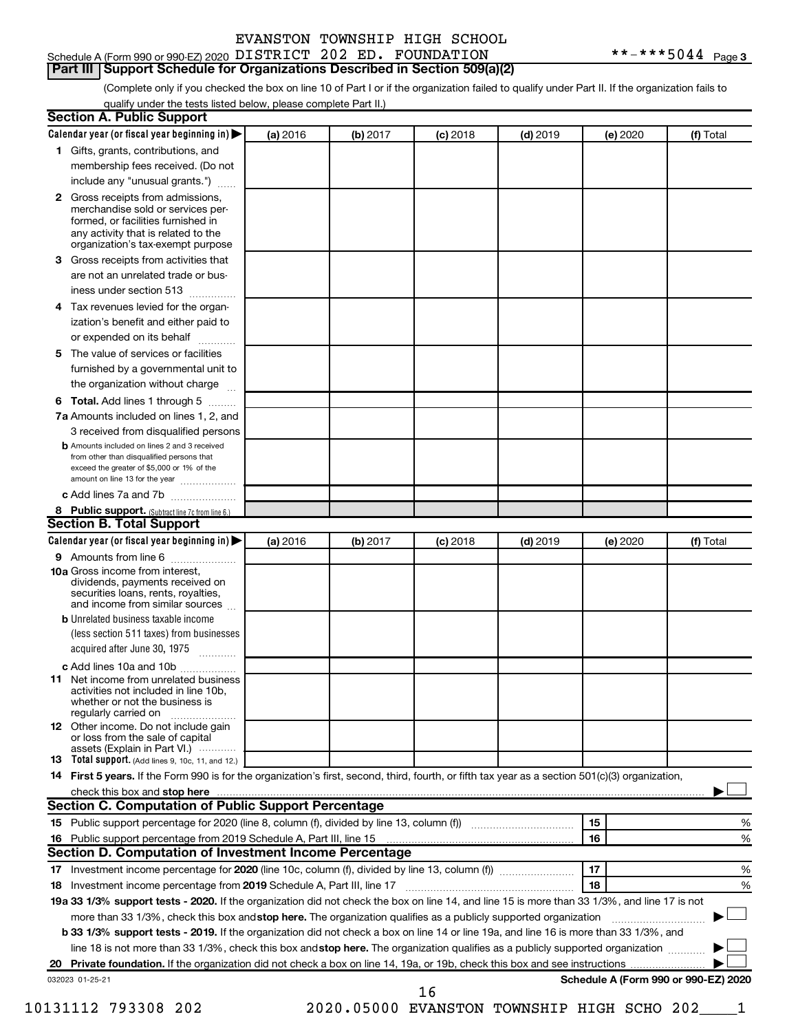Schedule A (Form 990 or 990-EZ) 2020 EVANSTON TOWNSHIP HIGH SCHOOL DISTRICT 202 ED. FOUNDATION **-***5044 Page 3

## Part III Support Schedule for Organizations Described in Section 509(a)(2)

(Complete only if you checked the box on line 10 of Part I or if the organization failed to qualify under Part II. If the organization fails to qualify under the tests listed below, please complete Part II.)

### Section A. Public Support

| Calendar year (or fiscal year beginning in) ▶ | (a) 2016 | (b) 2017 | (c) 2018 | (d) 2019 | (e) 2020 | (f) Total |
|---|---|---|---|---|---|---|
| 1 Gifts, grants, contributions, and membership fees received. (Do not include any "unusual grants.") | | | | | | |
| 2 Gross receipts from admissions, merchandise sold or services performed, or facilities furnished in any activity that is related to the organization's tax-exempt purpose | | | | | | |
| 3 Gross receipts from activities that are not an unrelated trade or business under section 513 | | | | | | |
| 4 Tax revenues levied for the organization's benefit and either paid to or expended on its behalf | | | | | | |
| 5 The value of services or facilities furnished by a governmental unit to the organization without charge | | | | | | |
| 6 **Total.** Add lines 1 through 5 | | | | | | |
| 7a Amounts included on lines 1, 2, and 3 received from disqualified persons | | | | | | |
| b Amounts included on lines 2 and 3 received from other than disqualified persons that exceed the greater of $5,000 or 1% of the amount on line 13 for the year | | | | | | |
| c Add lines 7a and 7b | | | | | | |
| 8 **Public support.** (Subtract line 7c from line 6.) | | | | | | |

### Section B. Total Support

| Calendar year (or fiscal year beginning in) ▶ | (a) 2016 | (b) 2017 | (c) 2018 | (d) 2019 | (e) 2020 | (f) Total |
|---|---|---|---|---|---|---|
| 9 Amounts from line 6 | | | | | | |
| 10a Gross income from interest, dividends, payments received on securities loans, rents, royalties, and income from similar sources | | | | | | |
| b Unrelated business taxable income (less section 511 taxes) from businesses acquired after June 30, 1975 | | | | | | |
| c Add lines 10a and 10b | | | | | | |
| 11 Net income from unrelated business activities not included in line 10b, whether or not the business is regularly carried on | | | | | | |
| 12 Other income. Do not include gain or loss from the sale of capital assets (Explain in Part VI.) | | | | | | |
| 13 **Total support.** (Add lines 9, 10c, 11, and 12.) | | | | | | |

14 **First 5 years.** If the Form 990 is for the organization's first, second, third, fourth, or fifth tax year as a section 501(c)(3) organization, check this box and **stop here** ▶ ☐

### Section C. Computation of Public Support Percentage

| | | | |
|---|---|---|---|
| 15 | Public support percentage for 2020 (line 8, column (f), divided by line 13, column (f)) | 15 | % |
| 16 | Public support percentage from 2019 Schedule A, Part III, line 15 | 16 | % |

### Section D. Computation of Investment Income Percentage

| | | | |
|---|---|---|---|
| 17 | Investment income percentage for **2020** (line 10c, column (f), divided by line 13, column (f)) | 17 | % |
| 18 | Investment income percentage from **2019** Schedule A, Part III, line 17 | 18 | % |

**19a 33 1/3% support tests - 2020.** If the organization did not check the box on line 14, and line 15 is more than 33 1/3%, and line 17 is not more than 33 1/3%, check this box and **stop here.** The organization qualifies as a publicly supported organization ▶ ☐

**b 33 1/3% support tests - 2019.** If the organization did not check a box on line 14 or line 19a, and line 16 is more than 33 1/3%, and line 18 is not more than 33 1/3%, check this box and **stop here.** The organization qualifies as a publicly supported organization ▶ ☐

**20 Private foundation.** If the organization did not check a box on line 14, 19a, or 19b, check this box and see instructions ▶ ☐

032023 01-25-21 **Schedule A (Form 990 or 990-EZ) 2020**

10131112 793308 202 2020.05000 EVANSTON TOWNSHIP HIGH SCHO 202____1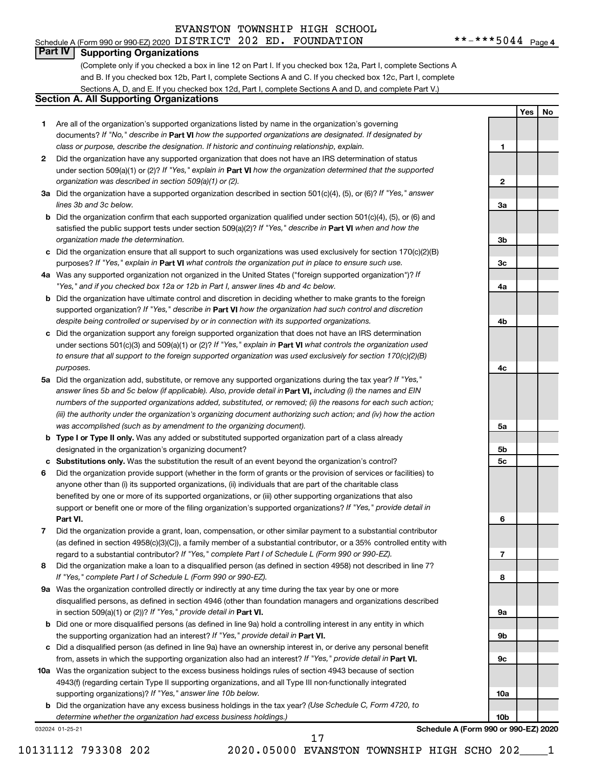EVANSTON TOWNSHIP HIGH SCHOOL

Schedule A (Form 990 or 990-EZ) 2020 DISTRICT 202 ED. FOUNDATION **-***5044 Page 4

## Part IV Supporting Organizations

(Complete only if you checked a box in line 12 on Part I. If you checked box 12a, Part I, complete Sections A and B. If you checked box 12b, Part I, complete Sections A and C. If you checked box 12c, Part I, complete Sections A, D, and E. If you checked box 12d, Part I, complete Sections A and D, and complete Part V.)

### Section A. All Supporting Organizations

| | | Line | Yes | No |
|---|---|---|---|---|
| **1** | Are all of the organization's supported organizations listed by name in the organization's governing documents? *If "No," describe in* **Part VI** *how the supported organizations are designated. If designated by class or purpose, describe the designation. If historic and continuing relationship, explain.* | 1 | | |
| **2** | Did the organization have any supported organization that does not have an IRS determination of status under section 509(a)(1) or (2)? *If "Yes," explain in* **Part VI** *how the organization determined that the supported organization was described in section 509(a)(1) or (2).* | 2 | | |
| **3a** | Did the organization have a supported organization described in section 501(c)(4), (5), or (6)? *If "Yes," answer lines 3b and 3c below.* | 3a | | |
| **b** | Did the organization confirm that each supported organization qualified under section 501(c)(4), (5), or (6) and satisfied the public support tests under section 509(a)(2)? *If "Yes," describe in* **Part VI** *when and how the organization made the determination.* | 3b | | |
| **c** | Did the organization ensure that all support to such organizations was used exclusively for section 170(c)(2)(B) purposes? *If "Yes," explain in* **Part VI** *what controls the organization put in place to ensure such use.* | 3c | | |
| **4a** | Was any supported organization not organized in the United States ("foreign supported organization")? *If "Yes," and if you checked box 12a or 12b in Part I, answer lines 4b and 4c below.* | 4a | | |
| **b** | Did the organization have ultimate control and discretion in deciding whether to make grants to the foreign supported organization? *If "Yes," describe in* **Part VI** *how the organization had such control and discretion despite being controlled or supervised by or in connection with its supported organizations.* | 4b | | |
| **c** | Did the organization support any foreign supported organization that does not have an IRS determination under sections 501(c)(3) and 509(a)(1) or (2)? *If "Yes," explain in* **Part VI** *what controls the organization used to ensure that all support to the foreign supported organization was used exclusively for section 170(c)(2)(B) purposes.* | 4c | | |
| **5a** | Did the organization add, substitute, or remove any supported organizations during the tax year? *If "Yes," answer lines 5b and 5c below (if applicable). Also, provide detail in* **Part VI,** *including (i) the names and EIN numbers of the supported organizations added, substituted, or removed; (ii) the reasons for each such action; (iii) the authority under the organization's organizing document authorizing such action; and (iv) how the action was accomplished (such as by amendment to the organizing document).* | 5a | | |
| **b** | **Type I or Type II only.** Was any added or substituted supported organization part of a class already designated in the organization's organizing document? | 5b | | |
| **c** | **Substitutions only.** Was the substitution the result of an event beyond the organization's control? | 5c | | |
| **6** | Did the organization provide support (whether in the form of grants or the provision of services or facilities) to anyone other than (i) its supported organizations, (ii) individuals that are part of the charitable class benefited by one or more of its supported organizations, or (iii) other supporting organizations that also support or benefit one or more of the filing organization's supported organizations? *If "Yes," provide detail in* **Part VI.** | 6 | | |
| **7** | Did the organization provide a grant, loan, compensation, or other similar payment to a substantial contributor (as defined in section 4958(c)(3)(C)), a family member of a substantial contributor, or a 35% controlled entity with regard to a substantial contributor? *If "Yes," complete Part I of Schedule L (Form 990 or 990-EZ).* | 7 | | |
| **8** | Did the organization make a loan to a disqualified person (as defined in section 4958) not described in line 7? *If "Yes," complete Part I of Schedule L (Form 990 or 990-EZ).* | 8 | | |
| **9a** | Was the organization controlled directly or indirectly at any time during the tax year by one or more disqualified persons, as defined in section 4946 (other than foundation managers and organizations described in section 509(a)(1) or (2))? *If "Yes," provide detail in* **Part VI.** | 9a | | |
| **b** | Did one or more disqualified persons (as defined in line 9a) hold a controlling interest in any entity in which the supporting organization had an interest? *If "Yes," provide detail in* **Part VI.** | 9b | | |
| **c** | Did a disqualified person (as defined in line 9a) have an ownership interest in, or derive any personal benefit from, assets in which the supporting organization also had an interest? *If "Yes," provide detail in* **Part VI.** | 9c | | |
| **10a** | Was the organization subject to the excess business holdings rules of section 4943 because of section 4943(f) (regarding certain Type II supporting organizations, and all Type III non-functionally integrated supporting organizations)? *If "Yes," answer line 10b below.* | 10a | | |
| **b** | Did the organization have any excess business holdings in the tax year? *(Use Schedule C, Form 4720, to determine whether the organization had excess business holdings.)* | 10b | | |

032024 01-25-21 **Schedule A (Form 990 or 990-EZ) 2020**

10131112 793308 202 2020.05000 EVANSTON TOWNSHIP HIGH SCHO 202____1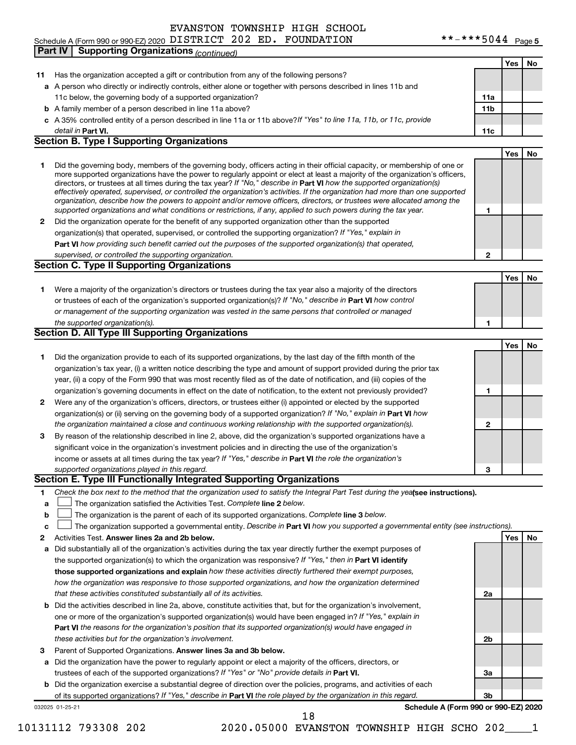EVANSTON TOWNSHIP HIGH SCHOOL

Schedule A (Form 990 or 990-EZ) 2020 DISTRICT 202 ED. FOUNDATION **-***5044 Page 5

## Part IV Supporting Organizations *(continued)*

| | | | Yes | No |
|---|---|---|---|---|
| **11** | Has the organization accepted a gift or contribution from any of the following persons? | | | |
| **a** | A person who directly or indirectly controls, either alone or together with persons described in lines 11b and 11c below, the governing body of a supported organization? | **11a** | | |
| **b** | A family member of a person described in line 11a above? | **11b** | | |
| **c** | A 35% controlled entity of a person described in line 11a or 11b above? *If "Yes" to line 11a, 11b, or 11c, provide detail in* **Part VI.** | **11c** | | |

### Section B. Type I Supporting Organizations

| | | | Yes | No |
|---|---|---|---|---|
| **1** | Did the governing body, members of the governing body, officers acting in their official capacity, or membership of one or more supported organizations have the power to regularly appoint or elect at least a majority of the organization's officers, directors, or trustees at all times during the tax year? *If "No," describe in* **Part VI** *how the supported organization(s) effectively operated, supervised, or controlled the organization's activities. If the organization had more than one supported organization, describe how the powers to appoint and/or remove officers, directors, or trustees were allocated among the supported organizations and what conditions or restrictions, if any, applied to such powers during the tax year.* | **1** | | |
| **2** | Did the organization operate for the benefit of any supported organization other than the supported organization(s) that operated, supervised, or controlled the supporting organization? *If "Yes," explain in* **Part VI** *how providing such benefit carried out the purposes of the supported organization(s) that operated, supervised, or controlled the supporting organization.* | **2** | | |

### Section C. Type II Supporting Organizations

| | | | Yes | No |
|---|---|---|---|---|
| **1** | Were a majority of the organization's directors or trustees during the tax year also a majority of the directors or trustees of each of the organization's supported organization(s)? *If "No," describe in* **Part VI** *how control or management of the supporting organization was vested in the same persons that controlled or managed the supported organization(s).* | **1** | | |

### Section D. All Type III Supporting Organizations

| | | | Yes | No |
|---|---|---|---|---|
| **1** | Did the organization provide to each of its supported organizations, by the last day of the fifth month of the organization's tax year, (i) a written notice describing the type and amount of support provided during the prior tax year, (ii) a copy of the Form 990 that was most recently filed as of the date of notification, and (iii) copies of the organization's governing documents in effect on the date of notification, to the extent not previously provided? | **1** | | |
| **2** | Were any of the organization's officers, directors, or trustees either (i) appointed or elected by the supported organization(s) or (ii) serving on the governing body of a supported organization? *If "No," explain in* **Part VI** *how the organization maintained a close and continuous working relationship with the supported organization(s).* | **2** | | |
| **3** | By reason of the relationship described in line 2, above, did the organization's supported organizations have a significant voice in the organization's investment policies and in directing the use of the organization's income or assets at all times during the tax year? *If "Yes," describe in* **Part VI** *the role the organization's supported organizations played in this regard.* | **3** | | |

### Section E. Type III Functionally Integrated Supporting Organizations

**1** *Check the box next to the method that the organization used to satisfy the Integral Part Test during the year* **(see instructions).**

**a** ☐ The organization satisfied the Activities Test. *Complete* **line 2** *below.*

**b** ☐ The organization is the parent of each of its supported organizations. *Complete* **line 3** *below.*

**c** ☐ The organization supported a governmental entity. *Describe in* **Part VI** *how you supported a governmental entity (see instructions).*

| | | | Yes | No |
|---|---|---|---|---|
| **2** | Activities Test. **Answer lines 2a and 2b below.** | | | |
| **a** | Did substantially all of the organization's activities during the tax year directly further the exempt purposes of the supported organization(s) to which the organization was responsive? *If "Yes," then in* **Part VI identify those supported organizations and explain** *how these activities directly furthered their exempt purposes, how the organization was responsive to those supported organizations, and how the organization determined that these activities constituted substantially all of its activities.* | **2a** | | |
| **b** | Did the activities described in line 2a, above, constitute activities that, but for the organization's involvement, one or more of the organization's supported organization(s) would have been engaged in? *If "Yes," explain in* **Part VI** *the reasons for the organization's position that its supported organization(s) would have engaged in these activities but for the organization's involvement.* | **2b** | | |
| **3** | Parent of Supported Organizations. **Answer lines 3a and 3b below.** | | | |
| **a** | Did the organization have the power to regularly appoint or elect a majority of the officers, directors, or trustees of each of the supported organizations? *If "Yes" or "No" provide details in* **Part VI.** | **3a** | | |
| **b** | Did the organization exercise a substantial degree of direction over the policies, programs, and activities of each of its supported organizations? *If "Yes," describe in* **Part VI** *the role played by the organization in this regard.* | **3b** | | |

032025 01-25-21 **Schedule A (Form 990 or 990-EZ) 2020**

10131112 793308 202 2020.05000 EVANSTON TOWNSHIP HIGH SCHO 202____1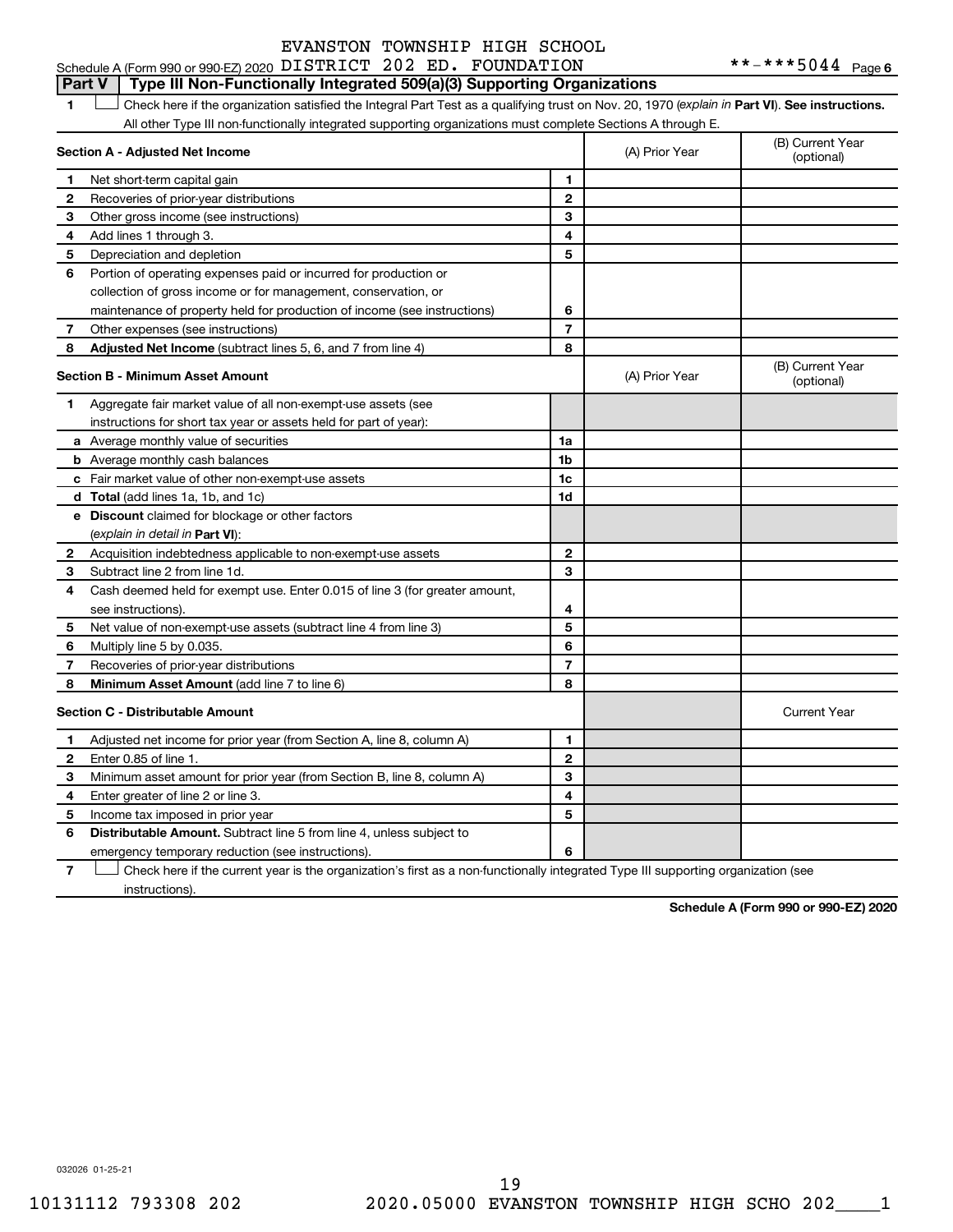EVANSTON TOWNSHIP HIGH SCHOOL

Schedule A (Form 990 or 990-EZ) 2020 DISTRICT 202 ED. FOUNDATION **-***5044 Page 6

## Part V Type III Non-Functionally Integrated 509(a)(3) Supporting Organizations

1 ☐ Check here if the organization satisfied the Integral Part Test as a qualifying trust on Nov. 20, 1970 (*explain in* **Part VI**). **See instructions.** All other Type III non-functionally integrated supporting organizations must complete Sections A through E.

| Section A - Adjusted Net Income | | | (A) Prior Year | (B) Current Year (optional) |
|---|---|---|---|---|
| 1 | Net short-term capital gain | 1 | | |
| 2 | Recoveries of prior-year distributions | 2 | | |
| 3 | Other gross income (see instructions) | 3 | | |
| 4 | Add lines 1 through 3. | 4 | | |
| 5 | Depreciation and depletion | 5 | | |
| 6 | Portion of operating expenses paid or incurred for production or collection of gross income or for management, conservation, or maintenance of property held for production of income (see instructions) | 6 | | |
| 7 | Other expenses (see instructions) | 7 | | |
| 8 | **Adjusted Net Income** (subtract lines 5, 6, and 7 from line 4) | 8 | | |

| Section B - Minimum Asset Amount | | | (A) Prior Year | (B) Current Year (optional) |
|---|---|---|---|---|
| 1 | Aggregate fair market value of all non-exempt-use assets (see instructions for short tax year or assets held for part of year): | | | |
| a | Average monthly value of securities | 1a | | |
| b | Average monthly cash balances | 1b | | |
| c | Fair market value of other non-exempt-use assets | 1c | | |
| d | **Total** (add lines 1a, 1b, and 1c) | 1d | | |
| e | **Discount** claimed for blockage or other factors (*explain in detail in* **Part VI**): | | | |
| 2 | Acquisition indebtedness applicable to non-exempt-use assets | 2 | | |
| 3 | Subtract line 2 from line 1d. | 3 | | |
| 4 | Cash deemed held for exempt use. Enter 0.015 of line 3 (for greater amount, see instructions). | 4 | | |
| 5 | Net value of non-exempt-use assets (subtract line 4 from line 3) | 5 | | |
| 6 | Multiply line 5 by 0.035. | 6 | | |
| 7 | Recoveries of prior-year distributions | 7 | | |
| 8 | **Minimum Asset Amount** (add line 7 to line 6) | 8 | | |

| Section C - Distributable Amount | | | | Current Year |
|---|---|---|---|---|
| 1 | Adjusted net income for prior year (from Section A, line 8, column A) | 1 | | |
| 2 | Enter 0.85 of line 1. | 2 | | |
| 3 | Minimum asset amount for prior year (from Section B, line 8, column A) | 3 | | |
| 4 | Enter greater of line 2 or line 3. | 4 | | |
| 5 | Income tax imposed in prior year | 5 | | |
| 6 | **Distributable Amount.** Subtract line 5 from line 4, unless subject to emergency temporary reduction (see instructions). | 6 | | |

7 ☐ Check here if the current year is the organization's first as a non-functionally integrated Type III supporting organization (see instructions).

**Schedule A (Form 990 or 990-EZ) 2020**

032026 01-25-21

10131112 793308 202 2020.05000 EVANSTON TOWNSHIP HIGH SCHO 202____1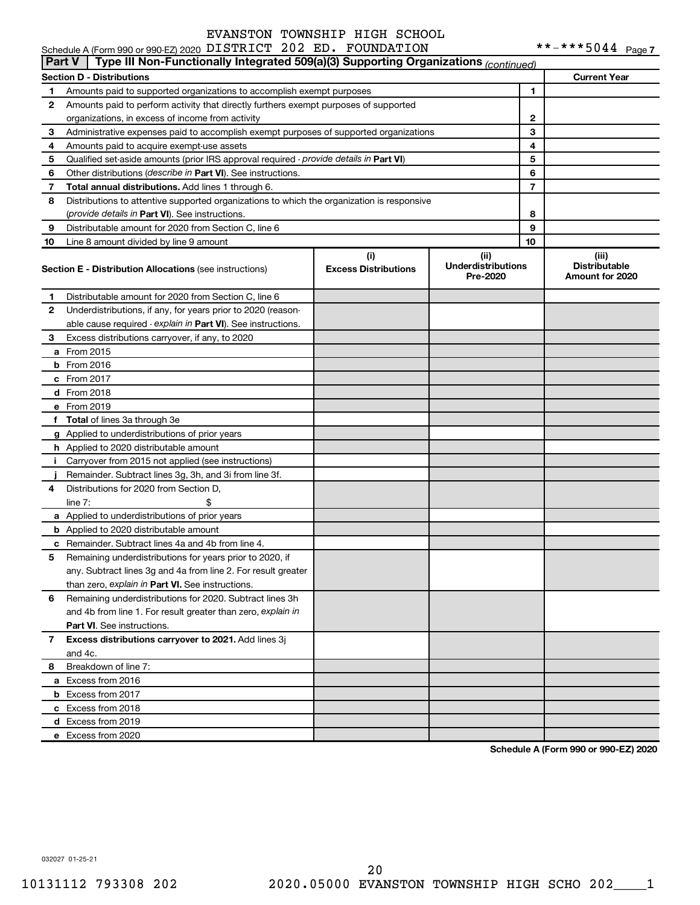EVANSTON TOWNSHIP HIGH SCHOOL

Schedule A (Form 990 or 990-EZ) 2020 DISTRICT 202 ED. FOUNDATION **-***5044 Page 7

**Part V | Type III Non-Functionally Integrated 509(a)(3) Supporting Organizations** *(continued)*

| Section D - Distributions | | | Current Year |
|---|---|---|---|
| 1 | Amounts paid to supported organizations to accomplish exempt purposes | 1 | |
| 2 | Amounts paid to perform activity that directly furthers exempt purposes of supported organizations, in excess of income from activity | 2 | |
| 3 | Administrative expenses paid to accomplish exempt purposes of supported organizations | 3 | |
| 4 | Amounts paid to acquire exempt-use assets | 4 | |
| 5 | Qualified set-aside amounts (prior IRS approval required - *provide details in* **Part VI**) | 5 | |
| 6 | Other distributions (*describe in* **Part VI**). See instructions. | 6 | |
| 7 | **Total annual distributions.** Add lines 1 through 6. | 7 | |
| 8 | Distributions to attentive supported organizations to which the organization is responsive (*provide details in* **Part VI**). See instructions. | 8 | |
| 9 | Distributable amount for 2020 from Section C, line 6 | 9 | |
| 10 | Line 8 amount divided by line 9 amount | 10 | |

| | **Section E - Distribution Allocations** (see instructions) | (i) Excess Distributions | (ii) Underdistributions Pre-2020 | (iii) Distributable Amount for 2020 |
|---|---|---|---|---|
| 1 | Distributable amount for 2020 from Section C, line 6 | | | |
| 2 | Underdistributions, if any, for years prior to 2020 (reasonable cause required - *explain in* **Part VI**). See instructions. | | | |
| 3 | Excess distributions carryover, if any, to 2020 | | | |
| a | From 2015 | | | |
| b | From 2016 | | | |
| c | From 2017 | | | |
| d | From 2018 | | | |
| e | From 2019 | | | |
| f | **Total** of lines 3a through 3e | | | |
| g | Applied to underdistributions of prior years | | | |
| h | Applied to 2020 distributable amount | | | |
| i | Carryover from 2015 not applied (see instructions) | | | |
| j | Remainder. Subtract lines 3g, 3h, and 3i from line 3f. | | | |
| 4 | Distributions for 2020 from Section D, line 7: $ | | | |
| a | Applied to underdistributions of prior years | | | |
| b | Applied to 2020 distributable amount | | | |
| c | Remainder. Subtract lines 4a and 4b from line 4. | | | |
| 5 | Remaining underdistributions for years prior to 2020, if any. Subtract lines 3g and 4a from line 2. For result greater than zero, *explain in* **Part VI.** See instructions. | | | |
| 6 | Remaining underdistributions for 2020. Subtract lines 3h and 4b from line 1. For result greater than zero, *explain in* **Part VI**. See instructions. | | | |
| 7 | **Excess distributions carryover to 2021.** Add lines 3j and 4c. | | | |
| 8 | Breakdown of line 7: | | | |
| a | Excess from 2016 | | | |
| b | Excess from 2017 | | | |
| c | Excess from 2018 | | | |
| d | Excess from 2019 | | | |
| e | Excess from 2020 | | | |

**Schedule A (Form 990 or 990-EZ) 2020**

032027 01-25-21

10131112 793308 202 2020.05000 EVANSTON TOWNSHIP HIGH SCHO 202____1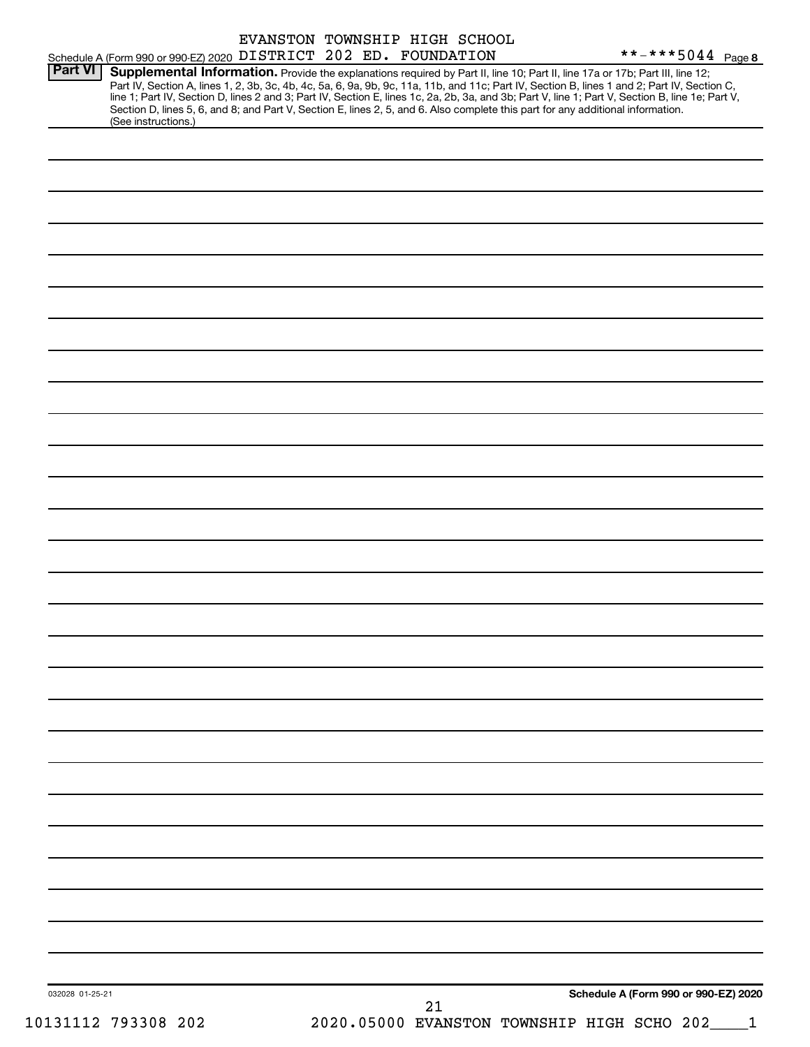Schedule A (Form 990 or 990-EZ) 2020 EVANSTON TOWNSHIP HIGH SCHOOL DISTRICT 202 ED. FOUNDATION **-***5044 Page 8

**Part VI** **Supplemental Information.** Provide the explanations required by Part II, line 10; Part II, line 17a or 17b; Part III, line 12; Part IV, Section A, lines 1, 2, 3b, 3c, 4b, 4c, 5a, 6, 9a, 9b, 9c, 11a, 11b, and 11c; Part IV, Section B, lines 1 and 2; Part IV, Section C, line 1; Part IV, Section D, lines 2 and 3; Part IV, Section E, lines 1c, 2a, 2b, 3a, and 3b; Part V, line 1; Part V, Section B, line 1e; Part V, Section D, lines 5, 6, and 8; and Part V, Section E, lines 2, 5, and 6. Also complete this part for any additional information. (See instructions.)

032028 01-25-21

**Schedule A (Form 990 or 990-EZ) 2020**

10131112 793308 202 2020.05000 EVANSTON TOWNSHIP HIGH SCHO 202____1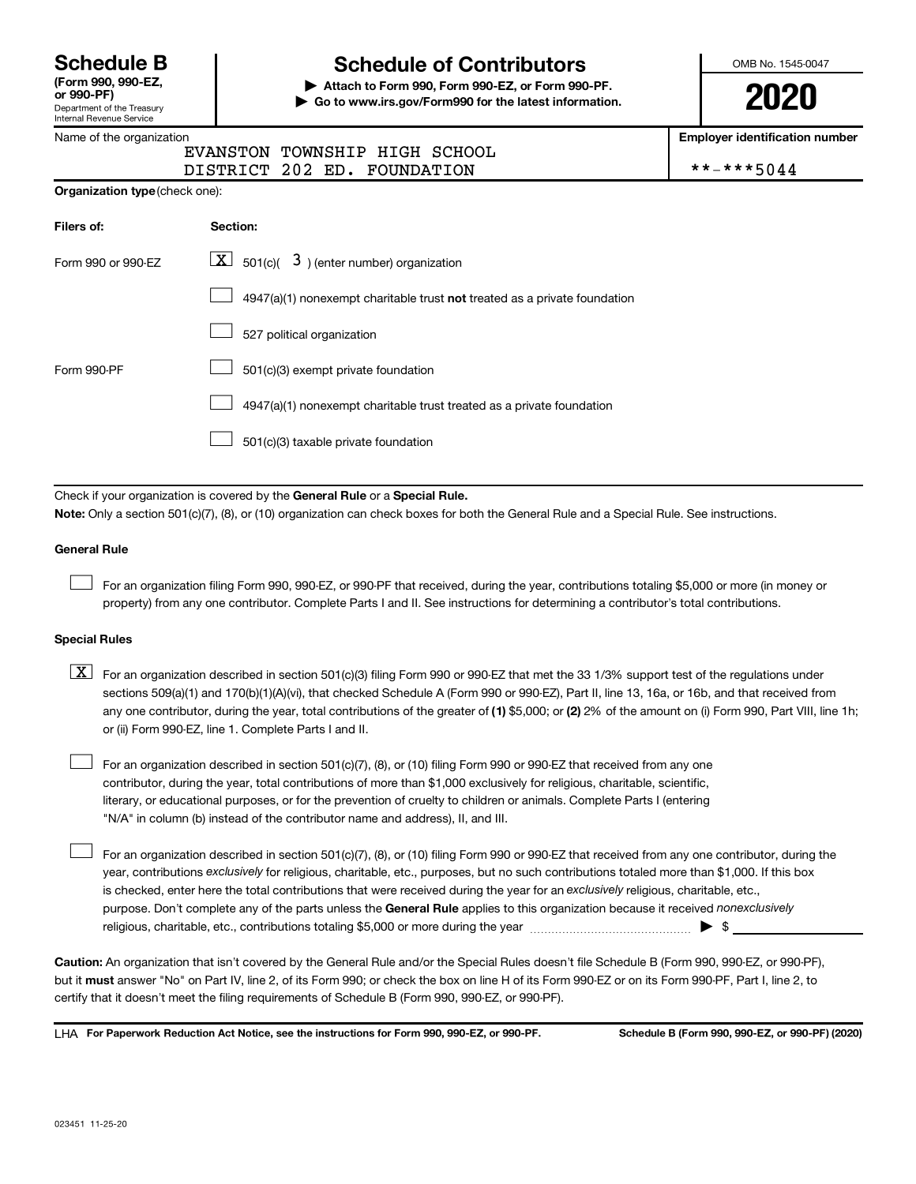# Schedule B

**(Form 990, 990-EZ, or 990-PF)**

Department of the Treasury
Internal Revenue Service

## Schedule of Contributors

**▶ Attach to Form 990, Form 990-EZ, or Form 990-PF.**
**▶ Go to www.irs.gov/Form990 for the latest information.**

OMB No. 1545-0047

**2020**

Name of the organization: EVANSTON TOWNSHIP HIGH SCHOOL DISTRICT 202 ED. FOUNDATION

**Employer identification number:** **-***5044

**Organization type** (check one):

| Filers of: | Section: |
|---|---|
| Form 990 or 990-EZ | [X] 501(c)( 3 ) (enter number) organization |
| | [ ] 4947(a)(1) nonexempt charitable trust **not** treated as a private foundation |
| | [ ] 527 political organization |
| Form 990-PF | [ ] 501(c)(3) exempt private foundation |
| | [ ] 4947(a)(1) nonexempt charitable trust treated as a private foundation |
| | [ ] 501(c)(3) taxable private foundation |

Check if your organization is covered by the **General Rule** or a **Special Rule.**

**Note:** Only a section 501(c)(7), (8), or (10) organization can check boxes for both the General Rule and a Special Rule. See instructions.

### General Rule

[ ] For an organization filing Form 990, 990-EZ, or 990-PF that received, during the year, contributions totaling $5,000 or more (in money or property) from any one contributor. Complete Parts I and II. See instructions for determining a contributor's total contributions.

### Special Rules

[X] For an organization described in section 501(c)(3) filing Form 990 or 990-EZ that met the 33 1/3% support test of the regulations under sections 509(a)(1) and 170(b)(1)(A)(vi), that checked Schedule A (Form 990 or 990-EZ), Part II, line 13, 16a, or 16b, and that received from any one contributor, during the year, total contributions of the greater of **(1)** $5,000; or **(2)** 2% of the amount on (i) Form 990, Part VIII, line 1h; or (ii) Form 990-EZ, line 1. Complete Parts I and II.

[ ] For an organization described in section 501(c)(7), (8), or (10) filing Form 990 or 990-EZ that received from any one contributor, during the year, total contributions of more than $1,000 exclusively for religious, charitable, scientific, literary, or educational purposes, or for the prevention of cruelty to children or animals. Complete Parts I (entering "N/A" in column (b) instead of the contributor name and address), II, and III.

[ ] For an organization described in section 501(c)(7), (8), or (10) filing Form 990 or 990-EZ that received from any one contributor, during the year, contributions *exclusively* for religious, charitable, etc., purposes, but no such contributions totaled more than $1,000. If this box is checked, enter here the total contributions that were received during the year for an *exclusively* religious, charitable, etc., purpose. Don't complete any of the parts unless the **General Rule** applies to this organization because it received *nonexclusively* religious, charitable, etc., contributions totaling $5,000 or more during the year ▶ $ ____________

**Caution:** An organization that isn't covered by the General Rule and/or the Special Rules doesn't file Schedule B (Form 990, 990-EZ, or 990-PF), but it **must** answer "No" on Part IV, line 2, of its Form 990; or check the box on line H of its Form 990-EZ or on its Form 990-PF, Part I, line 2, to certify that it doesn't meet the filing requirements of Schedule B (Form 990, 990-EZ, or 990-PF).

LHA **For Paperwork Reduction Act Notice, see the instructions for Form 990, 990-EZ, or 990-PF.** **Schedule B (Form 990, 990-EZ, or 990-PF) (2020)**

023451 11-25-20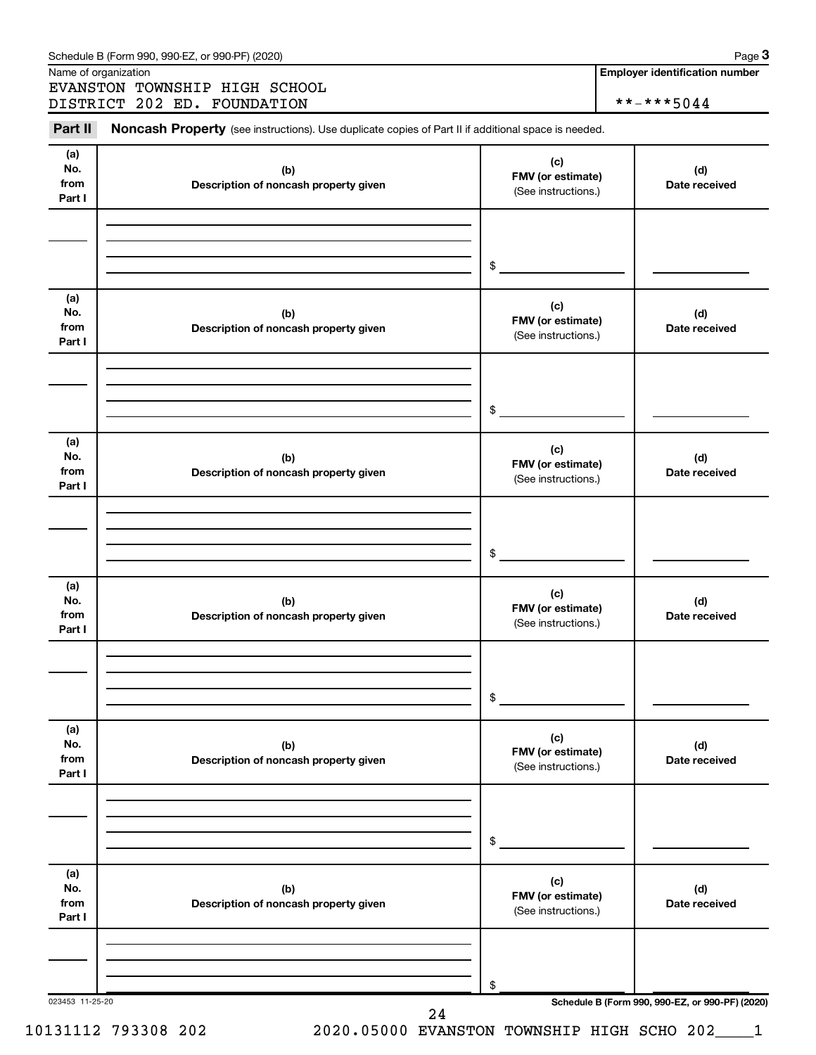Schedule B (Form 990, 990-EZ, or 990-PF) (2020)

Name of organization: EVANSTON TOWNSHIP HIGH SCHOOL DISTRICT 202 ED. FOUNDATION

**Employer identification number**: **-***5044

**Part II** **Noncash Property** (see instructions). Use duplicate copies of Part II if additional space is needed.

| (a) No. from Part I | (b) Description of noncash property given | (c) FMV (or estimate) (See instructions.) | (d) Date received |
|---|---|---|---|
| | | $ | |
| | | $ | |
| | | $ | |
| | | $ | |
| | | $ | |
| | | $ | |

023453 11-25-20

Schedule B (Form 990, 990-EZ, or 990-PF) (2020)

10131112 793308 202 2020.05000 EVANSTON TOWNSHIP HIGH SCHO 202____1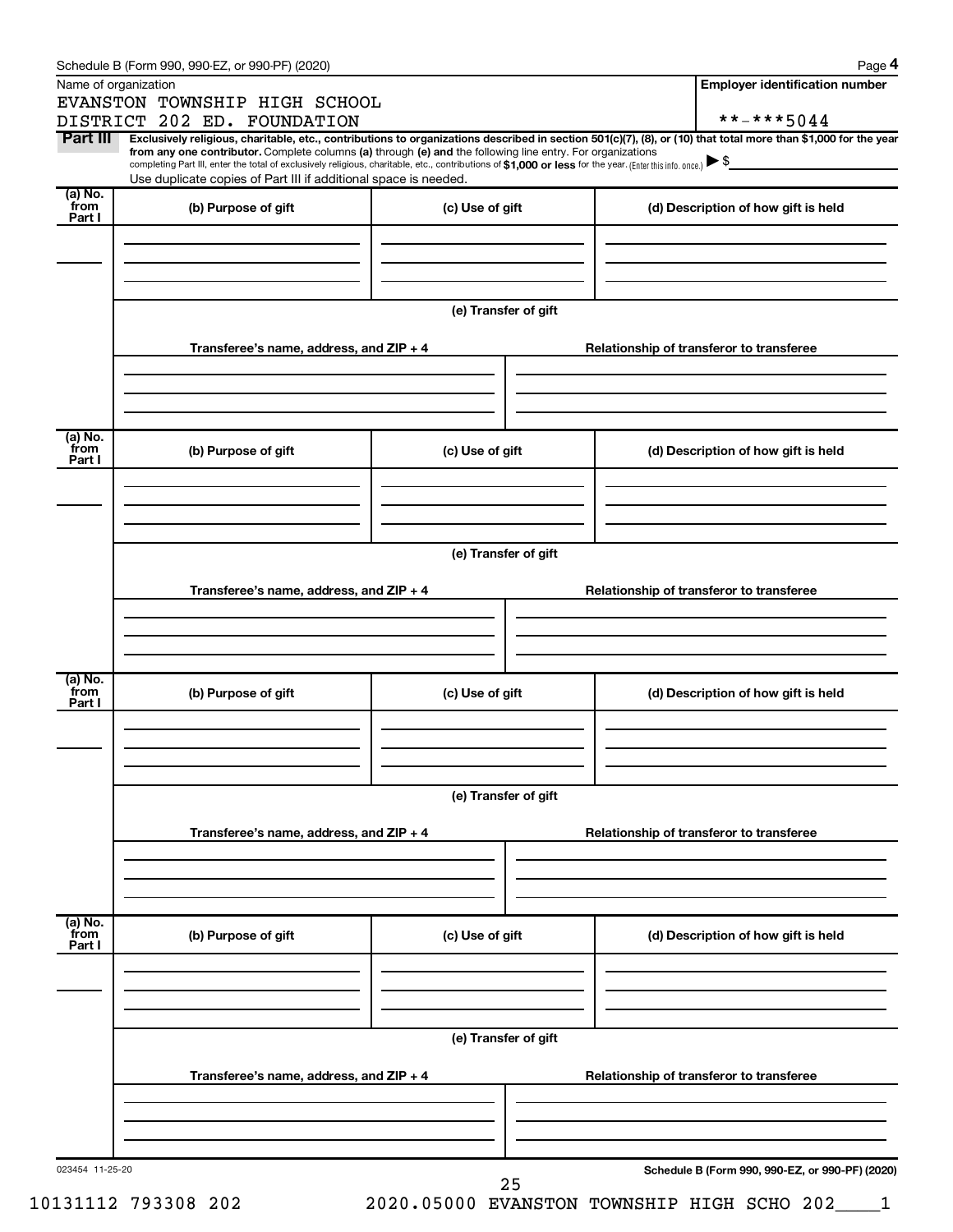Schedule B (Form 990, 990-EZ, or 990-PF) (2020)

Name of organization

EVANSTON TOWNSHIP HIGH SCHOOL DISTRICT 202 ED. FOUNDATION

Employer identification number

**-***5044

**Part III** **Exclusively religious, charitable, etc., contributions to organizations described in section 501(c)(7), (8), or (10) that total more than $1,000 for the year from any one contributor.** Complete columns **(a)** through **(e)** and the following line entry. For organizations completing Part III, enter the total of exclusively religious, charitable, etc., contributions of **$1,000 or less** for the year. (Enter this info. once.) ▶ $

Use duplicate copies of Part III if additional space is needed.

| (a) No. from Part I | (b) Purpose of gift | (c) Use of gift | (d) Description of how gift is held |
|---|---|---|---|
| | | | |

(e) Transfer of gift

| Transferee's name, address, and ZIP + 4 | Relationship of transferor to transferee |
|---|---|
| | |

| (a) No. from Part I | (b) Purpose of gift | (c) Use of gift | (d) Description of how gift is held |
|---|---|---|---|
| | | | |

(e) Transfer of gift

| Transferee's name, address, and ZIP + 4 | Relationship of transferor to transferee |
|---|---|
| | |

| (a) No. from Part I | (b) Purpose of gift | (c) Use of gift | (d) Description of how gift is held |
|---|---|---|---|
| | | | |

(e) Transfer of gift

| Transferee's name, address, and ZIP + 4 | Relationship of transferor to transferee |
|---|---|
| | |

| (a) No. from Part I | (b) Purpose of gift | (c) Use of gift | (d) Description of how gift is held |
|---|---|---|---|
| | | | |

(e) Transfer of gift

| Transferee's name, address, and ZIP + 4 | Relationship of transferor to transferee |
|---|---|
| | |

023454 11-25-20

Schedule B (Form 990, 990-EZ, or 990-PF) (2020)

10131112 793308 202 2020.05000 EVANSTON TOWNSHIP HIGH SCHO 202____1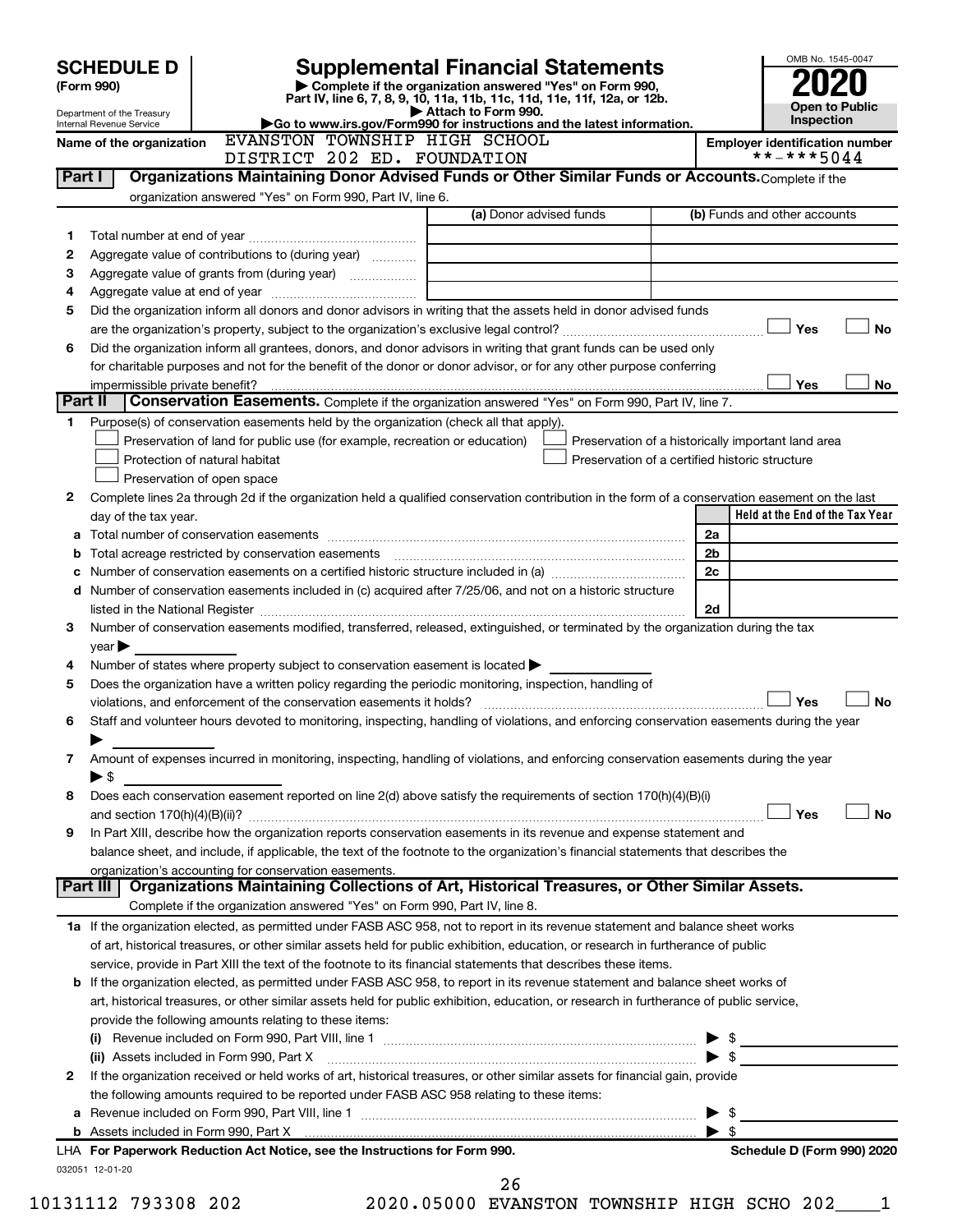**SCHEDULE D**
**(Form 990)**

Department of the Treasury
Internal Revenue Service

# Supplemental Financial Statements

▶ Complete if the organization answered "Yes" on Form 990, Part IV, line 6, 7, 8, 9, 10, 11a, 11b, 11c, 11d, 11e, 11f, 12a, or 12b.
▶ Attach to Form 990.
▶Go to www.irs.gov/Form990 for instructions and the latest information.

OMB No. 1545-0047
**2020**
**Open to Public Inspection**

**Name of the organization** EVANSTON TOWNSHIP HIGH SCHOOL DISTRICT 202 ED. FOUNDATION

**Employer identification number** **-***5044

## Part I Organizations Maintaining Donor Advised Funds or Other Similar Funds or Accounts.
Complete if the organization answered "Yes" on Form 990, Part IV, line 6.

| | | (a) Donor advised funds | (b) Funds and other accounts |
|---|---|---|---|
| 1 | Total number at end of year | | |
| 2 | Aggregate value of contributions to (during year) | | |
| 3 | Aggregate value of grants from (during year) | | |
| 4 | Aggregate value at end of year | | |

5 Did the organization inform all donors and donor advisors in writing that the assets held in donor advised funds are the organization's property, subject to the organization's exclusive legal control? ☐ Yes ☐ No

6 Did the organization inform all grantees, donors, and donor advisors in writing that grant funds can be used only for charitable purposes and not for the benefit of the donor or donor advisor, or for any other purpose conferring impermissible private benefit? ☐ Yes ☐ No

## Part II Conservation Easements.
Complete if the organization answered "Yes" on Form 990, Part IV, line 7.

1 Purpose(s) of conservation easements held by the organization (check all that apply).
- ☐ Preservation of land for public use (for example, recreation or education)
- ☐ Protection of natural habitat
- ☐ Preservation of open space
- ☐ Preservation of a historically important land area
- ☐ Preservation of a certified historic structure

2 Complete lines 2a through 2d if the organization held a qualified conservation contribution in the form of a conservation easement on the last day of the tax year.

| | | | Held at the End of the Tax Year |
|---|---|---|---|
| a | Total number of conservation easements | 2a | |
| b | Total acreage restricted by conservation easements | 2b | |
| c | Number of conservation easements on a certified historic structure included in (a) | 2c | |
| d | Number of conservation easements included in (c) acquired after 7/25/06, and not on a historic structure listed in the National Register | 2d | |

3 Number of conservation easements modified, transferred, released, extinguished, or terminated by the organization during the tax year ▶

4 Number of states where property subject to conservation easement is located ▶

5 Does the organization have a written policy regarding the periodic monitoring, inspection, handling of violations, and enforcement of the conservation easements it holds? ☐ Yes ☐ No

6 Staff and volunteer hours devoted to monitoring, inspecting, handling of violations, and enforcing conservation easements during the year ▶

7 Amount of expenses incurred in monitoring, inspecting, handling of violations, and enforcing conservation easements during the year ▶ $

8 Does each conservation easement reported on line 2(d) above satisfy the requirements of section 170(h)(4)(B)(i) and section 170(h)(4)(B)(ii)? ☐ Yes ☐ No

9 In Part XIII, describe how the organization reports conservation easements in its revenue and expense statement and balance sheet, and include, if applicable, the text of the footnote to the organization's financial statements that describes the organization's accounting for conservation easements.

## Part III Organizations Maintaining Collections of Art, Historical Treasures, or Other Similar Assets.
Complete if the organization answered "Yes" on Form 990, Part IV, line 8.

1a If the organization elected, as permitted under FASB ASC 958, not to report in its revenue statement and balance sheet works of art, historical treasures, or other similar assets held for public exhibition, education, or research in furtherance of public service, provide in Part XIII the text of the footnote to its financial statements that describes these items.

b If the organization elected, as permitted under FASB ASC 958, to report in its revenue statement and balance sheet works of art, historical treasures, or other similar assets held for public exhibition, education, or research in furtherance of public service, provide the following amounts relating to these items:

(i) Revenue included on Form 990, Part VIII, line 1 ▶ $

(ii) Assets included in Form 990, Part X ▶ $

2 If the organization received or held works of art, historical treasures, or other similar assets for financial gain, provide the following amounts required to be reported under FASB ASC 958 relating to these items:

a Revenue included on Form 990, Part VIII, line 1 ▶ $

b Assets included in Form 990, Part X ▶ $

LHA For Paperwork Reduction Act Notice, see the Instructions for Form 990. **Schedule D (Form 990) 2020**

032051 12-01-20

10131112 793308 202 2020.05000 EVANSTON TOWNSHIP HIGH SCHO 202____1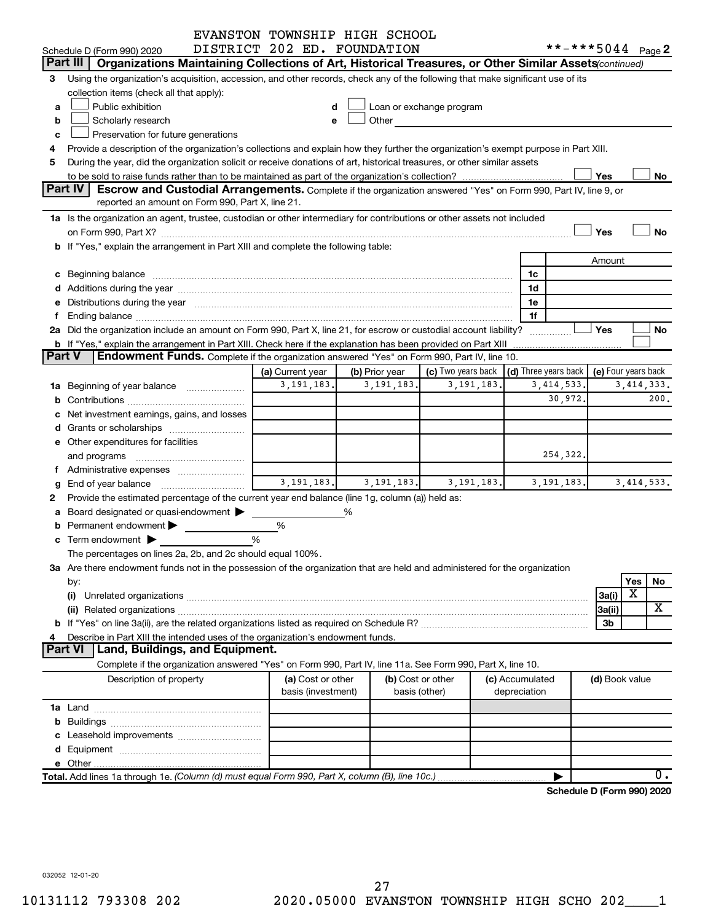EVANSTON TOWNSHIP HIGH SCHOOL
DISTRICT 202 ED. FOUNDATION

Schedule D (Form 990) 2020 **-***5044 Page 2

## Part III Organizations Maintaining Collections of Art, Historical Treasures, or Other Similar Assets *(continued)*

3 Using the organization's acquisition, accession, and other records, check any of the following that make significant use of its collection items (check all that apply):

- a ☐ Public exhibition
- b ☐ Scholarly research
- c ☐ Preservation for future generations
- d ☐ Loan or exchange program
- e ☐ Other

4 Provide a description of the organization's collections and explain how they further the organization's exempt purpose in Part XIII.

5 During the year, did the organization solicit or receive donations of art, historical treasures, or other similar assets to be sold to raise funds rather than to be maintained as part of the organization's collection? ☐ Yes ☐ No

## Part IV Escrow and Custodial Arrangements.

Complete if the organization answered "Yes" on Form 990, Part IV, line 9, or reported an amount on Form 990, Part X, line 21.

1a Is the organization an agent, trustee, custodian or other intermediary for contributions or other assets not included on Form 990, Part X? ☐ Yes ☐ No

b If "Yes," explain the arrangement in Part XIII and complete the following table:

| | | Amount |
|---|---|---|
| c Beginning balance | 1c | |
| d Additions during the year | 1d | |
| e Distributions during the year | 1e | |
| f Ending balance | 1f | |

2a Did the organization include an amount on Form 990, Part X, line 21, for escrow or custodial account liability? ☐ Yes ☐ No

b If "Yes," explain the arrangement in Part XIII. Check here if the explanation has been provided on Part XIII ☐

## Part V Endowment Funds.

Complete if the organization answered "Yes" on Form 990, Part IV, line 10.

| | (a) Current year | (b) Prior year | (c) Two years back | (d) Three years back | (e) Four years back |
|---|---|---|---|---|---|
| 1a Beginning of year balance | 3,191,183. | 3,191,183. | 3,191,183. | 3,414,533. | 3,414,333. |
| b Contributions | | | | 30,972. | 200. |
| c Net investment earnings, gains, and losses | | | | | |
| d Grants or scholarships | | | | | |
| e Other expenditures for facilities and programs | | | | 254,322. | |
| f Administrative expenses | | | | | |
| g End of year balance | 3,191,183. | 3,191,183. | 3,191,183. | 3,191,183. | 3,414,533. |

2 Provide the estimated percentage of the current year end balance (line 1g, column (a)) held as:

- a Board designated or quasi-endowment ▶ %
- b Permanent endowment ▶ %
- c Term endowment ▶ %

The percentages on lines 2a, 2b, and 2c should equal 100%.

3a Are there endowment funds not in the possession of the organization that are held and administered for the organization by:

| | | Yes | No |
|---|---|---|---|
| (i) Unrelated organizations | 3a(i) | X | |
| (ii) Related organizations | 3a(ii) | | X |
| b If "Yes" on line 3a(ii), are the related organizations listed as required on Schedule R? | 3b | | |

4 Describe in Part XIII the intended uses of the organization's endowment funds.

## Part VI Land, Buildings, and Equipment.

Complete if the organization answered "Yes" on Form 990, Part IV, line 11a. See Form 990, Part X, line 10.

| Description of property | (a) Cost or other basis (investment) | (b) Cost or other basis (other) | (c) Accumulated depreciation | (d) Book value |
|---|---|---|---|---|
| 1a Land | | | | |
| b Buildings | | | | |
| c Leasehold improvements | | | | |
| d Equipment | | | | |
| e Other | | | | |
| **Total.** Add lines 1a through 1e. *(Column (d) must equal Form 990, Part X, column (B), line 10c.)* | | | | 0. |

**Schedule D (Form 990) 2020**

032052 12-01-20

10131112 793308 202 2020.05000 EVANSTON TOWNSHIP HIGH SCHO 202____1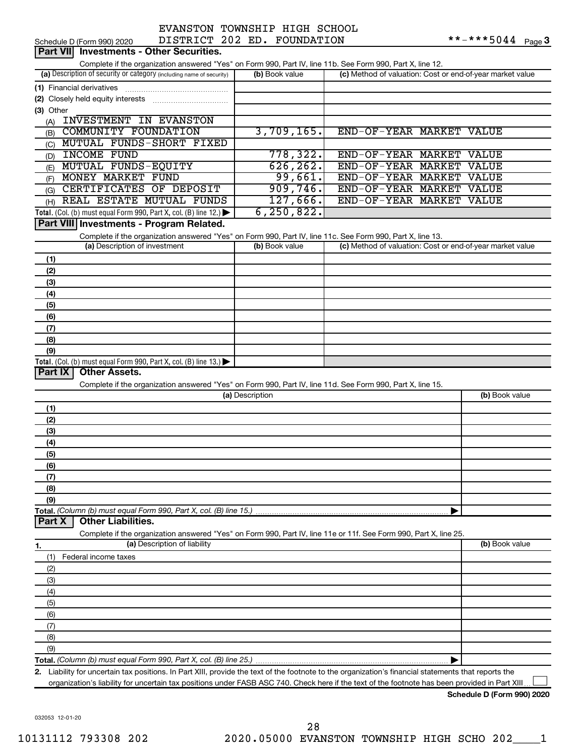EVANSTON TOWNSHIP HIGH SCHOOL DISTRICT 202 ED. FOUNDATION

Schedule D (Form 990) 2020 **-***5044 Page 3

## Part VII Investments - Other Securities.

Complete if the organization answered "Yes" on Form 990, Part IV, line 11b. See Form 990, Part X, line 12.

| (a) Description of security or category (including name of security) | (b) Book value | (c) Method of valuation: Cost or end-of-year market value |
|---|---|---|
| (1) Financial derivatives | | |
| (2) Closely held equity interests | | |
| (3) Other | | |
| (A) INVESTMENT IN EVANSTON | | |
| (B) COMMUNITY FOUNDATION | 3,709,165. | END-OF-YEAR MARKET VALUE |
| (C) MUTUAL FUNDS-SHORT FIXED | | |
| (D) INCOME FUND | 778,322. | END-OF-YEAR MARKET VALUE |
| (E) MUTUAL FUNDS-EQUITY | 626,262. | END-OF-YEAR MARKET VALUE |
| (F) MONEY MARKET FUND | 99,661. | END-OF-YEAR MARKET VALUE |
| (G) CERTIFICATES OF DEPOSIT | 909,746. | END-OF-YEAR MARKET VALUE |
| (H) REAL ESTATE MUTUAL FUNDS | 127,666. | END-OF-YEAR MARKET VALUE |
| Total. (Col. (b) must equal Form 990, Part X, col. (B) line 12.) | 6,250,822. | |

## Part VIII Investments - Program Related.

Complete if the organization answered "Yes" on Form 990, Part IV, line 11c. See Form 990, Part X, line 13.

| (a) Description of investment | (b) Book value | (c) Method of valuation: Cost or end-of-year market value |
|---|---|---|
| (1) | | |
| (2) | | |
| (3) | | |
| (4) | | |
| (5) | | |
| (6) | | |
| (7) | | |
| (8) | | |
| (9) | | |
| Total. (Col. (b) must equal Form 990, Part X, col. (B) line 13.) | | |

## Part IX Other Assets.

Complete if the organization answered "Yes" on Form 990, Part IV, line 11d. See Form 990, Part X, line 15.

| (a) Description | (b) Book value |
|---|---|
| (1) | |
| (2) | |
| (3) | |
| (4) | |
| (5) | |
| (6) | |
| (7) | |
| (8) | |
| (9) | |
| Total. (Column (b) must equal Form 990, Part X, col. (B) line 15.) | |

## Part X Other Liabilities.

Complete if the organization answered "Yes" on Form 990, Part IV, line 11e or 11f. See Form 990, Part X, line 25.

| 1. (a) Description of liability | (b) Book value |
|---|---|
| (1) Federal income taxes | |
| (2) | |
| (3) | |
| (4) | |
| (5) | |
| (6) | |
| (7) | |
| (8) | |
| (9) | |
| Total. (Column (b) must equal Form 990, Part X, col. (B) line 25.) | |

2. Liability for uncertain tax positions. In Part XIII, provide the text of the footnote to the organization's financial statements that reports the organization's liability for uncertain tax positions under FASB ASC 740. Check here if the text of the footnote has been provided in Part XIII ☐

Schedule D (Form 990) 2020

032053 12-01-20

10131112 793308 202 2020.05000 EVANSTON TOWNSHIP HIGH SCHO 202____1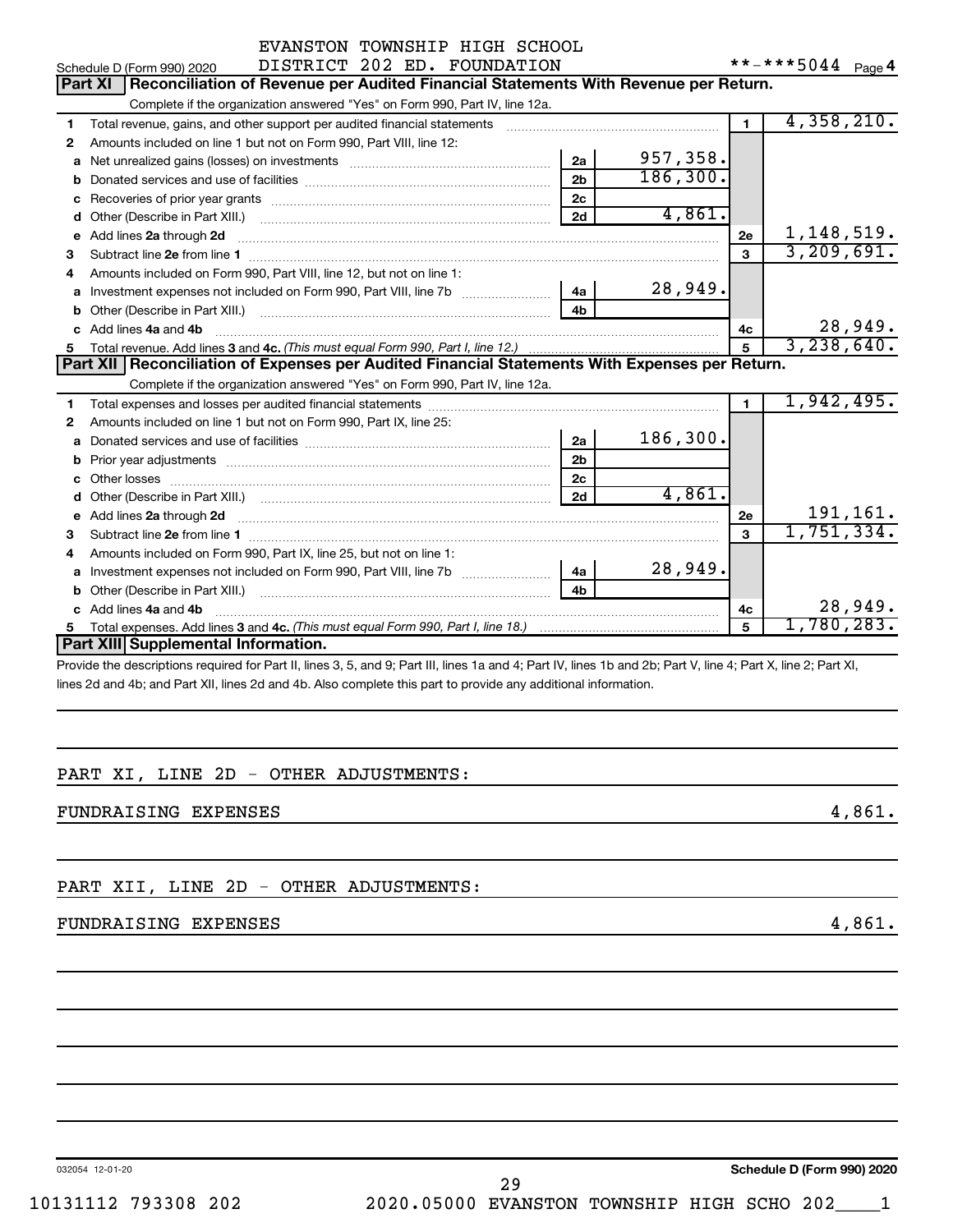EVANSTON TOWNSHIP HIGH SCHOOL
DISTRICT 202 ED. FOUNDATION

Schedule D (Form 990) 2020 — **-***5044 Page 4

## Part XI Reconciliation of Revenue per Audited Financial Statements With Revenue per Return.

Complete if the organization answered "Yes" on Form 990, Part IV, line 12a.

| Line | Description | Ref | Amount | Line | Total |
|---|---|---|---|---|---|
| 1 | Total revenue, gains, and other support per audited financial statements | | | 1 | 4,358,210. |
| 2 | Amounts included on line 1 but not on Form 990, Part VIII, line 12: | | | | |
| a | Net unrealized gains (losses) on investments | 2a | 957,358. | | |
| b | Donated services and use of facilities | 2b | 186,300. | | |
| c | Recoveries of prior year grants | 2c | | | |
| d | Other (Describe in Part XIII.) | 2d | 4,861. | | |
| e | Add lines 2a through 2d | | | 2e | 1,148,519. |
| 3 | Subtract line 2e from line 1 | | | 3 | 3,209,691. |
| 4 | Amounts included on Form 990, Part VIII, line 12, but not on line 1: | | | | |
| a | Investment expenses not included on Form 990, Part VIII, line 7b | 4a | 28,949. | | |
| b | Other (Describe in Part XIII.) | 4b | | | |
| c | Add lines 4a and 4b | | | 4c | 28,949. |
| 5 | Total revenue. Add lines 3 and 4c. *(This must equal Form 990, Part I, line 12.)* | | | 5 | 3,238,640. |

## Part XII Reconciliation of Expenses per Audited Financial Statements With Expenses per Return.

Complete if the organization answered "Yes" on Form 990, Part IV, line 12a.

| Line | Description | Ref | Amount | Line | Total |
|---|---|---|---|---|---|
| 1 | Total expenses and losses per audited financial statements | | | 1 | 1,942,495. |
| 2 | Amounts included on line 1 but not on Form 990, Part IX, line 25: | | | | |
| a | Donated services and use of facilities | 2a | 186,300. | | |
| b | Prior year adjustments | 2b | | | |
| c | Other losses | 2c | | | |
| d | Other (Describe in Part XIII.) | 2d | 4,861. | | |
| e | Add lines 2a through 2d | | | 2e | 191,161. |
| 3 | Subtract line 2e from line 1 | | | 3 | 1,751,334. |
| 4 | Amounts included on Form 990, Part IX, line 25, but not on line 1: | | | | |
| a | Investment expenses not included on Form 990, Part VIII, line 7b | 4a | 28,949. | | |
| b | Other (Describe in Part XIII.) | 4b | | | |
| c | Add lines 4a and 4b | | | 4c | 28,949. |
| 5 | Total expenses. Add lines 3 and 4c. *(This must equal Form 990, Part I, line 18.)* | | | 5 | 1,780,283. |

## Part XIII Supplemental Information.

Provide the descriptions required for Part II, lines 3, 5, and 9; Part III, lines 1a and 4; Part IV, lines 1b and 2b; Part V, line 4; Part X, line 2; Part XI, lines 2d and 4b; and Part XII, lines 2d and 4b. Also complete this part to provide any additional information.

PART XI, LINE 2D - OTHER ADJUSTMENTS:

FUNDRAISING EXPENSES 4,861.

PART XII, LINE 2D - OTHER ADJUSTMENTS:

FUNDRAISING EXPENSES 4,861.

032054 12-01-20 — Schedule D (Form 990) 2020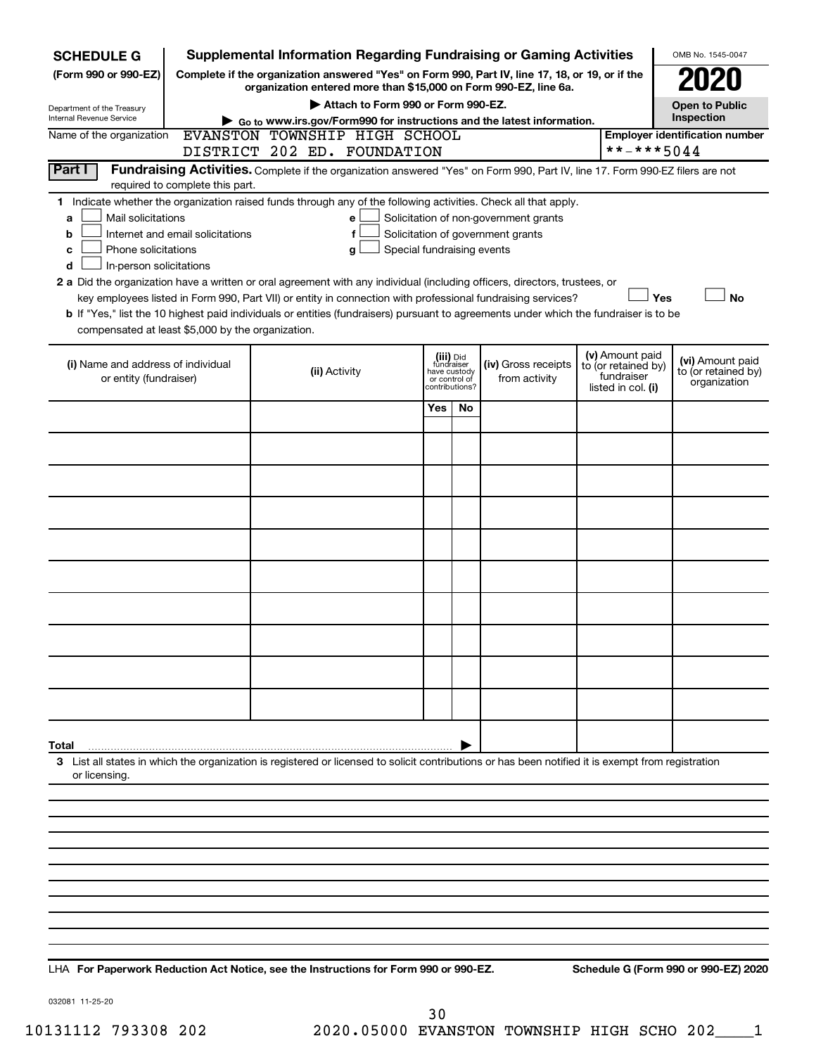**SCHEDULE G**
**(Form 990 or 990-EZ)**

Department of the Treasury
Internal Revenue Service

# Supplemental Information Regarding Fundraising or Gaming Activities

**Complete if the organization answered "Yes" on Form 990, Part IV, line 17, 18, or 19, or if the organization entered more than $15,000 on Form 990-EZ, line 6a.**

▶ **Attach to Form 990 or Form 990-EZ.**

▶ **Go to www.irs.gov/Form990 for instructions and the latest information.**

OMB No. 1545-0047

**2020**

**Open to Public Inspection**

Name of the organization: EVANSTON TOWNSHIP HIGH SCHOOL DISTRICT 202 ED. FOUNDATION

**Employer identification number**: **-***5044

**Part I** **Fundraising Activities.** Complete if the organization answered "Yes" on Form 990, Part IV, line 17. Form 990-EZ filers are not required to complete this part.

**1** Indicate whether the organization raised funds through any of the following activities. Check all that apply.

- **a** ☐ Mail solicitations
- **b** ☐ Internet and email solicitations
- **c** ☐ Phone solicitations
- **d** ☐ In-person solicitations
- **e** ☐ Solicitation of non-government grants
- **f** ☐ Solicitation of government grants
- **g** ☐ Special fundraising events

**2 a** Did the organization have a written or oral agreement with any individual (including officers, directors, trustees, or key employees listed in Form 990, Part VII) or entity in connection with professional fundraising services? ☐ **Yes** ☐ **No**

**b** If "Yes," list the 10 highest paid individuals or entities (fundraisers) pursuant to agreements under which the fundraiser is to be compensated at least $5,000 by the organization.

| (i) Name and address of individual or entity (fundraiser) | (ii) Activity | (iii) Did fundraiser have custody or control of contributions? Yes | No | (iv) Gross receipts from activity | (v) Amount paid to (or retained by) fundraiser listed in col. (i) | (vi) Amount paid to (or retained by) organization |
|---|---|---|---|---|---|---|
| | | | | | | |
| | | | | | | |
| | | | | | | |
| | | | | | | |
| | | | | | | |
| | | | | | | |
| | | | | | | |
| | | | | | | |
| | | | | | | |
| | | | | | | |
| **Total** ▶ | | | | | | |

**3** List all states in which the organization is registered or licensed to solicit contributions or has been notified it is exempt from registration or licensing.

LHA **For Paperwork Reduction Act Notice, see the Instructions for Form 990 or 990-EZ.** **Schedule G (Form 990 or 990-EZ) 2020**

032081 11-25-20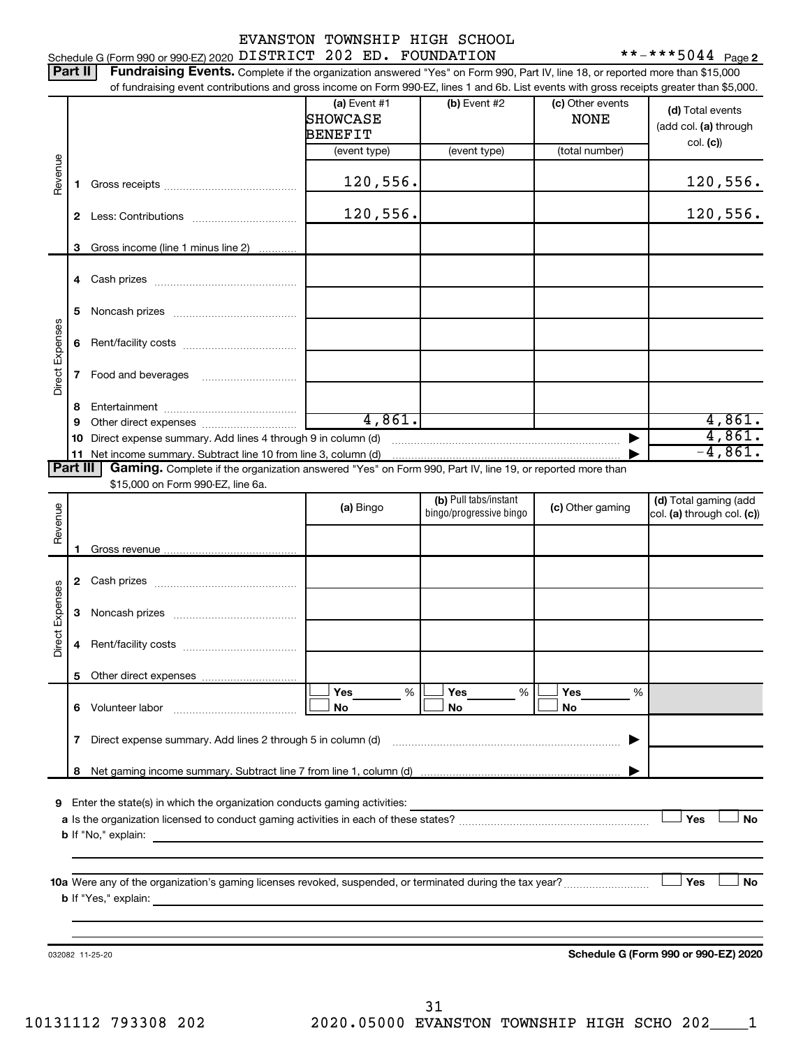EVANSTON TOWNSHIP HIGH SCHOOL

Schedule G (Form 990 or 990-EZ) 2020 DISTRICT 202 ED. FOUNDATION **-***5044 Page 2

**Part II** **Fundraising Events.** Complete if the organization answered "Yes" on Form 990, Part IV, line 18, or reported more than $15,000 of fundraising event contributions and gross income on Form 990-EZ, lines 1 and 6b. List events with gross receipts greater than $5,000.

| | | (a) Event #1 SHOWCASE BENEFIT (event type) | (b) Event #2 (event type) | (c) Other events NONE (total number) | (d) Total events (add col. (a) through col. (c)) |
|---|---|---|---|---|---|
| Revenue | 1 Gross receipts | 120,556. | | | 120,556. |
| | 2 Less: Contributions | 120,556. | | | 120,556. |
| | 3 Gross income (line 1 minus line 2) | | | | |
| Direct Expenses | 4 Cash prizes | | | | |
| | 5 Noncash prizes | | | | |
| | 6 Rent/facility costs | | | | |
| | 7 Food and beverages | | | | |
| | 8 Entertainment | | | | |
| | 9 Other direct expenses | 4,861. | | | 4,861. |
| | 10 Direct expense summary. Add lines 4 through 9 in column (d) | | | | 4,861. |
| | 11 Net income summary. Subtract line 10 from line 3, column (d) | | | | -4,861. |

**Part III** **Gaming.** Complete if the organization answered "Yes" on Form 990, Part IV, line 19, or reported more than $15,000 on Form 990-EZ, line 6a.

| | | (a) Bingo | (b) Pull tabs/instant bingo/progressive bingo | (c) Other gaming | (d) Total gaming (add col. (a) through col. (c)) |
|---|---|---|---|---|---|
| Revenue | 1 Gross revenue | | | | |
| Direct Expenses | 2 Cash prizes | | | | |
| | 3 Noncash prizes | | | | |
| | 4 Rent/facility costs | | | | |
| | 5 Other direct expenses | | | | |
| | 6 Volunteer labor | ☐ Yes ___ % ☐ No | ☐ Yes ___ % ☐ No | ☐ Yes ___ % ☐ No | |
| | 7 Direct expense summary. Add lines 2 through 5 in column (d) | | | | |
| | 8 Net gaming income summary. Subtract line 7 from line 1, column (d) | | | | |

9 Enter the state(s) in which the organization conducts gaming activities:

a Is the organization licensed to conduct gaming activities in each of these states? ☐ Yes ☐ No

b If "No," explain:

10a Were any of the organization's gaming licenses revoked, suspended, or terminated during the tax year? ☐ Yes ☐ No

b If "Yes," explain:

032082 11-25-20 **Schedule G (Form 990 or 990-EZ) 2020**

10131112 793308 202 2020.05000 EVANSTON TOWNSHIP HIGH SCHO 202____1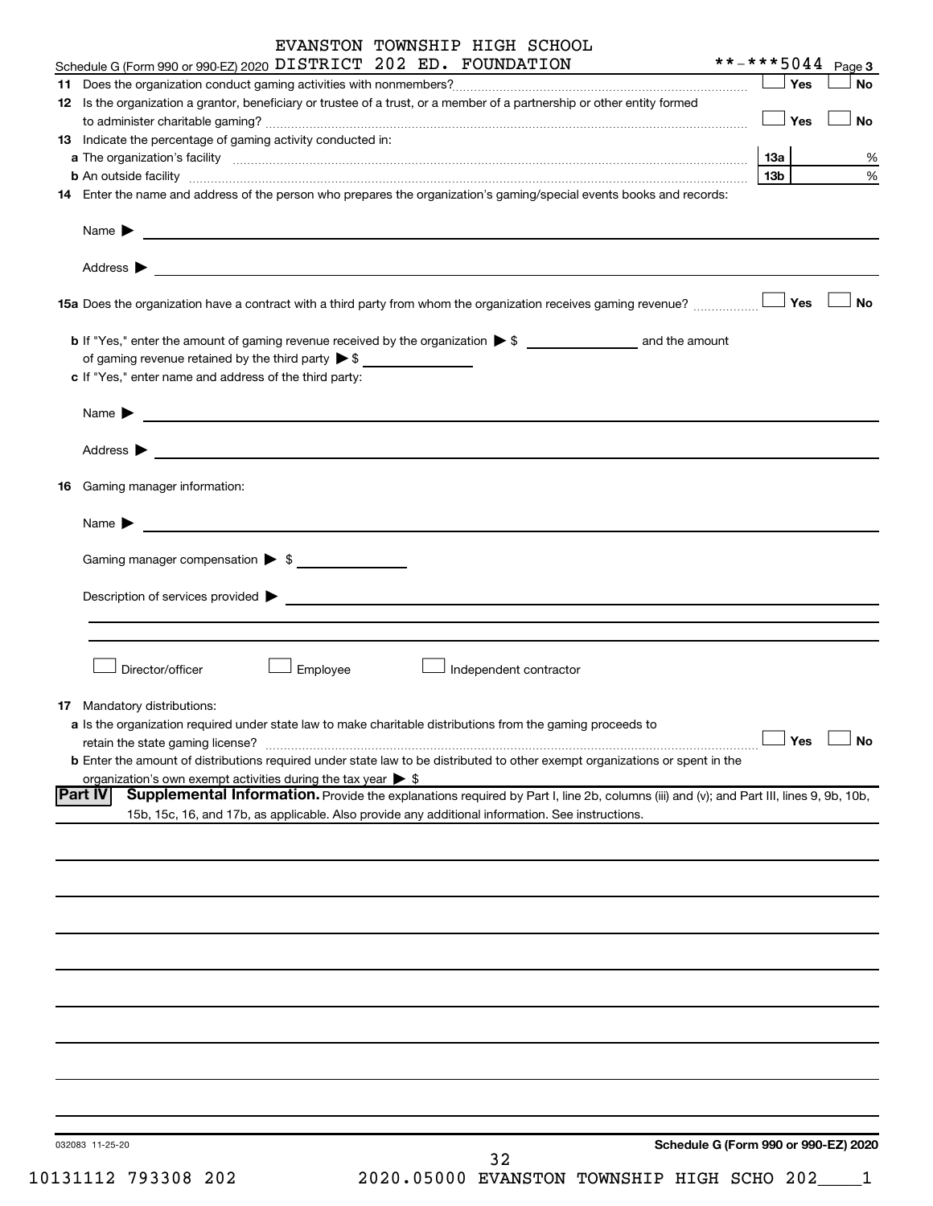EVANSTON TOWNSHIP HIGH SCHOOL

Schedule G (Form 990 or 990-EZ) 2020 DISTRICT 202 ED. FOUNDATION **-***5044 Page **3**

**11** Does the organization conduct gaming activities with nonmembers? ☐ Yes ☐ No

**12** Is the organization a grantor, beneficiary or trustee of a trust, or a member of a partnership or other entity formed to administer charitable gaming? ☐ Yes ☐ No

**13** Indicate the percentage of gaming activity conducted in:

**a** The organization's facility **13a** %

**b** An outside facility **13b** %

**14** Enter the name and address of the person who prepares the organization's gaming/special events books and records:

Name ▶

Address ▶

**15a** Does the organization have a contract with a third party from whom the organization receives gaming revenue? ☐ Yes ☐ No

**b** If "Yes," enter the amount of gaming revenue received by the organization ▶ $ ______ and the amount of gaming revenue retained by the third party ▶ $ ______

**c** If "Yes," enter name and address of the third party:

Name ▶

Address ▶

**16** Gaming manager information:

Name ▶

Gaming manager compensation ▶ $

Description of services provided ▶

☐ Director/officer ☐ Employee ☐ Independent contractor

**17** Mandatory distributions:

**a** Is the organization required under state law to make charitable distributions from the gaming proceeds to retain the state gaming license? ☐ Yes ☐ No

**b** Enter the amount of distributions required under state law to be distributed to other exempt organizations or spent in the organization's own exempt activities during the tax year ▶ $

**Part IV** **Supplemental Information.** Provide the explanations required by Part I, line 2b, columns (iii) and (v); and Part III, lines 9, 9b, 10b, 15b, 15c, 16, and 17b, as applicable. Also provide any additional information. See instructions.

032083 11-25-20

**Schedule G (Form 990 or 990-EZ) 2020**

10131112 793308 202 2020.05000 EVANSTON TOWNSHIP HIGH SCHO 202____1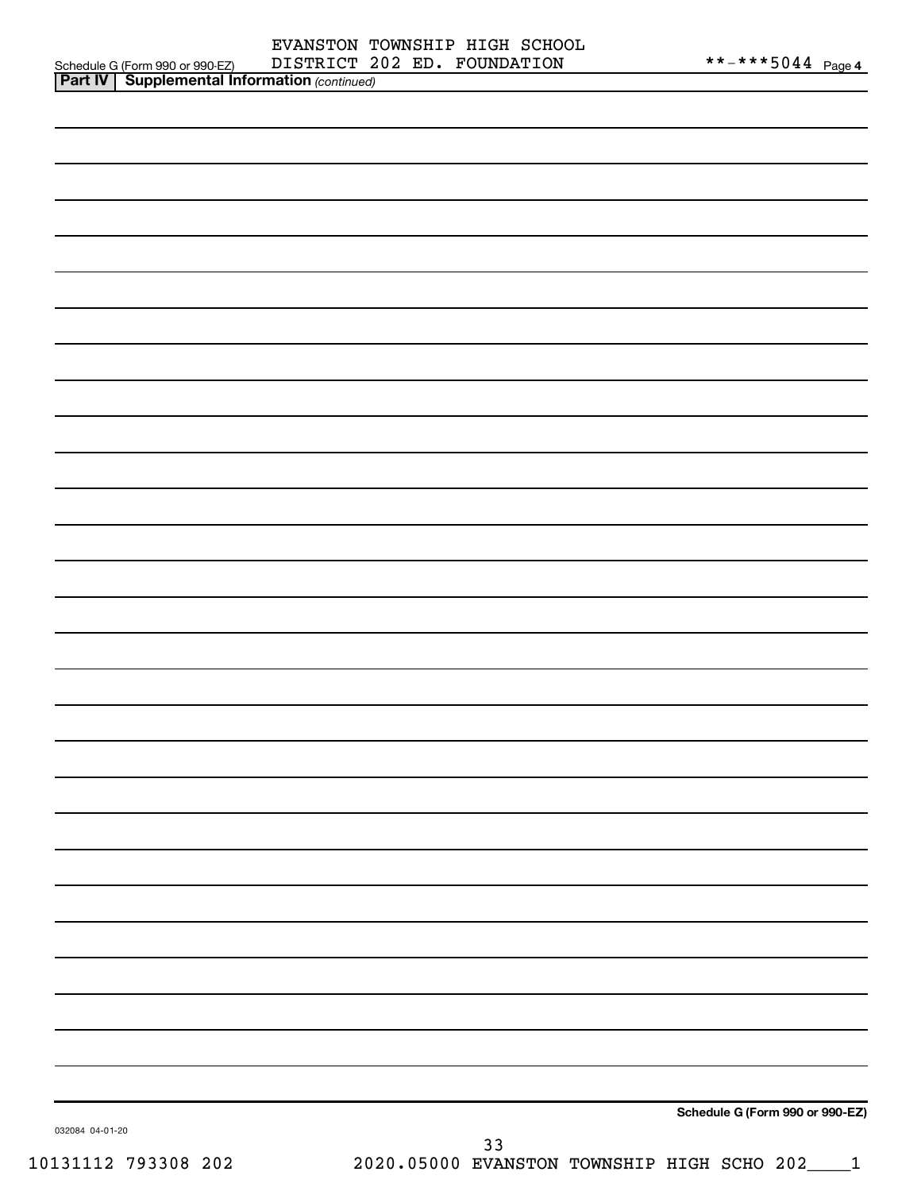Schedule G (Form 990 or 990-EZ) EVANSTON TOWNSHIP HIGH SCHOOL DISTRICT 202 ED. FOUNDATION **-***5044 Page 4

**Part IV | Supplemental Information** *(continued)*

**Schedule G (Form 990 or 990-EZ)**

032084 04-01-20

10131112 793308 202 2020.05000 EVANSTON TOWNSHIP HIGH SCHO 202____1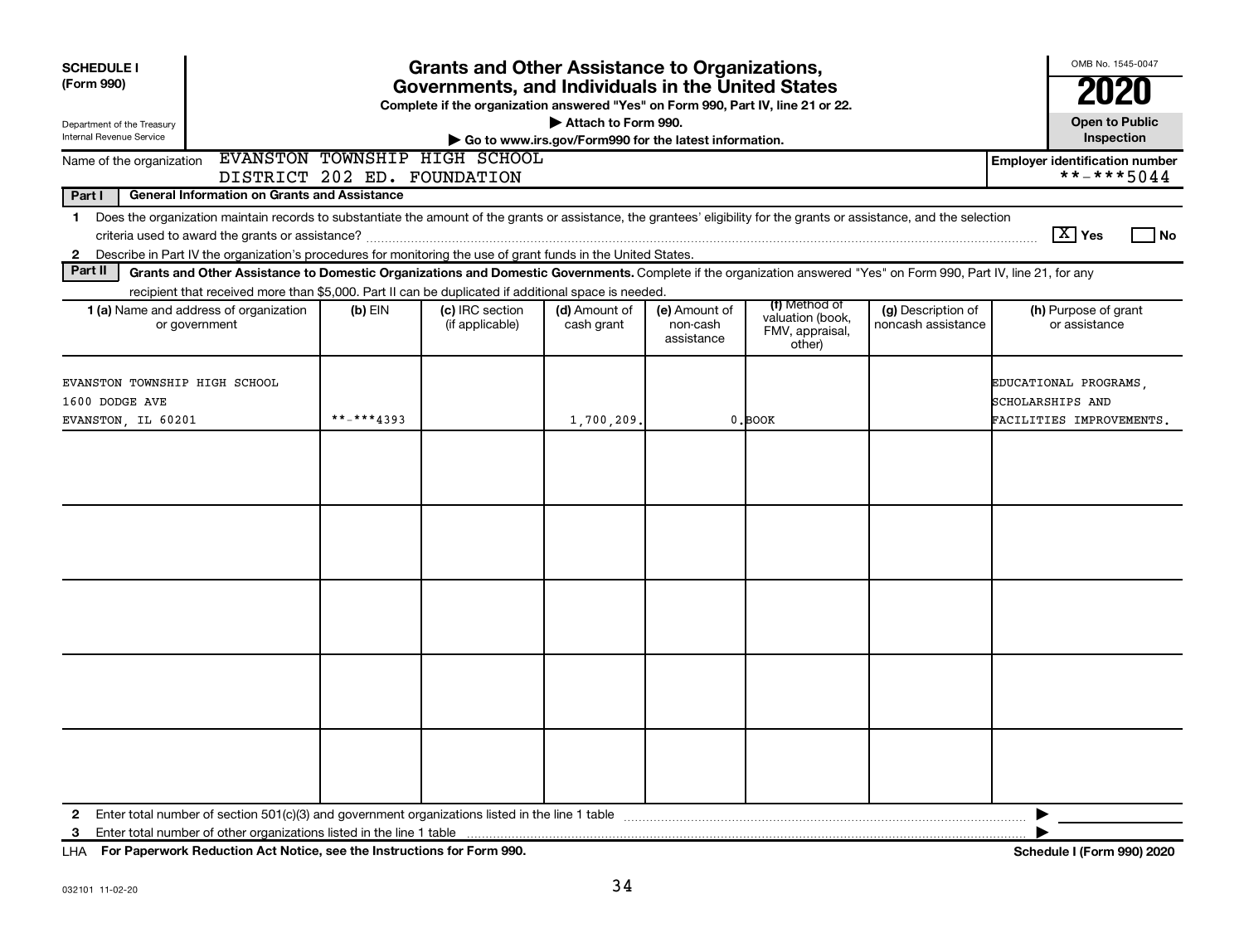**SCHEDULE I (Form 990)**

Department of the Treasury
Internal Revenue Service

# Grants and Other Assistance to Organizations, Governments, and Individuals in the United States

**Complete if the organization answered "Yes" on Form 990, Part IV, line 21 or 22.**

**▶ Attach to Form 990.**

**▶ Go to www.irs.gov/Form990 for the latest information.**

OMB No. 1545-0047

**2020**

**Open to Public Inspection**

Name of the organization: EVANSTON TOWNSHIP HIGH SCHOOL DISTRICT 202 ED. FOUNDATION

**Employer identification number**: **-***5044

**Part I — General Information on Grants and Assistance**

1 Does the organization maintain records to substantiate the amount of the grants or assistance, the grantees' eligibility for the grants or assistance, and the selection criteria used to award the grants or assistance? [X] Yes [ ] No

2 Describe in Part IV the organization's procedures for monitoring the use of grant funds in the United States.

**Part II — Grants and Other Assistance to Domestic Organizations and Domestic Governments.** Complete if the organization answered "Yes" on Form 990, Part IV, line 21, for any recipient that received more than $5,000. Part II can be duplicated if additional space is needed.

| 1 (a) Name and address of organization or government | (b) EIN | (c) IRC section (if applicable) | (d) Amount of cash grant | (e) Amount of non-cash assistance | (f) Method of valuation (book, FMV, appraisal, other) | (g) Description of noncash assistance | (h) Purpose of grant or assistance |
|---|---|---|---|---|---|---|---|
| EVANSTON TOWNSHIP HIGH SCHOOL 1600 DODGE AVE EVANSTON, IL 60201 | **-***4393 | | 1,700,209. | 0. | BOOK | | EDUCATIONAL PROGRAMS, SCHOLARSHIPS AND FACILITIES IMPROVEMENTS. |
| | | | | | | | |
| | | | | | | | |
| | | | | | | | |
| | | | | | | | |
| | | | | | | | |

2 Enter total number of section 501(c)(3) and government organizations listed in the line 1 table ▶

3 Enter total number of other organizations listed in the line 1 table ▶

LHA **For Paperwork Reduction Act Notice, see the Instructions for Form 990.** **Schedule I (Form 990) 2020**

032101 11-02-20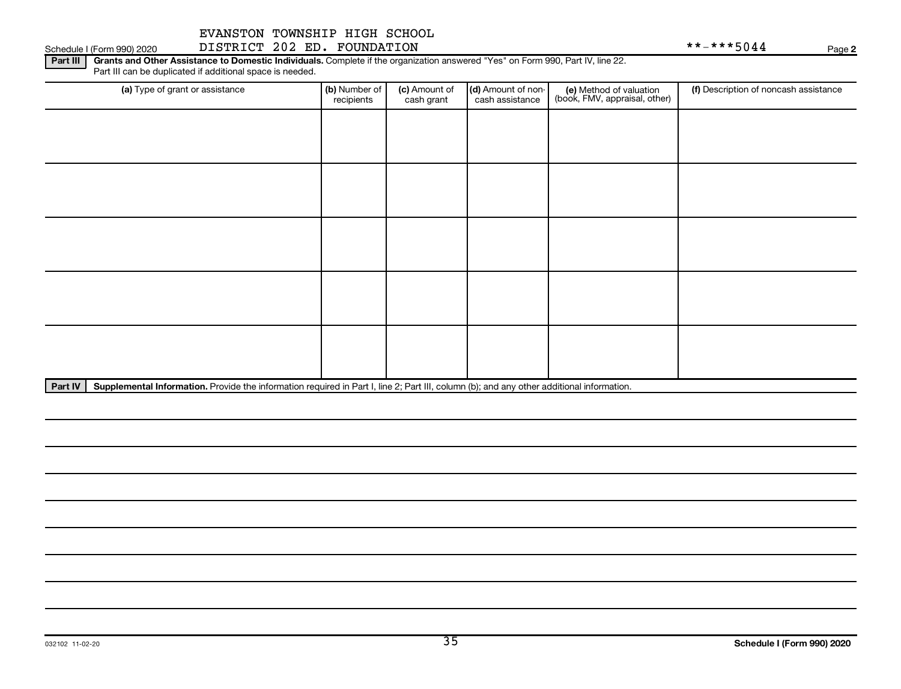EVANSTON TOWNSHIP HIGH SCHOOL
DISTRICT 202 ED. FOUNDATION

Schedule I (Form 990) 2020 **-***5044 Page **2**

**Part III** **Grants and Other Assistance to Domestic Individuals.** Complete if the organization answered "Yes" on Form 990, Part IV, line 22. Part III can be duplicated if additional space is needed.

| (a) Type of grant or assistance | (b) Number of recipients | (c) Amount of cash grant | (d) Amount of non-cash assistance | (e) Method of valuation (book, FMV, appraisal, other) | (f) Description of noncash assistance |
|---|---|---|---|---|---|
| | | | | | |
| | | | | | |
| | | | | | |
| | | | | | |
| | | | | | |

**Part IV** **Supplemental Information.** Provide the information required in Part I, line 2; Part III, column (b); and any other additional information.

032102 11-02-20 **Schedule I (Form 990) 2020**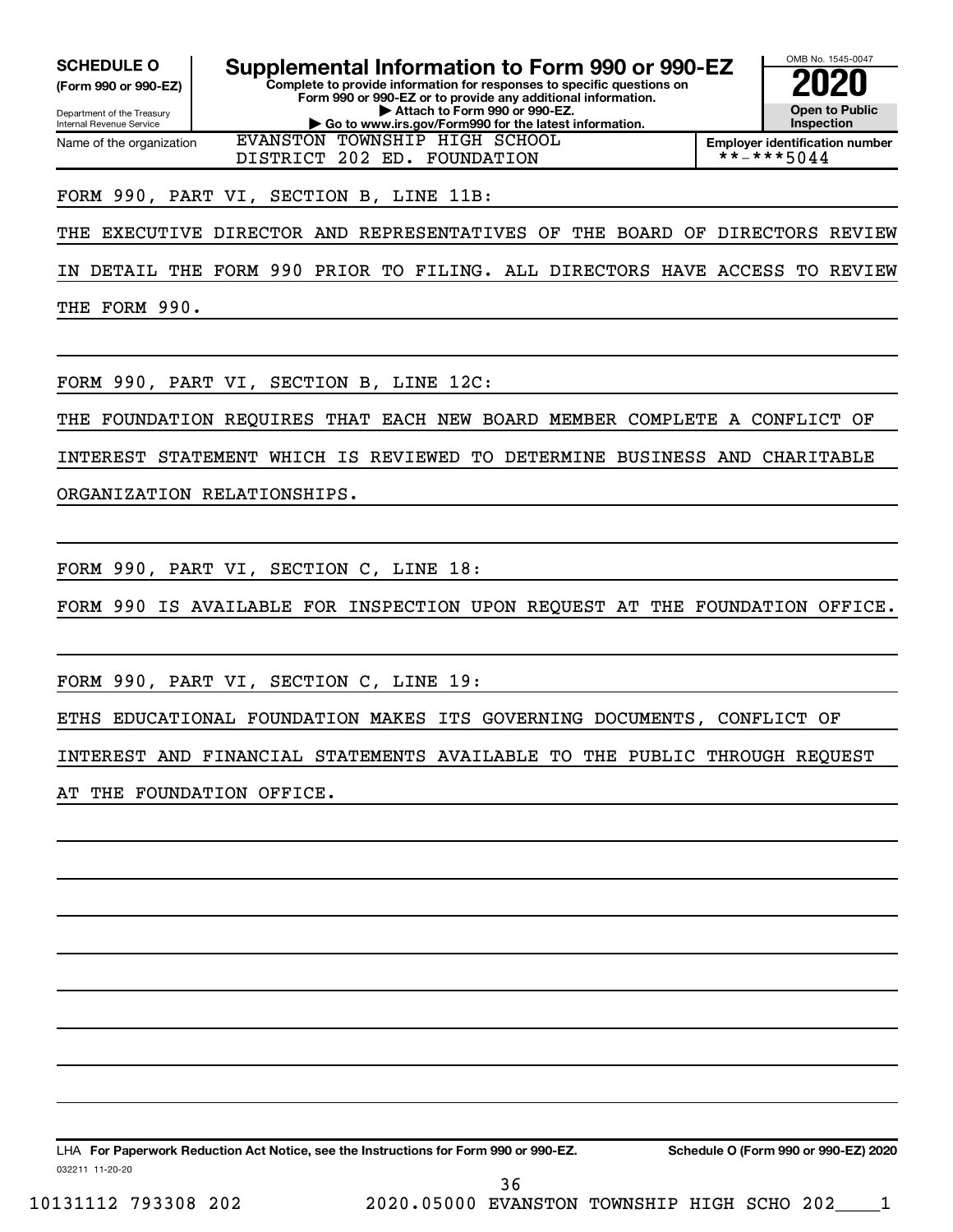**SCHEDULE O**
**(Form 990 or 990-EZ)**

Department of the Treasury
Internal Revenue Service

# Supplemental Information to Form 990 or 990-EZ

**Complete to provide information for responses to specific questions on Form 990 or 990-EZ or to provide any additional information.**
**▶ Attach to Form 990 or 990-EZ.**
**▶ Go to www.irs.gov/Form990 for the latest information.**

OMB No. 1545-0047

**2020**

**Open to Public Inspection**

Name of the organization: EVANSTON TOWNSHIP HIGH SCHOOL DISTRICT 202 ED. FOUNDATION

**Employer identification number**: **-***5044

FORM 990, PART VI, SECTION B, LINE 11B:

THE EXECUTIVE DIRECTOR AND REPRESENTATIVES OF THE BOARD OF DIRECTORS REVIEW IN DETAIL THE FORM 990 PRIOR TO FILING. ALL DIRECTORS HAVE ACCESS TO REVIEW THE FORM 990.

FORM 990, PART VI, SECTION B, LINE 12C:

THE FOUNDATION REQUIRES THAT EACH NEW BOARD MEMBER COMPLETE A CONFLICT OF INTEREST STATEMENT WHICH IS REVIEWED TO DETERMINE BUSINESS AND CHARITABLE ORGANIZATION RELATIONSHIPS.

FORM 990, PART VI, SECTION C, LINE 18:

FORM 990 IS AVAILABLE FOR INSPECTION UPON REQUEST AT THE FOUNDATION OFFICE.

FORM 990, PART VI, SECTION C, LINE 19:

ETHS EDUCATIONAL FOUNDATION MAKES ITS GOVERNING DOCUMENTS, CONFLICT OF INTEREST AND FINANCIAL STATEMENTS AVAILABLE TO THE PUBLIC THROUGH REQUEST AT THE FOUNDATION OFFICE.

032211 11-20-20

LHA **For Paperwork Reduction Act Notice, see the Instructions for Form 990 or 990-EZ.** **Schedule O (Form 990 or 990-EZ) 2020**

10131112 793308 202 2020.05000 EVANSTON TOWNSHIP HIGH SCHO 202____1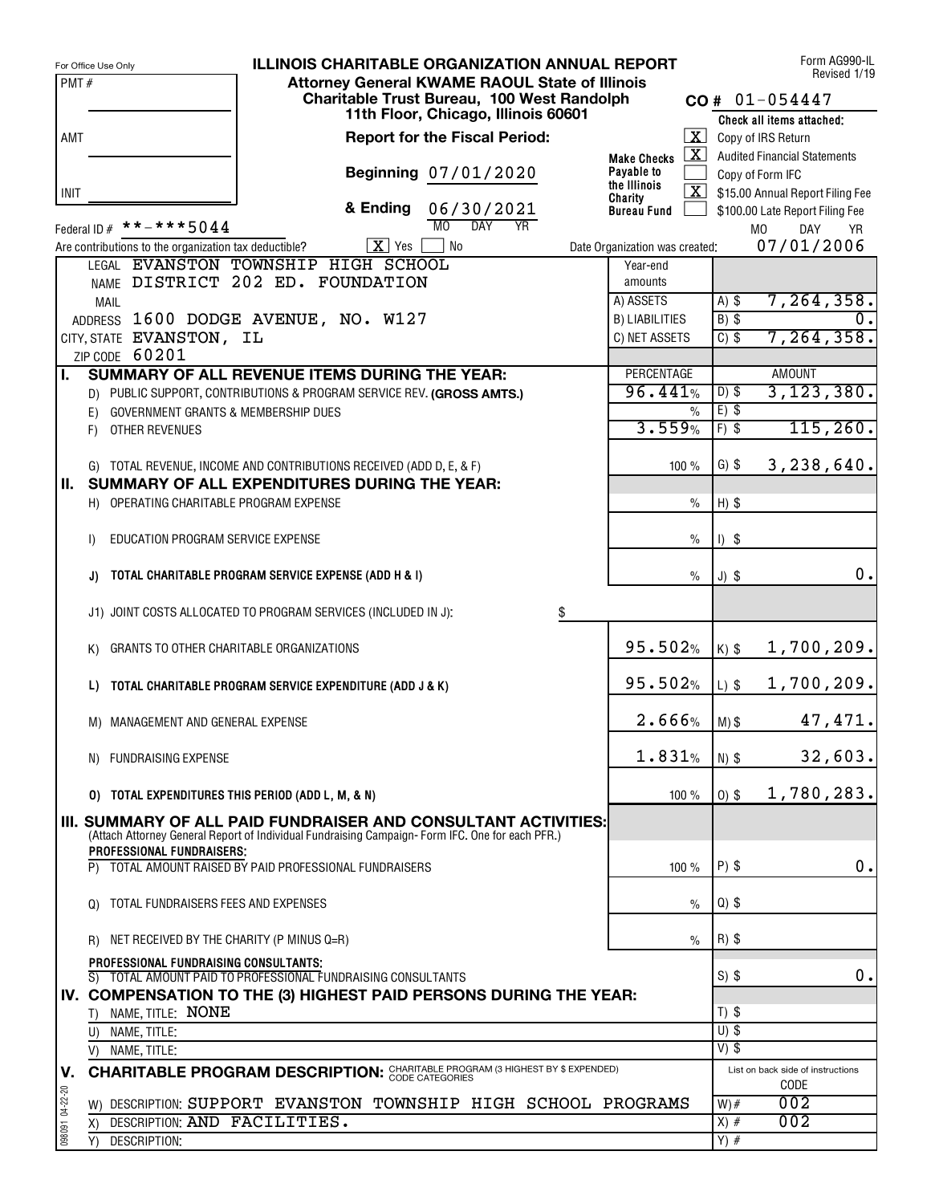For Office Use Only

PMT #

AMT

INIT

# ILLINOIS CHARITABLE ORGANIZATION ANNUAL REPORT

**Attorney General KWAME RAOUL State of Illinois**
**Charitable Trust Bureau, 100 West Randolph**
**11th Floor, Chicago, Illinois 60601**

Form AG990-IL
Revised 1/19

**CO #** 01-054447

**Report for the Fiscal Period:**

**Beginning** 07/01/2020

**& Ending** 06/30/2021 (MO DAY YR)

**Make Checks Payable to the Illinois Charity Bureau Fund**

**Check all items attached:**

- [X] Copy of IRS Return
- [X] Audited Financial Statements
- [ ] Copy of Form IFC
- [X] $15.00 Annual Report Filing Fee
- [ ] $100.00 Late Report Filing Fee

Federal ID # **-***5044

Are contributions to the organization tax deductible? [X] Yes [ ] No

Date Organization was created: 07/01/2006 (MO DAY YR)

LEGAL NAME: EVANSTON TOWNSHIP HIGH SCHOOL DISTRICT 202 ED. FOUNDATION

MAIL ADDRESS: 1600 DODGE AVENUE, NO. W127

CITY, STATE: EVANSTON, IL

ZIP CODE: 60201

| Year-end amounts | | |
|---|---|---|
| A) ASSETS | A) $ | 7,264,358. |
| B) LIABILITIES | B) $ | 0. |
| C) NET ASSETS | C) $ | 7,264,358. |

| | PERCENTAGE | AMOUNT |
|---|---|---|
| **I. SUMMARY OF ALL REVENUE ITEMS DURING THE YEAR:** | | |
| D) PUBLIC SUPPORT, CONTRIBUTIONS & PROGRAM SERVICE REV. **(GROSS AMTS.)** | 96.441% | D) $ 3,123,380. |
| E) GOVERNMENT GRANTS & MEMBERSHIP DUES | % | E) $ |
| F) OTHER REVENUES | 3.559% | F) $ 115,260. |
| G) TOTAL REVENUE, INCOME AND CONTRIBUTIONS RECEIVED (ADD D, E, & F) | 100 % | G) $ 3,238,640. |
| **II. SUMMARY OF ALL EXPENDITURES DURING THE YEAR:** | | |
| H) OPERATING CHARITABLE PROGRAM EXPENSE | % | H) $ |
| I) EDUCATION PROGRAM SERVICE EXPENSE | % | I) $ |
| **J) TOTAL CHARITABLE PROGRAM SERVICE EXPENSE (ADD H & I)** | % | J) $ 0. |
| J1) JOINT COSTS ALLOCATED TO PROGRAM SERVICES (INCLUDED IN J): $ | | |
| K) GRANTS TO OTHER CHARITABLE ORGANIZATIONS | 95.502% | K) $ 1,700,209. |
| **L) TOTAL CHARITABLE PROGRAM SERVICE EXPENDITURE (ADD J & K)** | 95.502% | L) $ 1,700,209. |
| M) MANAGEMENT AND GENERAL EXPENSE | 2.666% | M) $ 47,471. |
| N) FUNDRAISING EXPENSE | 1.831% | N) $ 32,603. |
| **O) TOTAL EXPENDITURES THIS PERIOD (ADD L, M, & N)** | 100 % | O) $ 1,780,283. |
| **III. SUMMARY OF ALL PAID FUNDRAISER AND CONSULTANT ACTIVITIES:** (Attach Attorney General Report of Individual Fundraising Campaign- Form IFC. One for each PFR.) | | |
| **PROFESSIONAL FUNDRAISERS:** | | |
| P) TOTAL AMOUNT RAISED BY PAID PROFESSIONAL FUNDRAISERS | 100 % | P) $ 0. |
| Q) TOTAL FUNDRAISERS FEES AND EXPENSES | % | Q) $ |
| R) NET RECEIVED BY THE CHARITY (P MINUS Q=R) | % | R) $ |
| **PROFESSIONAL FUNDRAISING CONSULTANTS:** | | |
| S) TOTAL AMOUNT PAID TO PROFESSIONAL FUNDRAISING CONSULTANTS | | S) $ 0. |
| **IV. COMPENSATION TO THE (3) HIGHEST PAID PERSONS DURING THE YEAR:** | | |
| T) NAME, TITLE: NONE | | T) $ |
| U) NAME, TITLE: | | U) $ |
| V) NAME, TITLE: | | V) $ |

**V. CHARITABLE PROGRAM DESCRIPTION:** CHARITABLE PROGRAM (3 HIGHEST BY $ EXPENDED) CODE CATEGORIES

| | List on back side of instructions CODE |
|---|---|
| W) DESCRIPTION: SUPPORT EVANSTON TOWNSHIP HIGH SCHOOL PROGRAMS | W) # 002 |
| X) DESCRIPTION: AND FACILITIES. | X) # 002 |
| Y) DESCRIPTION: | Y) # |

098091 04-22-20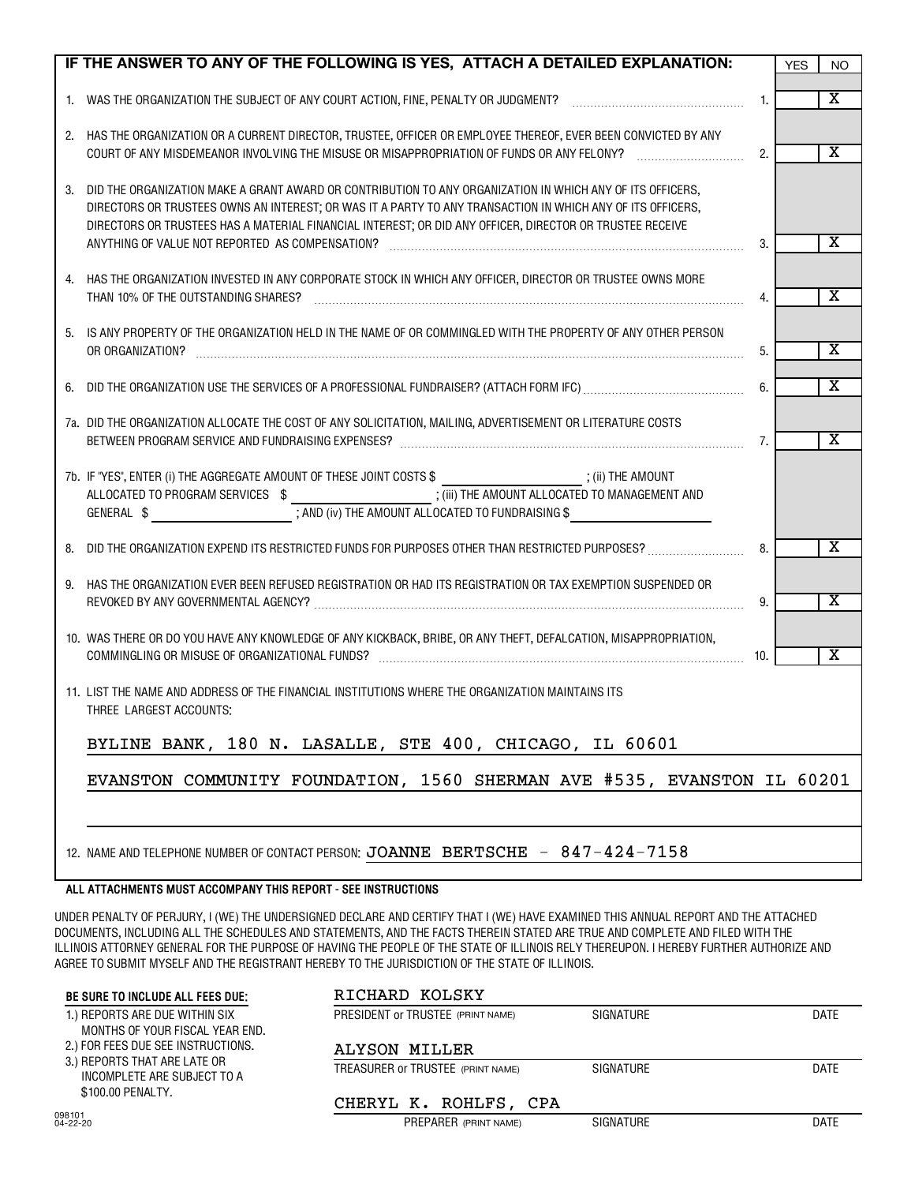| IF THE ANSWER TO ANY OF THE FOLLOWING IS YES, ATTACH A DETAILED EXPLANATION: | | YES | NO |
|---|---|---|---|
| 1. WAS THE ORGANIZATION THE SUBJECT OF ANY COURT ACTION, FINE, PENALTY OR JUDGMENT? | 1. | | X |
| 2. HAS THE ORGANIZATION OR A CURRENT DIRECTOR, TRUSTEE, OFFICER OR EMPLOYEE THEREOF, EVER BEEN CONVICTED BY ANY COURT OF ANY MISDEMEANOR INVOLVING THE MISUSE OR MISAPPROPRIATION OF FUNDS OR ANY FELONY? | 2. | | X |
| 3. DID THE ORGANIZATION MAKE A GRANT AWARD OR CONTRIBUTION TO ANY ORGANIZATION IN WHICH ANY OF ITS OFFICERS, DIRECTORS OR TRUSTEES OWNS AN INTEREST; OR WAS IT A PARTY TO ANY TRANSACTION IN WHICH ANY OF ITS OFFICERS, DIRECTORS OR TRUSTEES HAS A MATERIAL FINANCIAL INTEREST; OR DID ANY OFFICER, DIRECTOR OR TRUSTEE RECEIVE ANYTHING OF VALUE NOT REPORTED AS COMPENSATION? | 3. | | X |
| 4. HAS THE ORGANIZATION INVESTED IN ANY CORPORATE STOCK IN WHICH ANY OFFICER, DIRECTOR OR TRUSTEE OWNS MORE THAN 10% OF THE OUTSTANDING SHARES? | 4. | | X |
| 5. IS ANY PROPERTY OF THE ORGANIZATION HELD IN THE NAME OF OR COMMINGLED WITH THE PROPERTY OF ANY OTHER PERSON OR ORGANIZATION? | 5. | | X |
| 6. DID THE ORGANIZATION USE THE SERVICES OF A PROFESSIONAL FUNDRAISER? (ATTACH FORM IFC) | 6. | | X |
| 7a. DID THE ORGANIZATION ALLOCATE THE COST OF ANY SOLICITATION, MAILING, ADVERTISEMENT OR LITERATURE COSTS BETWEEN PROGRAM SERVICE AND FUNDRAISING EXPENSES? | 7. | | X |
| 7b. IF "YES", ENTER (i) THE AGGREGATE AMOUNT OF THESE JOINT COSTS $ ______ ; (ii) THE AMOUNT ALLOCATED TO PROGRAM SERVICES $ ______ ; (iii) THE AMOUNT ALLOCATED TO MANAGEMENT AND GENERAL $ ______ ; AND (iv) THE AMOUNT ALLOCATED TO FUNDRAISING $ ______ | | | |
| 8. DID THE ORGANIZATION EXPEND ITS RESTRICTED FUNDS FOR PURPOSES OTHER THAN RESTRICTED PURPOSES? | 8. | | X |
| 9. HAS THE ORGANIZATION EVER BEEN REFUSED REGISTRATION OR HAD ITS REGISTRATION OR TAX EXEMPTION SUSPENDED OR REVOKED BY ANY GOVERNMENTAL AGENCY? | 9. | | X |
| 10. WAS THERE OR DO YOU HAVE ANY KNOWLEDGE OF ANY KICKBACK, BRIBE, OR ANY THEFT, DEFALCATION, MISAPPROPRIATION, COMMINGLING OR MISUSE OF ORGANIZATIONAL FUNDS? | 10. | | X |

11. LIST THE NAME AND ADDRESS OF THE FINANCIAL INSTITUTIONS WHERE THE ORGANIZATION MAINTAINS ITS THREE LARGEST ACCOUNTS:

BYLINE BANK, 180 N. LASALLE, STE 400, CHICAGO, IL 60601

EVANSTON COMMUNITY FOUNDATION, 1560 SHERMAN AVE #535, EVANSTON IL 60201

12. NAME AND TELEPHONE NUMBER OF CONTACT PERSON: JOANNE BERTSCHE - 847-424-7158

**ALL ATTACHMENTS MUST ACCOMPANY THIS REPORT - SEE INSTRUCTIONS**

UNDER PENALTY OF PERJURY, I (WE) THE UNDERSIGNED DECLARE AND CERTIFY THAT I (WE) HAVE EXAMINED THIS ANNUAL REPORT AND THE ATTACHED DOCUMENTS, INCLUDING ALL THE SCHEDULES AND STATEMENTS, AND THE FACTS THEREIN STATED ARE TRUE AND COMPLETE AND FILED WITH THE ILLINOIS ATTORNEY GENERAL FOR THE PURPOSE OF HAVING THE PEOPLE OF THE STATE OF ILLINOIS RELY THEREUPON. I HEREBY FURTHER AUTHORIZE AND AGREE TO SUBMIT MYSELF AND THE REGISTRANT HEREBY TO THE JURISDICTION OF THE STATE OF ILLINOIS.

**BE SURE TO INCLUDE ALL FEES DUE:**

1.) REPORTS ARE DUE WITHIN SIX MONTHS OF YOUR FISCAL YEAR END.
2.) FOR FEES DUE SEE INSTRUCTIONS.
3.) REPORTS THAT ARE LATE OR INCOMPLETE ARE SUBJECT TO A $100.00 PENALTY.

| | | |
|---|---|---|
| RICHARD KOLSKY | | |
| PRESIDENT or TRUSTEE (PRINT NAME) | SIGNATURE | DATE |
| ALYSON MILLER | | |
| TREASURER or TRUSTEE (PRINT NAME) | SIGNATURE | DATE |
| CHERYL K. ROHLFS, CPA | | |
| PREPARER (PRINT NAME) | SIGNATURE | DATE |

098101
04-22-20